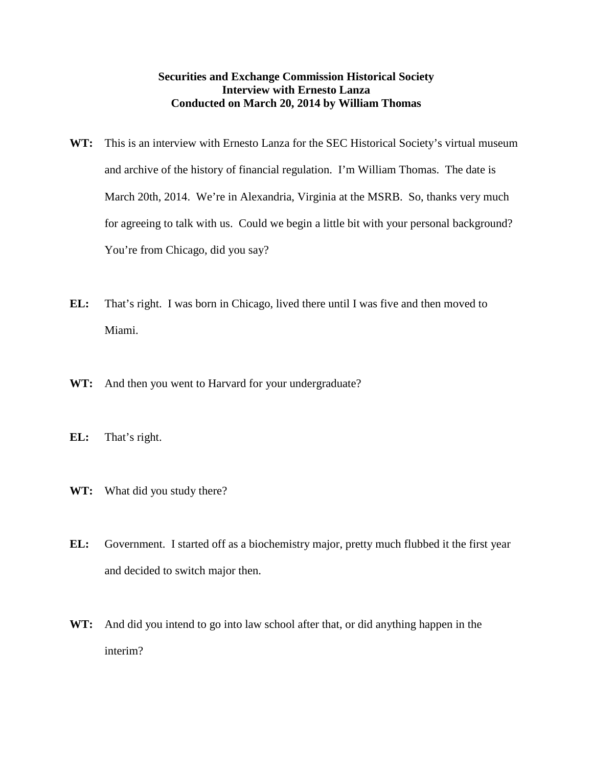**Securities and Exchange Commission Historical Society**
**Interview with Ernesto Lanza**
**Conducted on March 20, 2014 by William Thomas**

**WT:** This is an interview with Ernesto Lanza for the SEC Historical Society's virtual museum and archive of the history of financial regulation. I'm William Thomas. The date is March 20th, 2014. We're in Alexandria, Virginia at the MSRB. So, thanks very much for agreeing to talk with us. Could we begin a little bit with your personal background? You're from Chicago, did you say?

**EL:** That's right. I was born in Chicago, lived there until I was five and then moved to Miami.

**WT:** And then you went to Harvard for your undergraduate?

**EL:** That's right.

**WT:** What did you study there?

**EL:** Government. I started off as a biochemistry major, pretty much flubbed it the first year and decided to switch major then.

**WT:** And did you intend to go into law school after that, or did anything happen in the interim?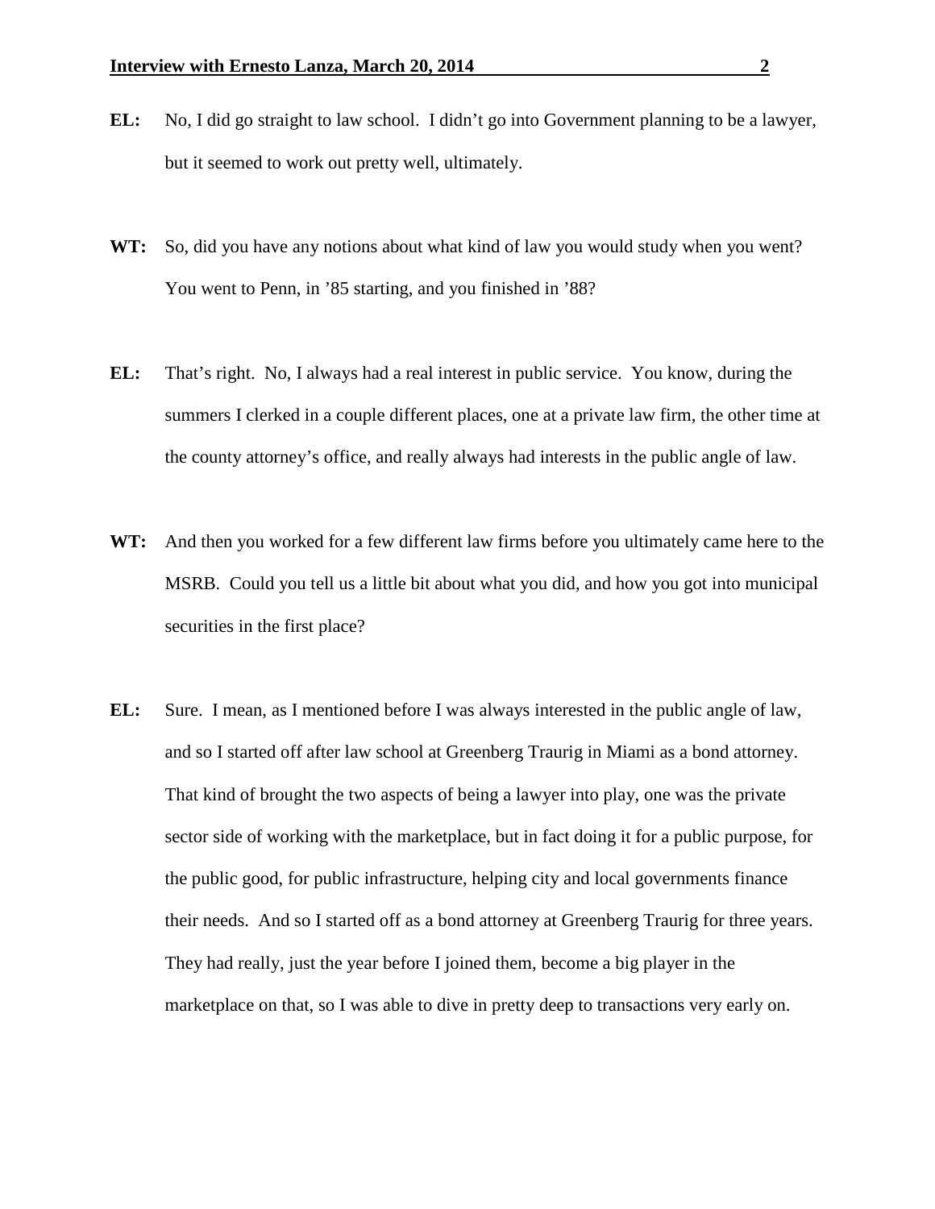**EL:** No, I did go straight to law school. I didn't go into Government planning to be a lawyer, but it seemed to work out pretty well, ultimately.

**WT:** So, did you have any notions about what kind of law you would study when you went? You went to Penn, in '85 starting, and you finished in '88?

**EL:** That's right. No, I always had a real interest in public service. You know, during the summers I clerked in a couple different places, one at a private law firm, the other time at the county attorney's office, and really always had interests in the public angle of law.

**WT:** And then you worked for a few different law firms before you ultimately came here to the MSRB. Could you tell us a little bit about what you did, and how you got into municipal securities in the first place?

**EL:** Sure. I mean, as I mentioned before I was always interested in the public angle of law, and so I started off after law school at Greenberg Traurig in Miami as a bond attorney. That kind of brought the two aspects of being a lawyer into play, one was the private sector side of working with the marketplace, but in fact doing it for a public purpose, for the public good, for public infrastructure, helping city and local governments finance their needs. And so I started off as a bond attorney at Greenberg Traurig for three years. They had really, just the year before I joined them, become a big player in the marketplace on that, so I was able to dive in pretty deep to transactions very early on.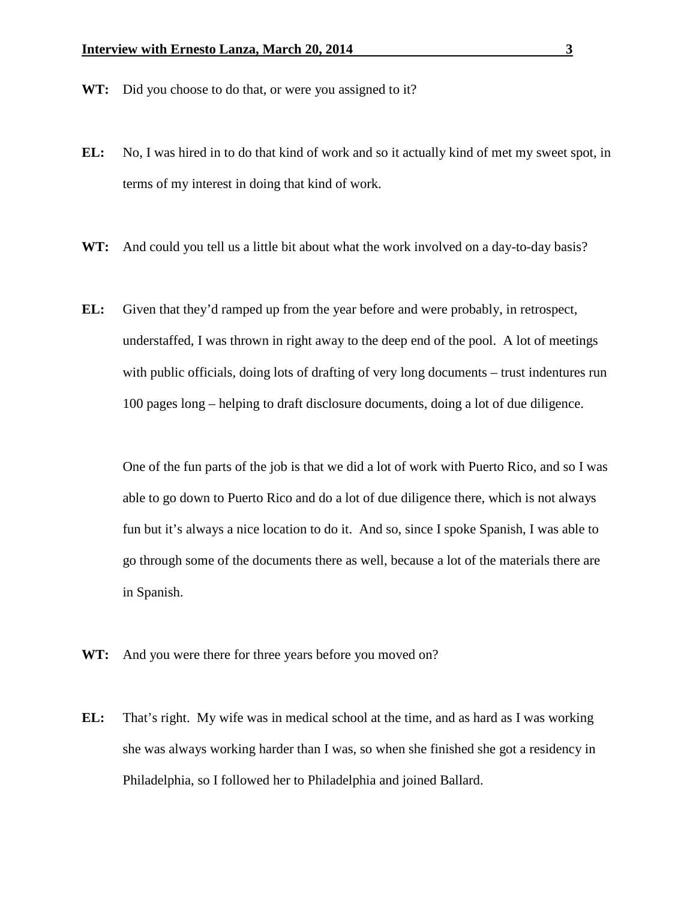**WT:** Did you choose to do that, or were you assigned to it?

**EL:** No, I was hired in to do that kind of work and so it actually kind of met my sweet spot, in terms of my interest in doing that kind of work.

**WT:** And could you tell us a little bit about what the work involved on a day-to-day basis?

**EL:** Given that they'd ramped up from the year before and were probably, in retrospect, understaffed, I was thrown in right away to the deep end of the pool. A lot of meetings with public officials, doing lots of drafting of very long documents – trust indentures run 100 pages long – helping to draft disclosure documents, doing a lot of due diligence.

One of the fun parts of the job is that we did a lot of work with Puerto Rico, and so I was able to go down to Puerto Rico and do a lot of due diligence there, which is not always fun but it's always a nice location to do it. And so, since I spoke Spanish, I was able to go through some of the documents there as well, because a lot of the materials there are in Spanish.

**WT:** And you were there for three years before you moved on?

**EL:** That's right. My wife was in medical school at the time, and as hard as I was working she was always working harder than I was, so when she finished she got a residency in Philadelphia, so I followed her to Philadelphia and joined Ballard.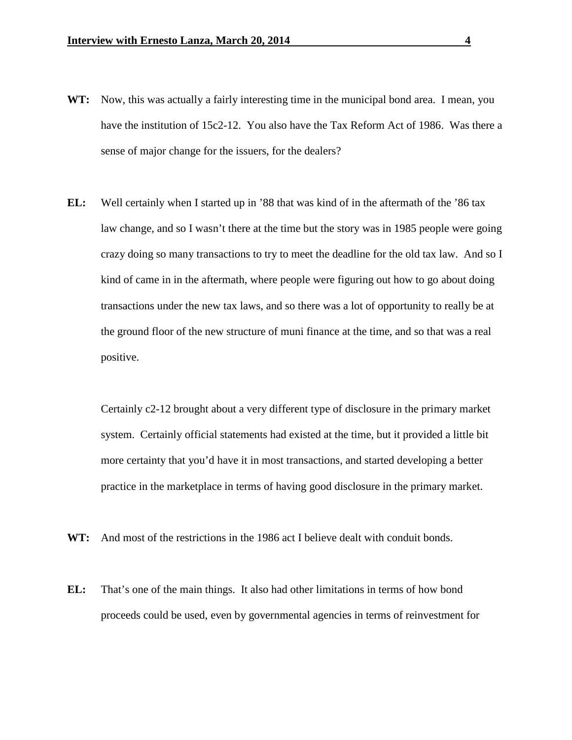**WT:** Now, this was actually a fairly interesting time in the municipal bond area. I mean, you have the institution of 15c2-12. You also have the Tax Reform Act of 1986. Was there a sense of major change for the issuers, for the dealers?

**EL:** Well certainly when I started up in '88 that was kind of in the aftermath of the '86 tax law change, and so I wasn't there at the time but the story was in 1985 people were going crazy doing so many transactions to try to meet the deadline for the old tax law. And so I kind of came in in the aftermath, where people were figuring out how to go about doing transactions under the new tax laws, and so there was a lot of opportunity to really be at the ground floor of the new structure of muni finance at the time, and so that was a real positive.

Certainly c2-12 brought about a very different type of disclosure in the primary market system. Certainly official statements had existed at the time, but it provided a little bit more certainty that you'd have it in most transactions, and started developing a better practice in the marketplace in terms of having good disclosure in the primary market.

**WT:** And most of the restrictions in the 1986 act I believe dealt with conduit bonds.

**EL:** That's one of the main things. It also had other limitations in terms of how bond proceeds could be used, even by governmental agencies in terms of reinvestment for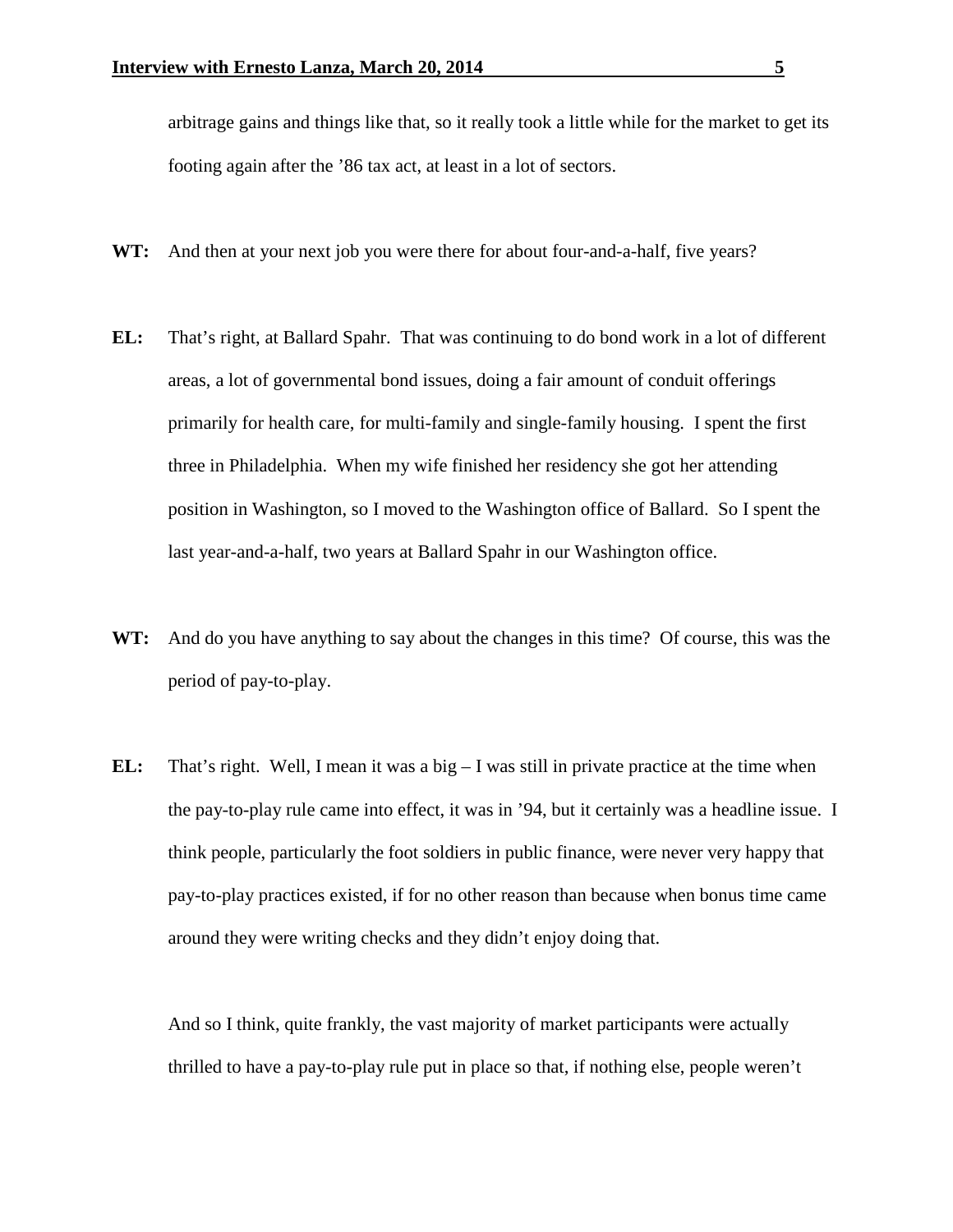arbitrage gains and things like that, so it really took a little while for the market to get its footing again after the '86 tax act, at least in a lot of sectors.

**WT:** And then at your next job you were there for about four-and-a-half, five years?

**EL:** That's right, at Ballard Spahr. That was continuing to do bond work in a lot of different areas, a lot of governmental bond issues, doing a fair amount of conduit offerings primarily for health care, for multi-family and single-family housing. I spent the first three in Philadelphia. When my wife finished her residency she got her attending position in Washington, so I moved to the Washington office of Ballard. So I spent the last year-and-a-half, two years at Ballard Spahr in our Washington office.

**WT:** And do you have anything to say about the changes in this time? Of course, this was the period of pay-to-play.

**EL:** That's right. Well, I mean it was a big – I was still in private practice at the time when the pay-to-play rule came into effect, it was in '94, but it certainly was a headline issue. I think people, particularly the foot soldiers in public finance, were never very happy that pay-to-play practices existed, if for no other reason than because when bonus time came around they were writing checks and they didn't enjoy doing that.

And so I think, quite frankly, the vast majority of market participants were actually thrilled to have a pay-to-play rule put in place so that, if nothing else, people weren't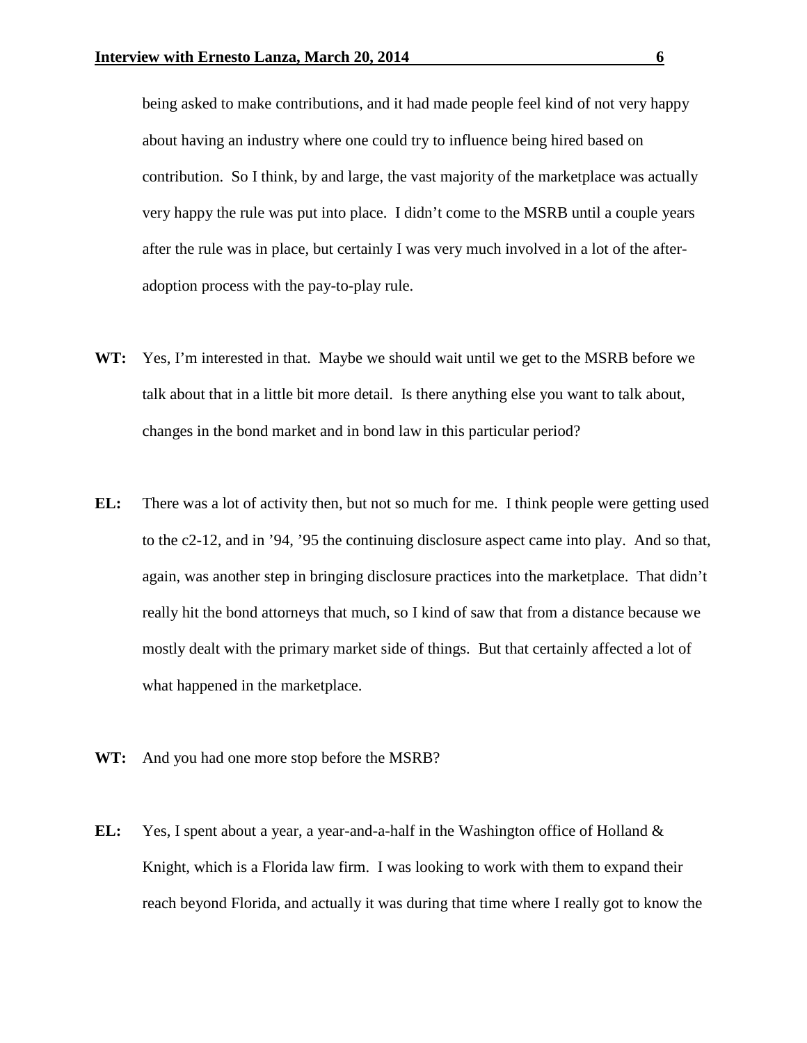being asked to make contributions, and it had made people feel kind of not very happy about having an industry where one could try to influence being hired based on contribution. So I think, by and large, the vast majority of the marketplace was actually very happy the rule was put into place. I didn't come to the MSRB until a couple years after the rule was in place, but certainly I was very much involved in a lot of the after-adoption process with the pay-to-play rule.

**WT:** Yes, I'm interested in that. Maybe we should wait until we get to the MSRB before we talk about that in a little bit more detail. Is there anything else you want to talk about, changes in the bond market and in bond law in this particular period?

**EL:** There was a lot of activity then, but not so much for me. I think people were getting used to the c2-12, and in '94, '95 the continuing disclosure aspect came into play. And so that, again, was another step in bringing disclosure practices into the marketplace. That didn't really hit the bond attorneys that much, so I kind of saw that from a distance because we mostly dealt with the primary market side of things. But that certainly affected a lot of what happened in the marketplace.

**WT:** And you had one more stop before the MSRB?

**EL:** Yes, I spent about a year, a year-and-a-half in the Washington office of Holland & Knight, which is a Florida law firm. I was looking to work with them to expand their reach beyond Florida, and actually it was during that time where I really got to know the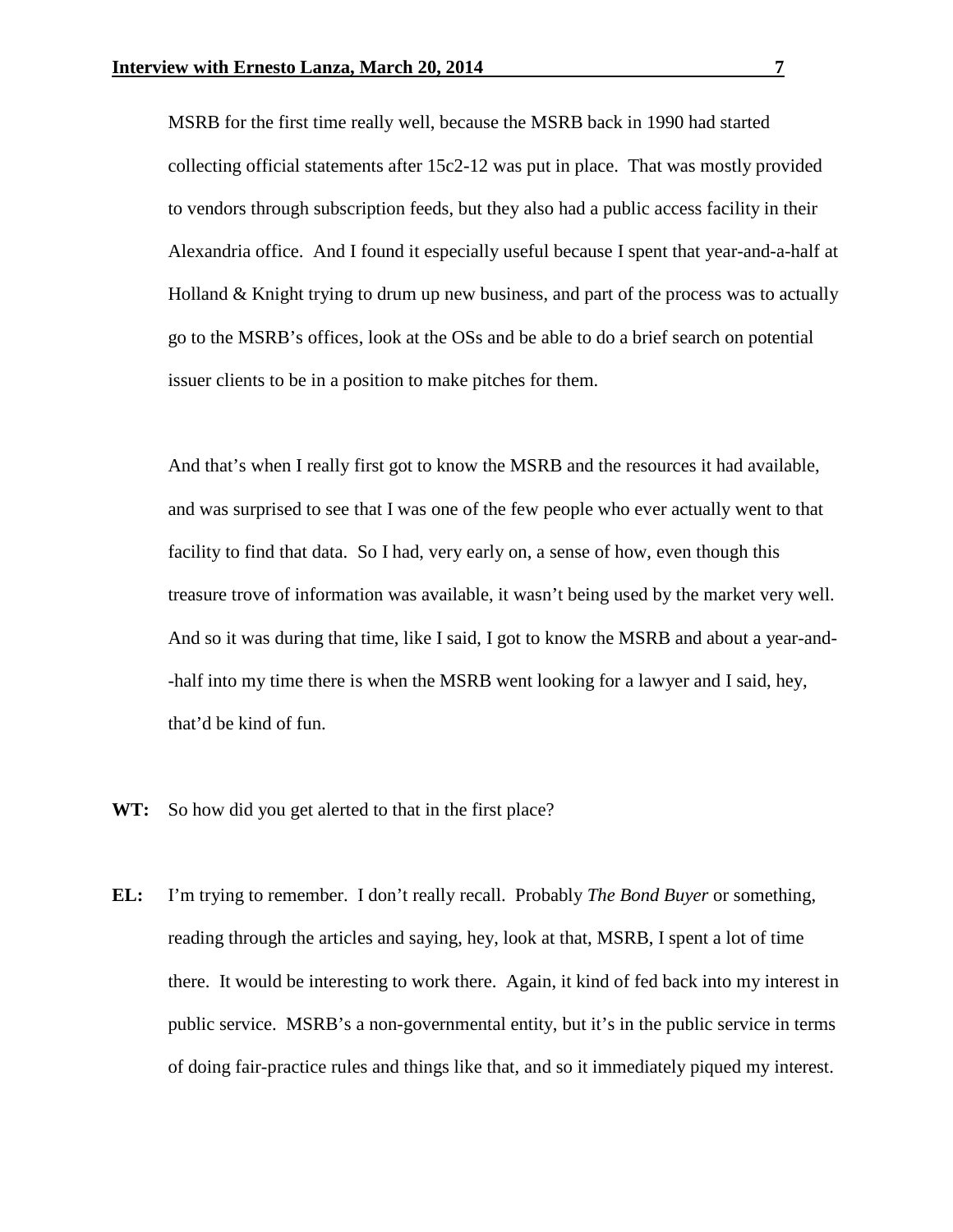MSRB for the first time really well, because the MSRB back in 1990 had started collecting official statements after 15c2-12 was put in place. That was mostly provided to vendors through subscription feeds, but they also had a public access facility in their Alexandria office. And I found it especially useful because I spent that year-and-a-half at Holland & Knight trying to drum up new business, and part of the process was to actually go to the MSRB's offices, look at the OSs and be able to do a brief search on potential issuer clients to be in a position to make pitches for them.

And that's when I really first got to know the MSRB and the resources it had available, and was surprised to see that I was one of the few people who ever actually went to that facility to find that data. So I had, very early on, a sense of how, even though this treasure trove of information was available, it wasn't being used by the market very well. And so it was during that time, like I said, I got to know the MSRB and about a year-and--half into my time there is when the MSRB went looking for a lawyer and I said, hey, that'd be kind of fun.

**WT:** So how did you get alerted to that in the first place?

**EL:** I'm trying to remember. I don't really recall. Probably *The Bond Buyer* or something, reading through the articles and saying, hey, look at that, MSRB, I spent a lot of time there. It would be interesting to work there. Again, it kind of fed back into my interest in public service. MSRB's a non-governmental entity, but it's in the public service in terms of doing fair-practice rules and things like that, and so it immediately piqued my interest.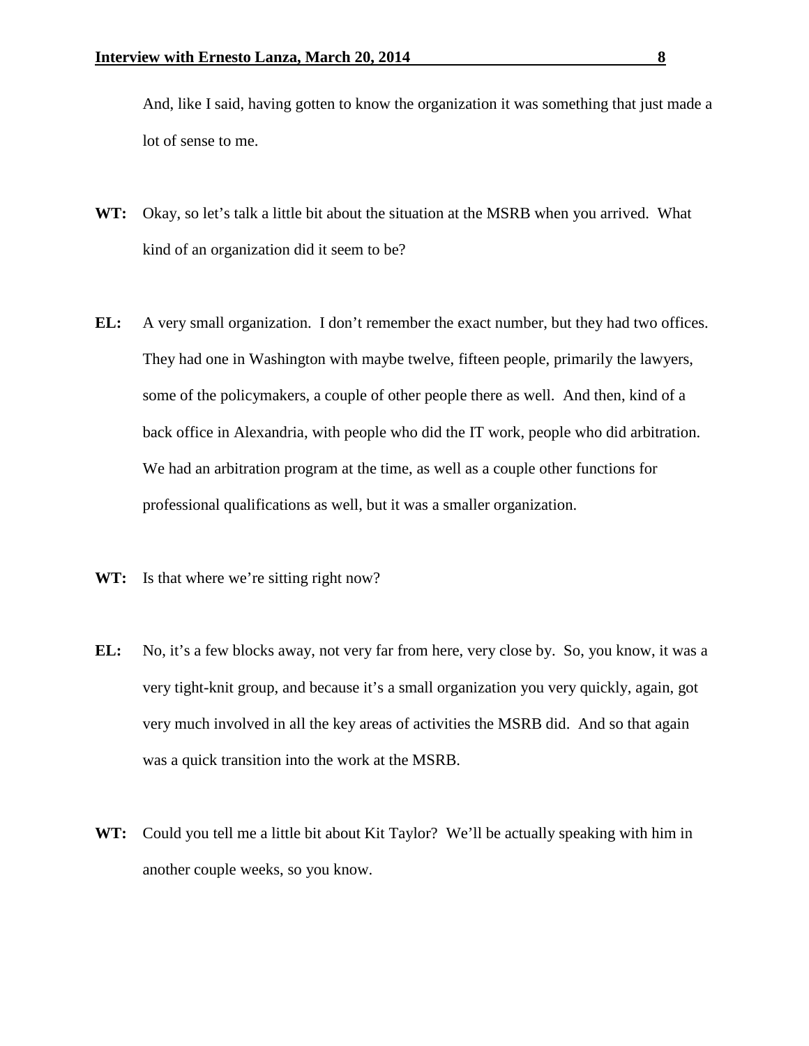And, like I said, having gotten to know the organization it was something that just made a lot of sense to me.

**WT:** Okay, so let's talk a little bit about the situation at the MSRB when you arrived. What kind of an organization did it seem to be?

**EL:** A very small organization. I don't remember the exact number, but they had two offices. They had one in Washington with maybe twelve, fifteen people, primarily the lawyers, some of the policymakers, a couple of other people there as well. And then, kind of a back office in Alexandria, with people who did the IT work, people who did arbitration. We had an arbitration program at the time, as well as a couple other functions for professional qualifications as well, but it was a smaller organization.

**WT:** Is that where we're sitting right now?

**EL:** No, it's a few blocks away, not very far from here, very close by. So, you know, it was a very tight-knit group, and because it's a small organization you very quickly, again, got very much involved in all the key areas of activities the MSRB did. And so that again was a quick transition into the work at the MSRB.

**WT:** Could you tell me a little bit about Kit Taylor? We'll be actually speaking with him in another couple weeks, so you know.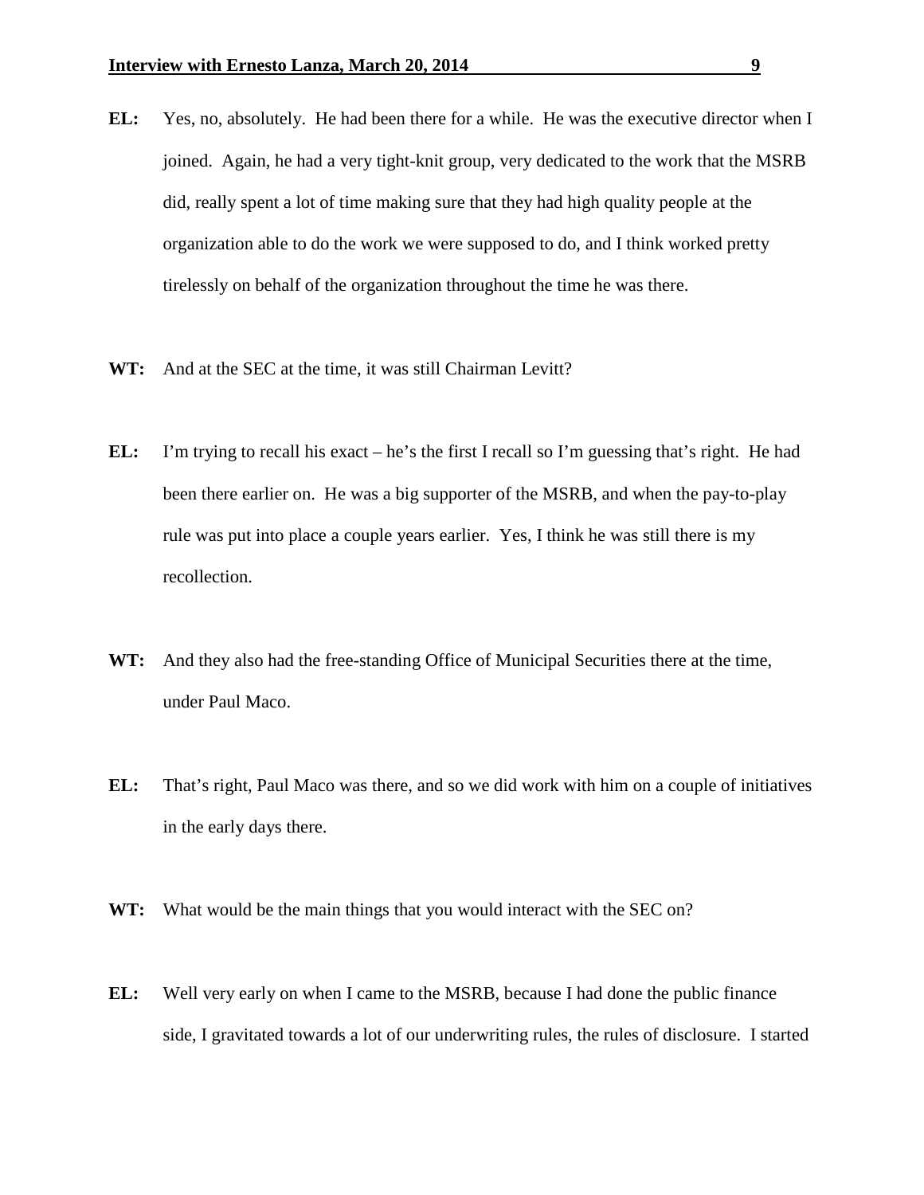**EL:** Yes, no, absolutely. He had been there for a while. He was the executive director when I joined. Again, he had a very tight-knit group, very dedicated to the work that the MSRB did, really spent a lot of time making sure that they had high quality people at the organization able to do the work we were supposed to do, and I think worked pretty tirelessly on behalf of the organization throughout the time he was there.

**WT:** And at the SEC at the time, it was still Chairman Levitt?

**EL:** I'm trying to recall his exact – he's the first I recall so I'm guessing that's right. He had been there earlier on. He was a big supporter of the MSRB, and when the pay-to-play rule was put into place a couple years earlier. Yes, I think he was still there is my recollection.

**WT:** And they also had the free-standing Office of Municipal Securities there at the time, under Paul Maco.

**EL:** That's right, Paul Maco was there, and so we did work with him on a couple of initiatives in the early days there.

**WT:** What would be the main things that you would interact with the SEC on?

**EL:** Well very early on when I came to the MSRB, because I had done the public finance side, I gravitated towards a lot of our underwriting rules, the rules of disclosure. I started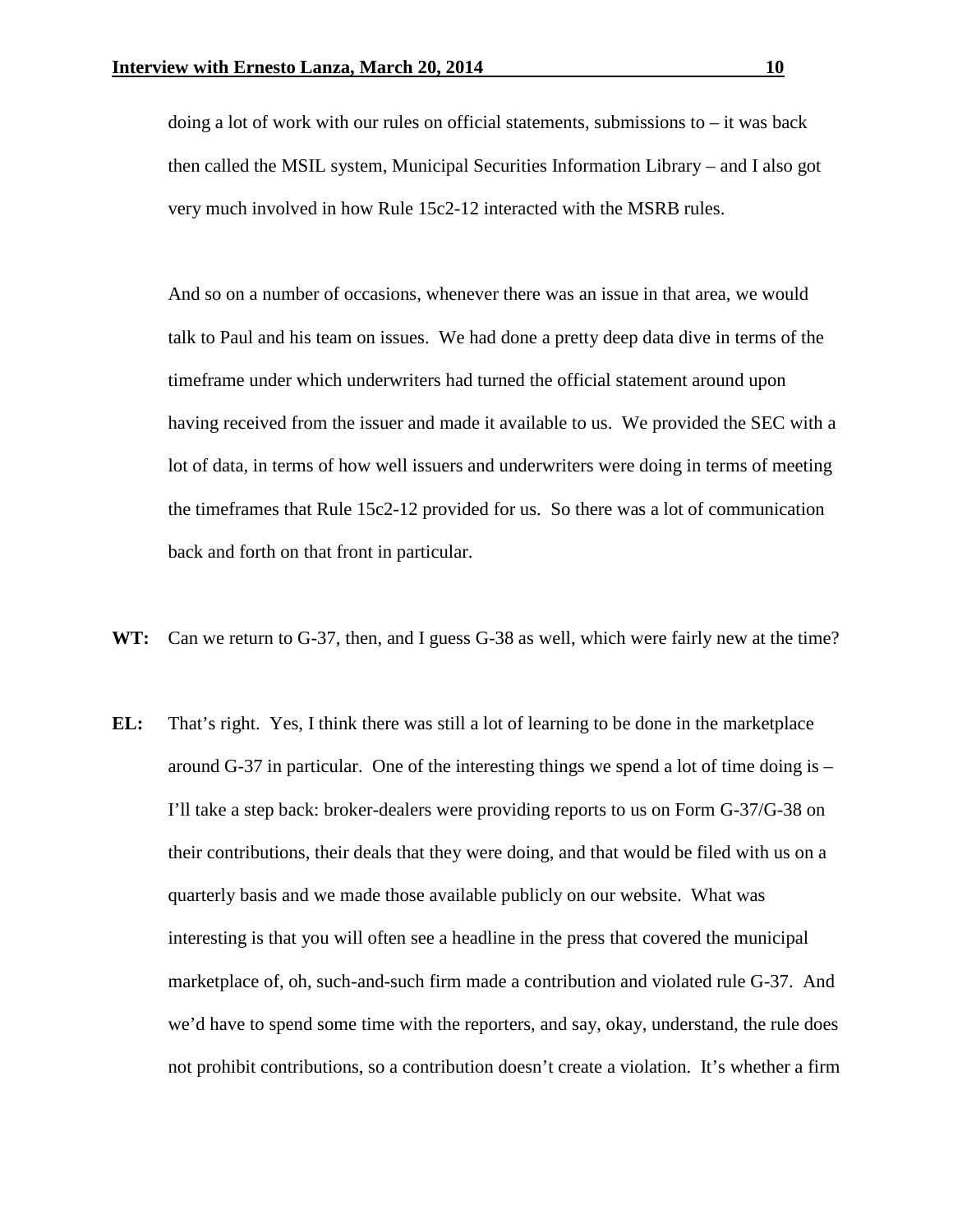doing a lot of work with our rules on official statements, submissions to – it was back then called the MSIL system, Municipal Securities Information Library – and I also got very much involved in how Rule 15c2-12 interacted with the MSRB rules.

And so on a number of occasions, whenever there was an issue in that area, we would talk to Paul and his team on issues. We had done a pretty deep data dive in terms of the timeframe under which underwriters had turned the official statement around upon having received from the issuer and made it available to us. We provided the SEC with a lot of data, in terms of how well issuers and underwriters were doing in terms of meeting the timeframes that Rule 15c2-12 provided for us. So there was a lot of communication back and forth on that front in particular.

**WT:** Can we return to G-37, then, and I guess G-38 as well, which were fairly new at the time?

**EL:** That's right. Yes, I think there was still a lot of learning to be done in the marketplace around G-37 in particular. One of the interesting things we spend a lot of time doing is – I'll take a step back: broker-dealers were providing reports to us on Form G-37/G-38 on their contributions, their deals that they were doing, and that would be filed with us on a quarterly basis and we made those available publicly on our website. What was interesting is that you will often see a headline in the press that covered the municipal marketplace of, oh, such-and-such firm made a contribution and violated rule G-37. And we'd have to spend some time with the reporters, and say, okay, understand, the rule does not prohibit contributions, so a contribution doesn't create a violation. It's whether a firm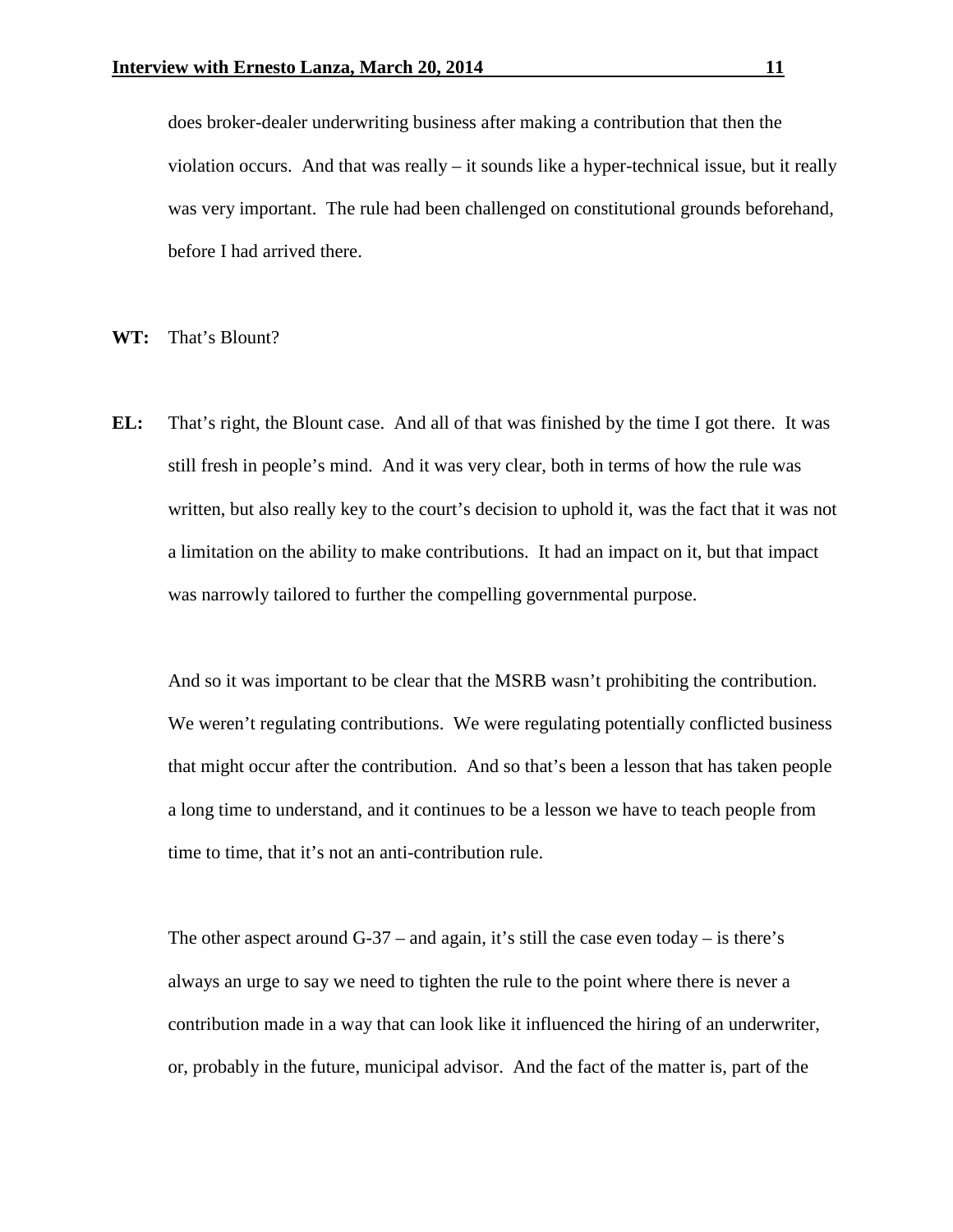does broker-dealer underwriting business after making a contribution that then the violation occurs. And that was really – it sounds like a hyper-technical issue, but it really was very important. The rule had been challenged on constitutional grounds beforehand, before I had arrived there.

**WT:** That's Blount?

**EL:** That's right, the Blount case. And all of that was finished by the time I got there. It was still fresh in people's mind. And it was very clear, both in terms of how the rule was written, but also really key to the court's decision to uphold it, was the fact that it was not a limitation on the ability to make contributions. It had an impact on it, but that impact was narrowly tailored to further the compelling governmental purpose.

And so it was important to be clear that the MSRB wasn't prohibiting the contribution. We weren't regulating contributions. We were regulating potentially conflicted business that might occur after the contribution. And so that's been a lesson that has taken people a long time to understand, and it continues to be a lesson we have to teach people from time to time, that it's not an anti-contribution rule.

The other aspect around G-37 – and again, it's still the case even today – is there's always an urge to say we need to tighten the rule to the point where there is never a contribution made in a way that can look like it influenced the hiring of an underwriter, or, probably in the future, municipal advisor. And the fact of the matter is, part of the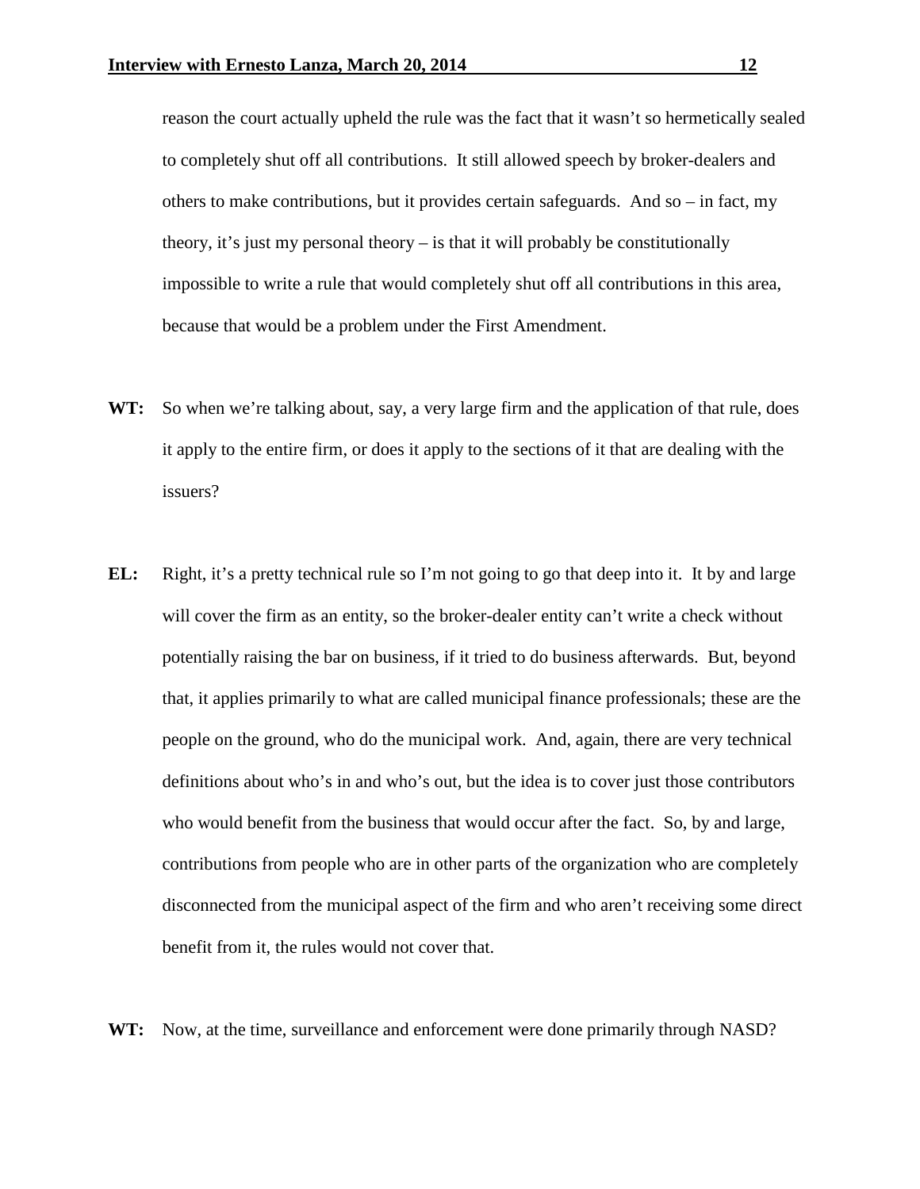reason the court actually upheld the rule was the fact that it wasn't so hermetically sealed to completely shut off all contributions. It still allowed speech by broker-dealers and others to make contributions, but it provides certain safeguards. And so – in fact, my theory, it's just my personal theory – is that it will probably be constitutionally impossible to write a rule that would completely shut off all contributions in this area, because that would be a problem under the First Amendment.

**WT:** So when we're talking about, say, a very large firm and the application of that rule, does it apply to the entire firm, or does it apply to the sections of it that are dealing with the issuers?

**EL:** Right, it's a pretty technical rule so I'm not going to go that deep into it. It by and large will cover the firm as an entity, so the broker-dealer entity can't write a check without potentially raising the bar on business, if it tried to do business afterwards. But, beyond that, it applies primarily to what are called municipal finance professionals; these are the people on the ground, who do the municipal work. And, again, there are very technical definitions about who's in and who's out, but the idea is to cover just those contributors who would benefit from the business that would occur after the fact. So, by and large, contributions from people who are in other parts of the organization who are completely disconnected from the municipal aspect of the firm and who aren't receiving some direct benefit from it, the rules would not cover that.

**WT:** Now, at the time, surveillance and enforcement were done primarily through NASD?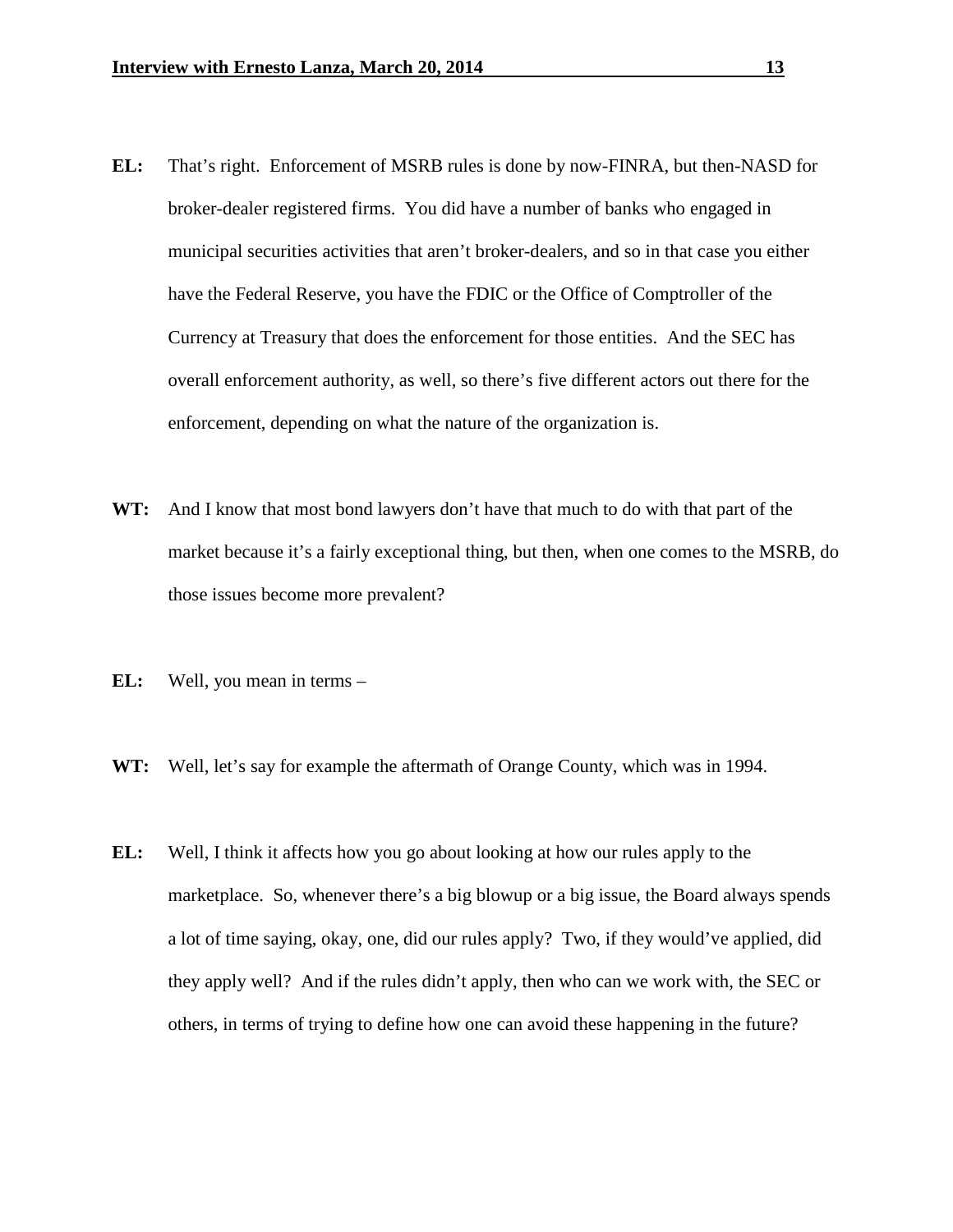**EL:** That's right. Enforcement of MSRB rules is done by now-FINRA, but then-NASD for broker-dealer registered firms. You did have a number of banks who engaged in municipal securities activities that aren't broker-dealers, and so in that case you either have the Federal Reserve, you have the FDIC or the Office of Comptroller of the Currency at Treasury that does the enforcement for those entities. And the SEC has overall enforcement authority, as well, so there's five different actors out there for the enforcement, depending on what the nature of the organization is.

**WT:** And I know that most bond lawyers don't have that much to do with that part of the market because it's a fairly exceptional thing, but then, when one comes to the MSRB, do those issues become more prevalent?

**EL:** Well, you mean in terms –

**WT:** Well, let's say for example the aftermath of Orange County, which was in 1994.

**EL:** Well, I think it affects how you go about looking at how our rules apply to the marketplace. So, whenever there's a big blowup or a big issue, the Board always spends a lot of time saying, okay, one, did our rules apply? Two, if they would've applied, did they apply well? And if the rules didn't apply, then who can we work with, the SEC or others, in terms of trying to define how one can avoid these happening in the future?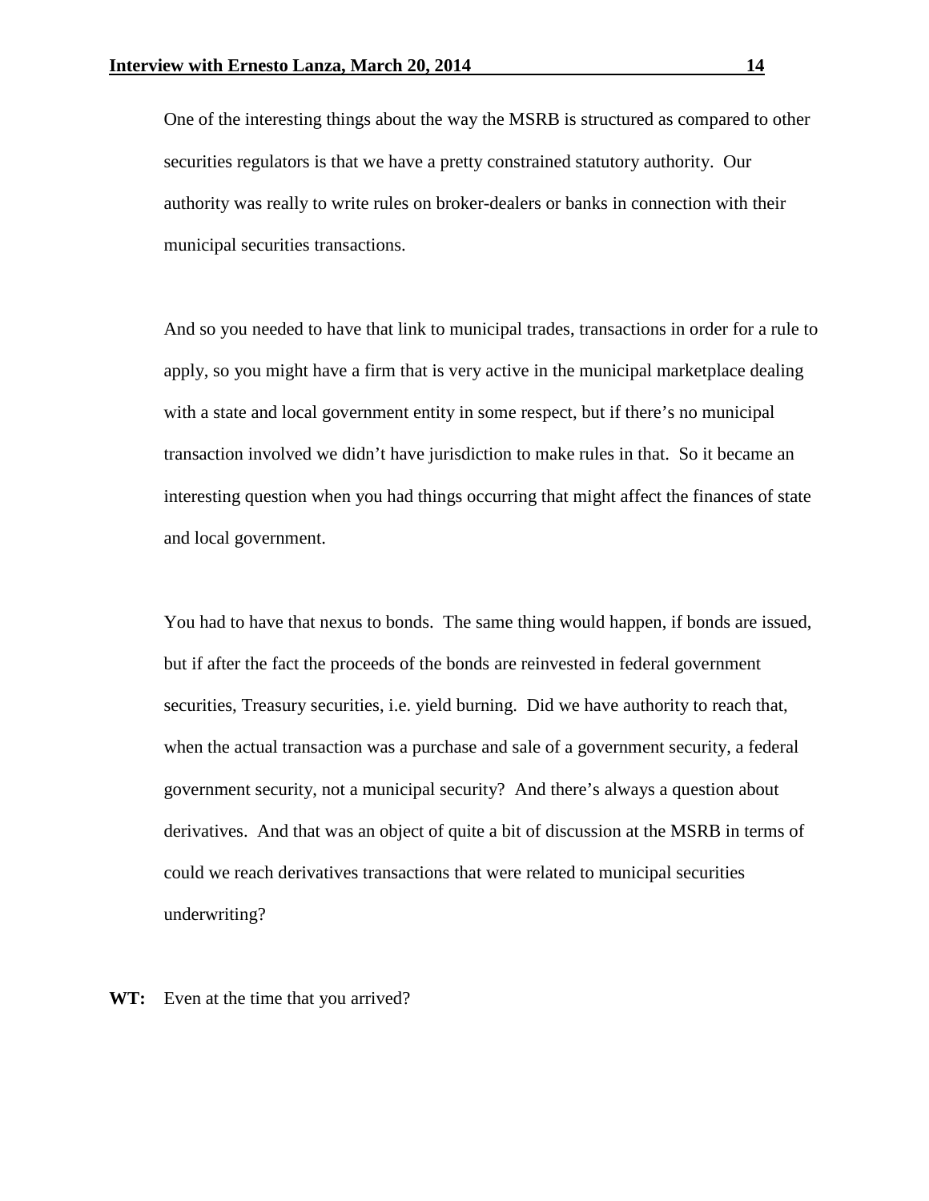One of the interesting things about the way the MSRB is structured as compared to other securities regulators is that we have a pretty constrained statutory authority. Our authority was really to write rules on broker-dealers or banks in connection with their municipal securities transactions.

And so you needed to have that link to municipal trades, transactions in order for a rule to apply, so you might have a firm that is very active in the municipal marketplace dealing with a state and local government entity in some respect, but if there's no municipal transaction involved we didn't have jurisdiction to make rules in that. So it became an interesting question when you had things occurring that might affect the finances of state and local government.

You had to have that nexus to bonds. The same thing would happen, if bonds are issued, but if after the fact the proceeds of the bonds are reinvested in federal government securities, Treasury securities, i.e. yield burning. Did we have authority to reach that, when the actual transaction was a purchase and sale of a government security, a federal government security, not a municipal security? And there's always a question about derivatives. And that was an object of quite a bit of discussion at the MSRB in terms of could we reach derivatives transactions that were related to municipal securities underwriting?

**WT:** Even at the time that you arrived?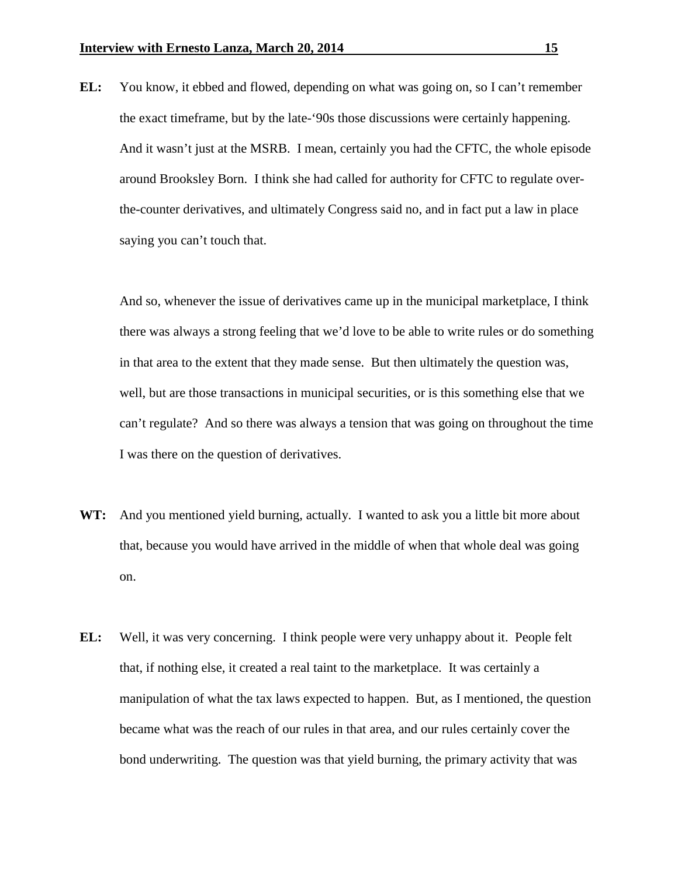**EL:** You know, it ebbed and flowed, depending on what was going on, so I can't remember the exact timeframe, but by the late-'90s those discussions were certainly happening. And it wasn't just at the MSRB. I mean, certainly you had the CFTC, the whole episode around Brooksley Born. I think she had called for authority for CFTC to regulate over-the-counter derivatives, and ultimately Congress said no, and in fact put a law in place saying you can't touch that.

And so, whenever the issue of derivatives came up in the municipal marketplace, I think there was always a strong feeling that we'd love to be able to write rules or do something in that area to the extent that they made sense. But then ultimately the question was, well, but are those transactions in municipal securities, or is this something else that we can't regulate? And so there was always a tension that was going on throughout the time I was there on the question of derivatives.

**WT:** And you mentioned yield burning, actually. I wanted to ask you a little bit more about that, because you would have arrived in the middle of when that whole deal was going on.

**EL:** Well, it was very concerning. I think people were very unhappy about it. People felt that, if nothing else, it created a real taint to the marketplace. It was certainly a manipulation of what the tax laws expected to happen. But, as I mentioned, the question became what was the reach of our rules in that area, and our rules certainly cover the bond underwriting. The question was that yield burning, the primary activity that was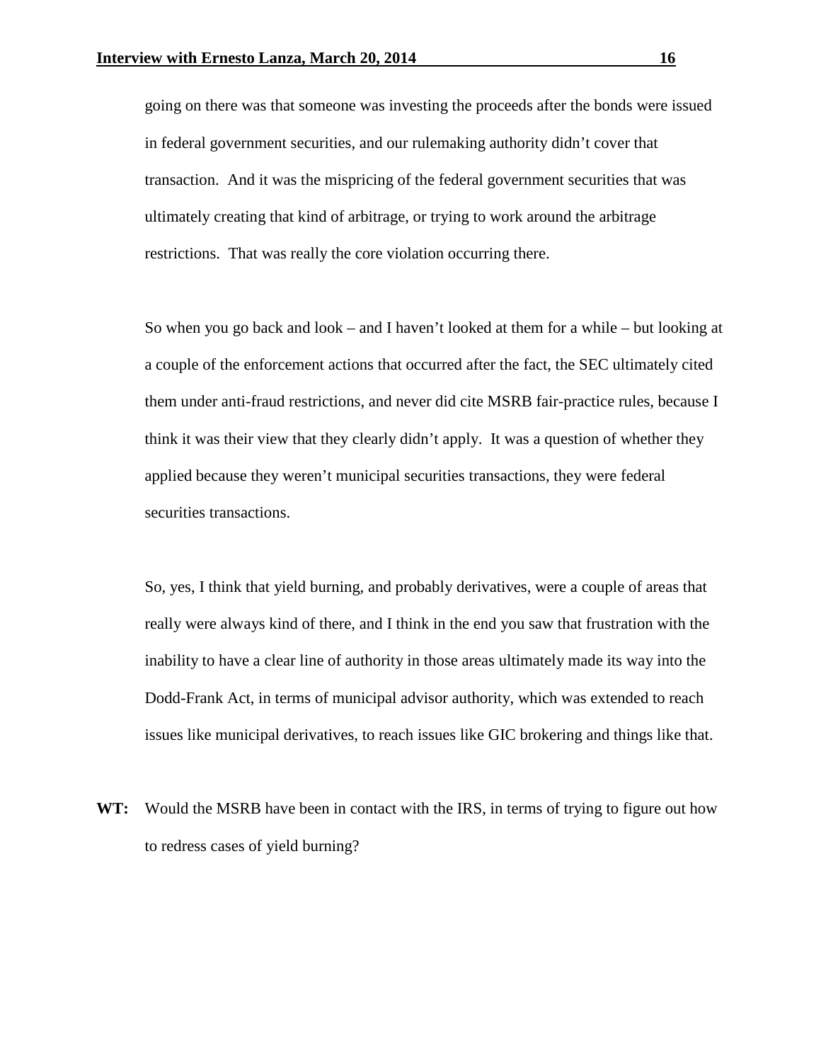going on there was that someone was investing the proceeds after the bonds were issued in federal government securities, and our rulemaking authority didn't cover that transaction. And it was the mispricing of the federal government securities that was ultimately creating that kind of arbitrage, or trying to work around the arbitrage restrictions. That was really the core violation occurring there.

So when you go back and look – and I haven't looked at them for a while – but looking at a couple of the enforcement actions that occurred after the fact, the SEC ultimately cited them under anti-fraud restrictions, and never did cite MSRB fair-practice rules, because I think it was their view that they clearly didn't apply. It was a question of whether they applied because they weren't municipal securities transactions, they were federal securities transactions.

So, yes, I think that yield burning, and probably derivatives, were a couple of areas that really were always kind of there, and I think in the end you saw that frustration with the inability to have a clear line of authority in those areas ultimately made its way into the Dodd-Frank Act, in terms of municipal advisor authority, which was extended to reach issues like municipal derivatives, to reach issues like GIC brokering and things like that.

**WT:** Would the MSRB have been in contact with the IRS, in terms of trying to figure out how to redress cases of yield burning?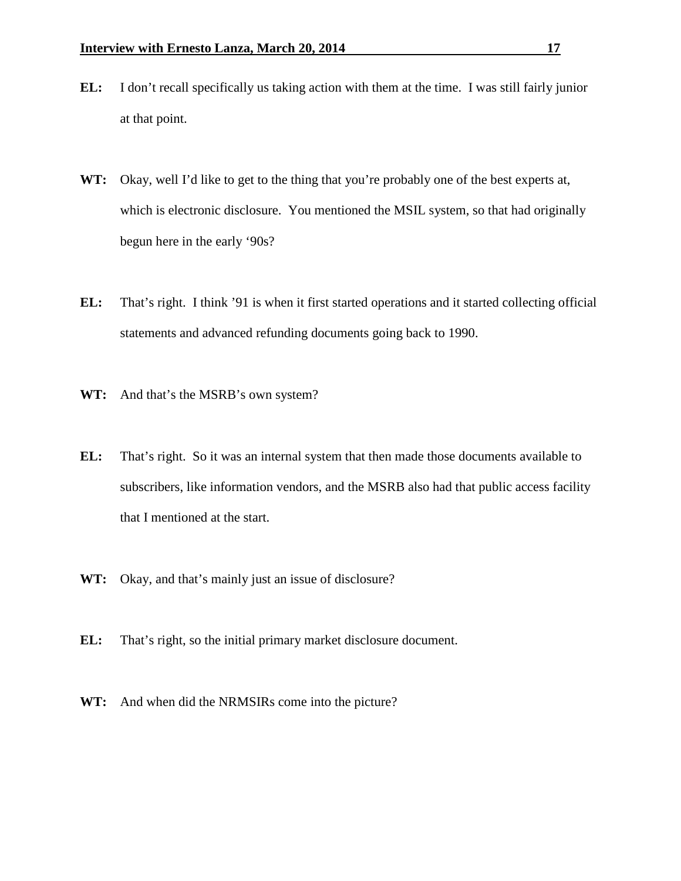**EL:** I don't recall specifically us taking action with them at the time. I was still fairly junior at that point.

**WT:** Okay, well I'd like to get to the thing that you're probably one of the best experts at, which is electronic disclosure. You mentioned the MSIL system, so that had originally begun here in the early '90s?

**EL:** That's right. I think '91 is when it first started operations and it started collecting official statements and advanced refunding documents going back to 1990.

**WT:** And that's the MSRB's own system?

**EL:** That's right. So it was an internal system that then made those documents available to subscribers, like information vendors, and the MSRB also had that public access facility that I mentioned at the start.

**WT:** Okay, and that's mainly just an issue of disclosure?

**EL:** That's right, so the initial primary market disclosure document.

**WT:** And when did the NRMSIRs come into the picture?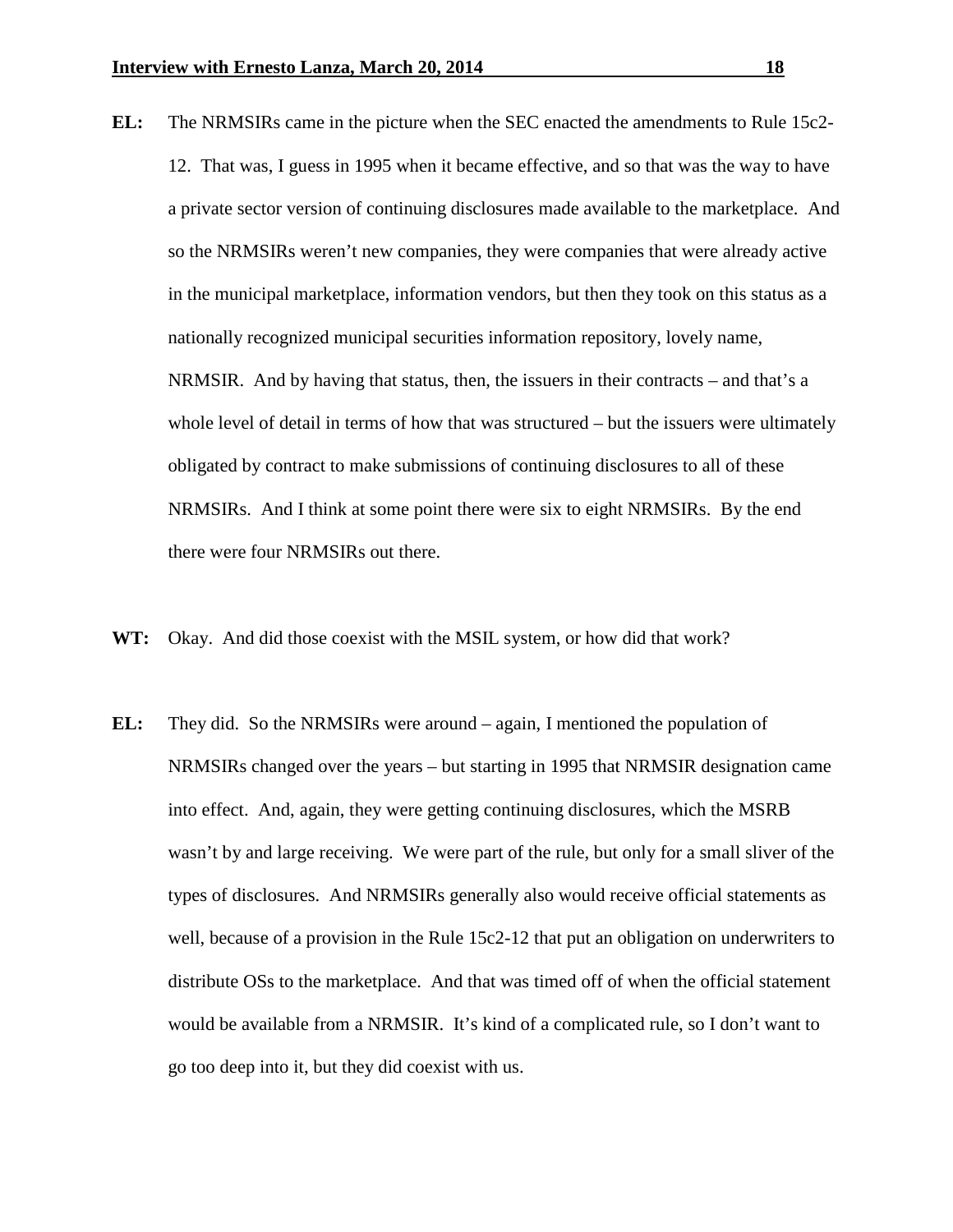**EL:** The NRMSIRs came in the picture when the SEC enacted the amendments to Rule 15c2-12. That was, I guess in 1995 when it became effective, and so that was the way to have a private sector version of continuing disclosures made available to the marketplace. And so the NRMSIRs weren't new companies, they were companies that were already active in the municipal marketplace, information vendors, but then they took on this status as a nationally recognized municipal securities information repository, lovely name, NRMSIR. And by having that status, then, the issuers in their contracts – and that's a whole level of detail in terms of how that was structured – but the issuers were ultimately obligated by contract to make submissions of continuing disclosures to all of these NRMSIRs. And I think at some point there were six to eight NRMSIRs. By the end there were four NRMSIRs out there.

**WT:** Okay. And did those coexist with the MSIL system, or how did that work?

**EL:** They did. So the NRMSIRs were around – again, I mentioned the population of NRMSIRs changed over the years – but starting in 1995 that NRMSIR designation came into effect. And, again, they were getting continuing disclosures, which the MSRB wasn't by and large receiving. We were part of the rule, but only for a small sliver of the types of disclosures. And NRMSIRs generally also would receive official statements as well, because of a provision in the Rule 15c2-12 that put an obligation on underwriters to distribute OSs to the marketplace. And that was timed off of when the official statement would be available from a NRMSIR. It's kind of a complicated rule, so I don't want to go too deep into it, but they did coexist with us.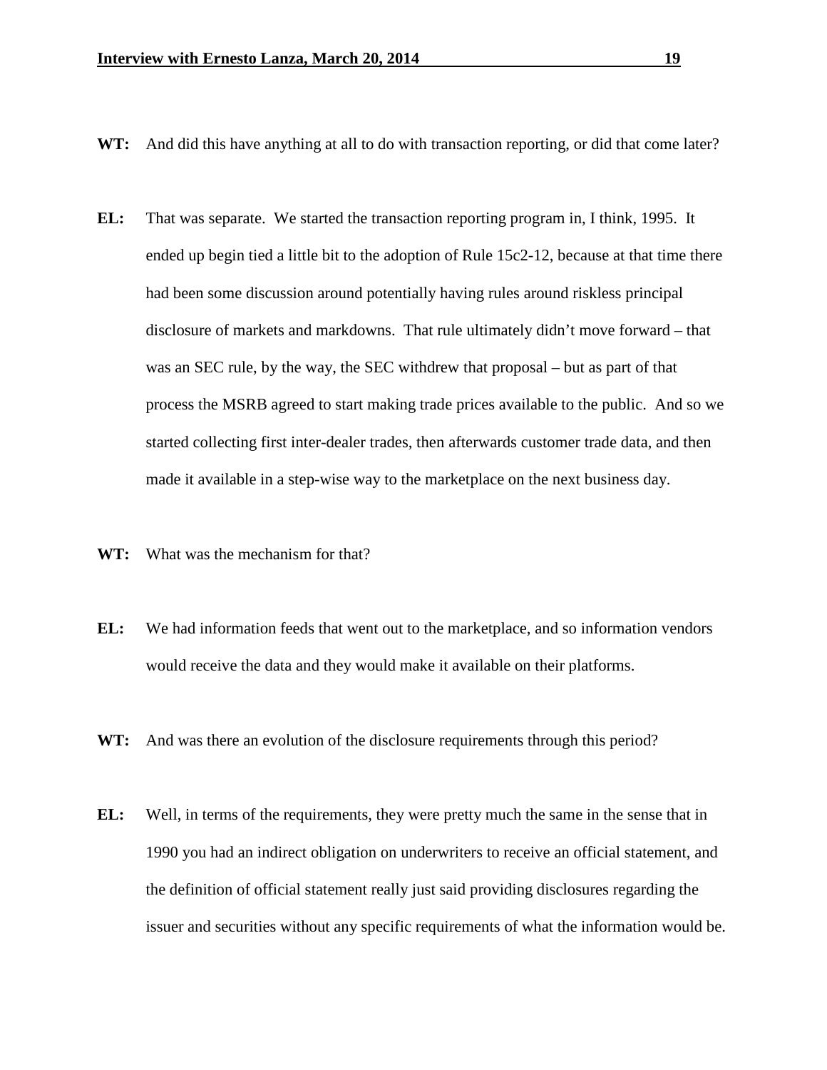**WT:** And did this have anything at all to do with transaction reporting, or did that come later?

**EL:** That was separate. We started the transaction reporting program in, I think, 1995. It ended up begin tied a little bit to the adoption of Rule 15c2-12, because at that time there had been some discussion around potentially having rules around riskless principal disclosure of markets and markdowns. That rule ultimately didn't move forward – that was an SEC rule, by the way, the SEC withdrew that proposal – but as part of that process the MSRB agreed to start making trade prices available to the public. And so we started collecting first inter-dealer trades, then afterwards customer trade data, and then made it available in a step-wise way to the marketplace on the next business day.

**WT:** What was the mechanism for that?

**EL:** We had information feeds that went out to the marketplace, and so information vendors would receive the data and they would make it available on their platforms.

**WT:** And was there an evolution of the disclosure requirements through this period?

**EL:** Well, in terms of the requirements, they were pretty much the same in the sense that in 1990 you had an indirect obligation on underwriters to receive an official statement, and the definition of official statement really just said providing disclosures regarding the issuer and securities without any specific requirements of what the information would be.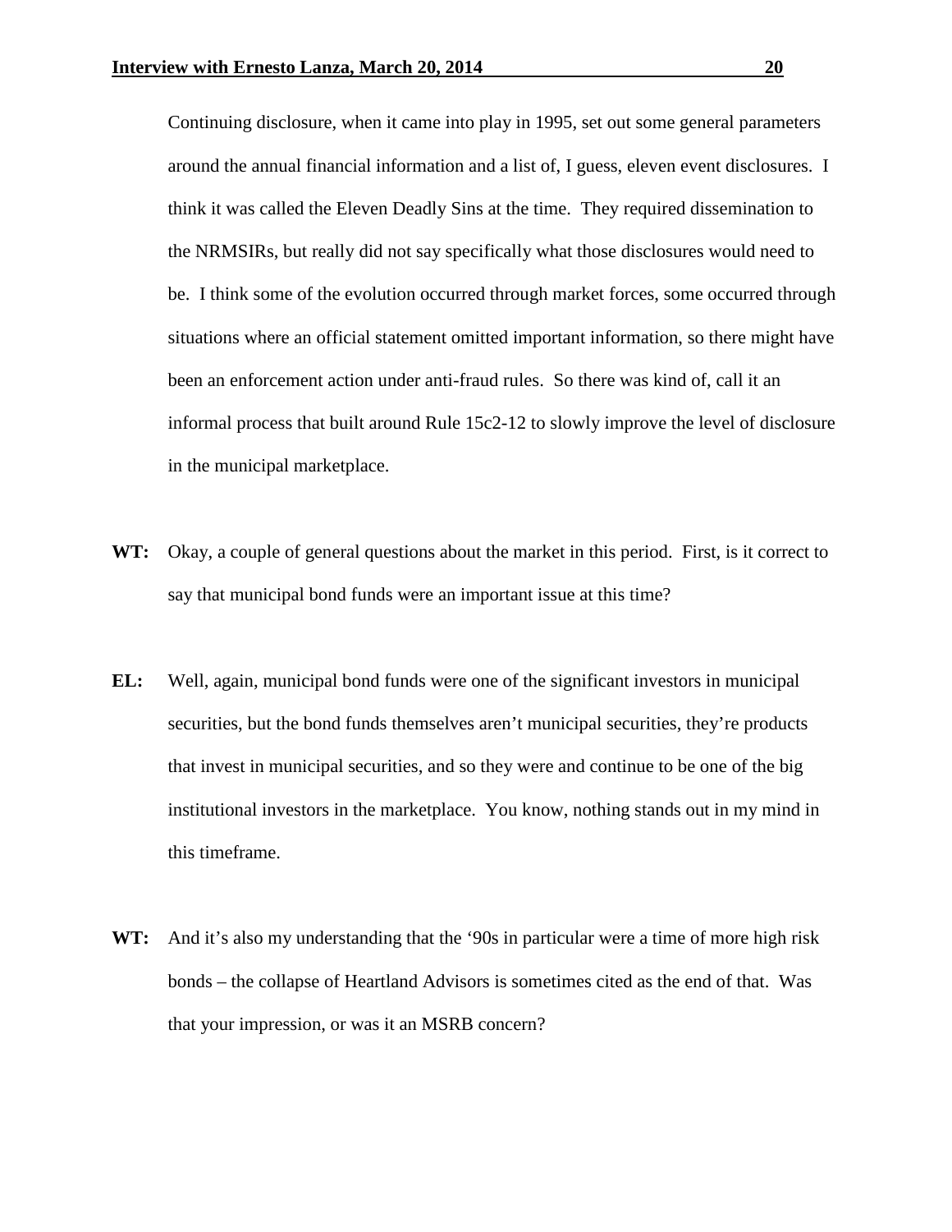Continuing disclosure, when it came into play in 1995, set out some general parameters around the annual financial information and a list of, I guess, eleven event disclosures. I think it was called the Eleven Deadly Sins at the time. They required dissemination to the NRMSIRs, but really did not say specifically what those disclosures would need to be. I think some of the evolution occurred through market forces, some occurred through situations where an official statement omitted important information, so there might have been an enforcement action under anti-fraud rules. So there was kind of, call it an informal process that built around Rule 15c2-12 to slowly improve the level of disclosure in the municipal marketplace.

**WT:** Okay, a couple of general questions about the market in this period. First, is it correct to say that municipal bond funds were an important issue at this time?

**EL:** Well, again, municipal bond funds were one of the significant investors in municipal securities, but the bond funds themselves aren't municipal securities, they're products that invest in municipal securities, and so they were and continue to be one of the big institutional investors in the marketplace. You know, nothing stands out in my mind in this timeframe.

**WT:** And it's also my understanding that the '90s in particular were a time of more high risk bonds – the collapse of Heartland Advisors is sometimes cited as the end of that. Was that your impression, or was it an MSRB concern?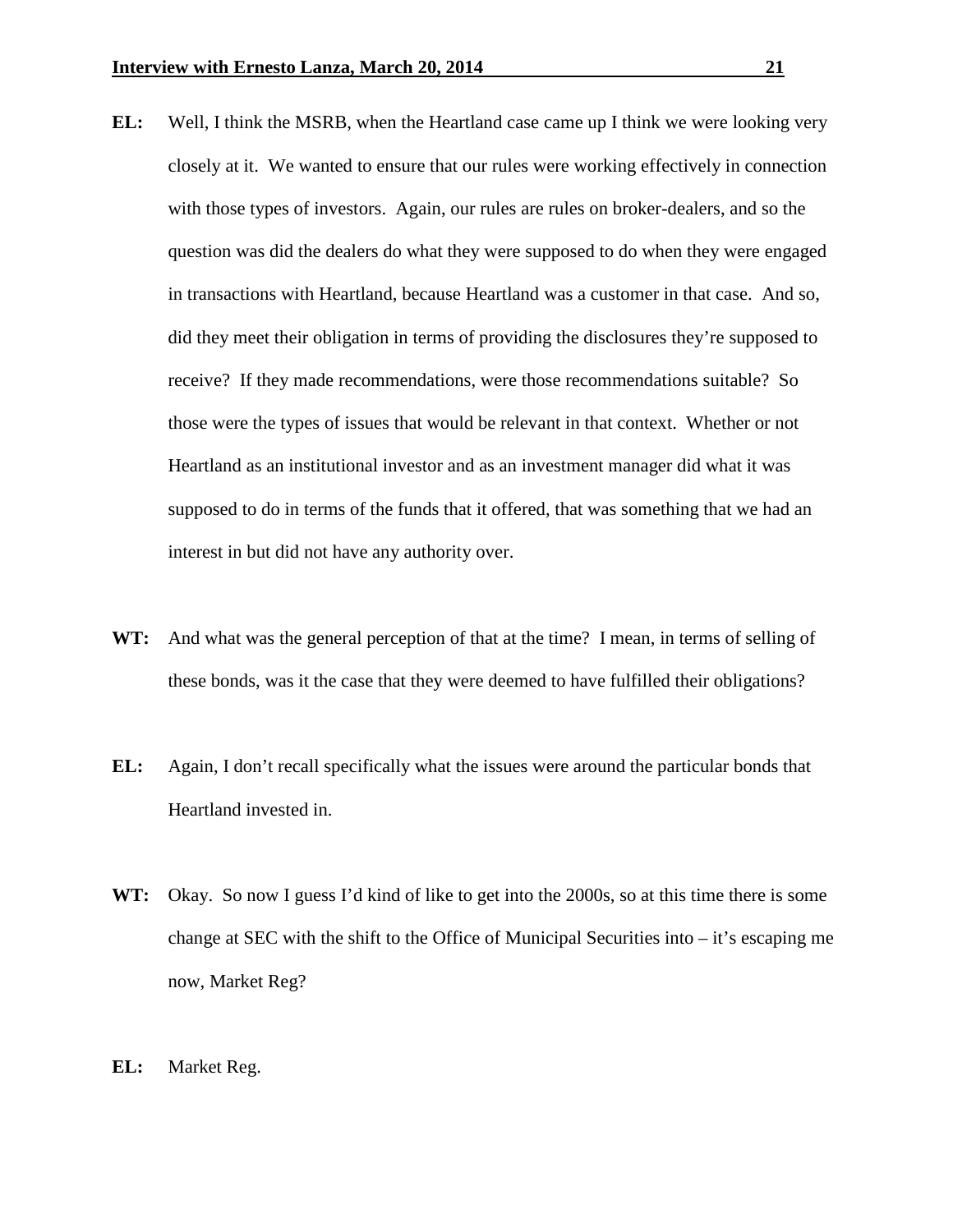**EL:** Well, I think the MSRB, when the Heartland case came up I think we were looking very closely at it. We wanted to ensure that our rules were working effectively in connection with those types of investors. Again, our rules are rules on broker-dealers, and so the question was did the dealers do what they were supposed to do when they were engaged in transactions with Heartland, because Heartland was a customer in that case. And so, did they meet their obligation in terms of providing the disclosures they're supposed to receive? If they made recommendations, were those recommendations suitable? So those were the types of issues that would be relevant in that context. Whether or not Heartland as an institutional investor and as an investment manager did what it was supposed to do in terms of the funds that it offered, that was something that we had an interest in but did not have any authority over.

**WT:** And what was the general perception of that at the time? I mean, in terms of selling of these bonds, was it the case that they were deemed to have fulfilled their obligations?

**EL:** Again, I don't recall specifically what the issues were around the particular bonds that Heartland invested in.

**WT:** Okay. So now I guess I'd kind of like to get into the 2000s, so at this time there is some change at SEC with the shift to the Office of Municipal Securities into – it's escaping me now, Market Reg?

**EL:** Market Reg.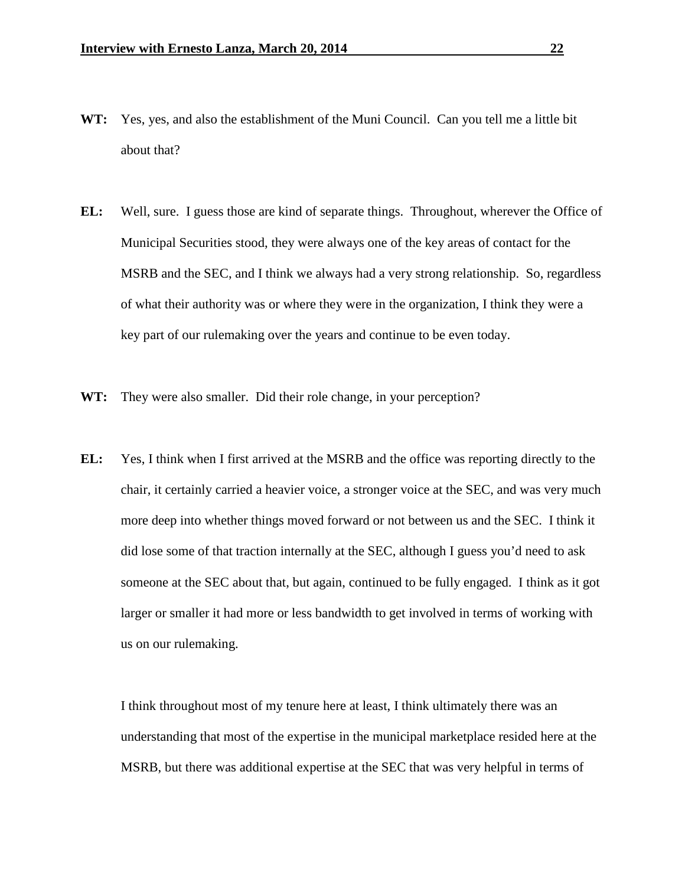**WT:** Yes, yes, and also the establishment of the Muni Council. Can you tell me a little bit about that?

**EL:** Well, sure. I guess those are kind of separate things. Throughout, wherever the Office of Municipal Securities stood, they were always one of the key areas of contact for the MSRB and the SEC, and I think we always had a very strong relationship. So, regardless of what their authority was or where they were in the organization, I think they were a key part of our rulemaking over the years and continue to be even today.

**WT:** They were also smaller. Did their role change, in your perception?

**EL:** Yes, I think when I first arrived at the MSRB and the office was reporting directly to the chair, it certainly carried a heavier voice, a stronger voice at the SEC, and was very much more deep into whether things moved forward or not between us and the SEC. I think it did lose some of that traction internally at the SEC, although I guess you'd need to ask someone at the SEC about that, but again, continued to be fully engaged. I think as it got larger or smaller it had more or less bandwidth to get involved in terms of working with us on our rulemaking.

I think throughout most of my tenure here at least, I think ultimately there was an understanding that most of the expertise in the municipal marketplace resided here at the MSRB, but there was additional expertise at the SEC that was very helpful in terms of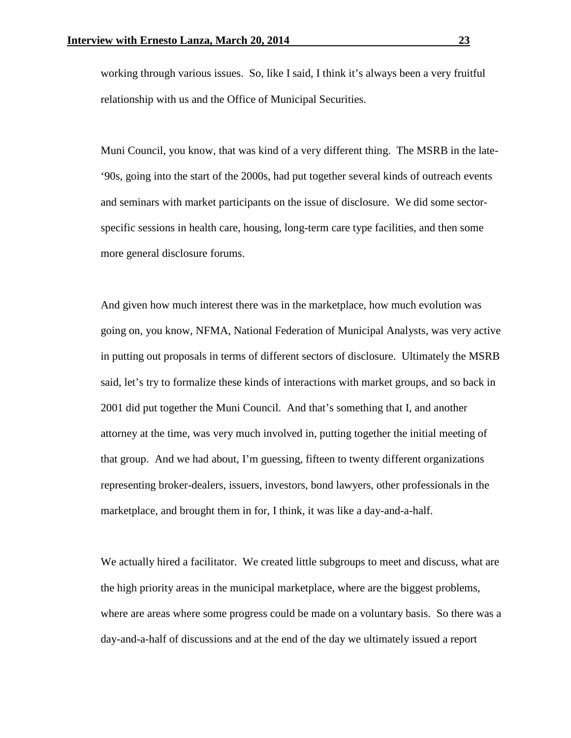working through various issues. So, like I said, I think it's always been a very fruitful relationship with us and the Office of Municipal Securities.

Muni Council, you know, that was kind of a very different thing. The MSRB in the late-'90s, going into the start of the 2000s, had put together several kinds of outreach events and seminars with market participants on the issue of disclosure. We did some sector-specific sessions in health care, housing, long-term care type facilities, and then some more general disclosure forums.

And given how much interest there was in the marketplace, how much evolution was going on, you know, NFMA, National Federation of Municipal Analysts, was very active in putting out proposals in terms of different sectors of disclosure. Ultimately the MSRB said, let's try to formalize these kinds of interactions with market groups, and so back in 2001 did put together the Muni Council. And that's something that I, and another attorney at the time, was very much involved in, putting together the initial meeting of that group. And we had about, I'm guessing, fifteen to twenty different organizations representing broker-dealers, issuers, investors, bond lawyers, other professionals in the marketplace, and brought them in for, I think, it was like a day-and-a-half.

We actually hired a facilitator. We created little subgroups to meet and discuss, what are the high priority areas in the municipal marketplace, where are the biggest problems, where are areas where some progress could be made on a voluntary basis. So there was a day-and-a-half of discussions and at the end of the day we ultimately issued a report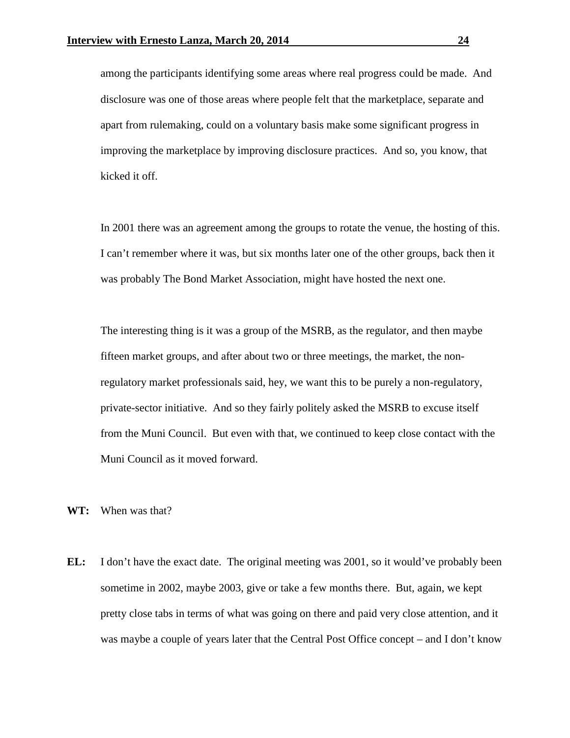among the participants identifying some areas where real progress could be made. And disclosure was one of those areas where people felt that the marketplace, separate and apart from rulemaking, could on a voluntary basis make some significant progress in improving the marketplace by improving disclosure practices. And so, you know, that kicked it off.

In 2001 there was an agreement among the groups to rotate the venue, the hosting of this. I can't remember where it was, but six months later one of the other groups, back then it was probably The Bond Market Association, might have hosted the next one.

The interesting thing is it was a group of the MSRB, as the regulator, and then maybe fifteen market groups, and after about two or three meetings, the market, the non-regulatory market professionals said, hey, we want this to be purely a non-regulatory, private-sector initiative. And so they fairly politely asked the MSRB to excuse itself from the Muni Council. But even with that, we continued to keep close contact with the Muni Council as it moved forward.

**WT:** When was that?

**EL:** I don't have the exact date. The original meeting was 2001, so it would've probably been sometime in 2002, maybe 2003, give or take a few months there. But, again, we kept pretty close tabs in terms of what was going on there and paid very close attention, and it was maybe a couple of years later that the Central Post Office concept – and I don't know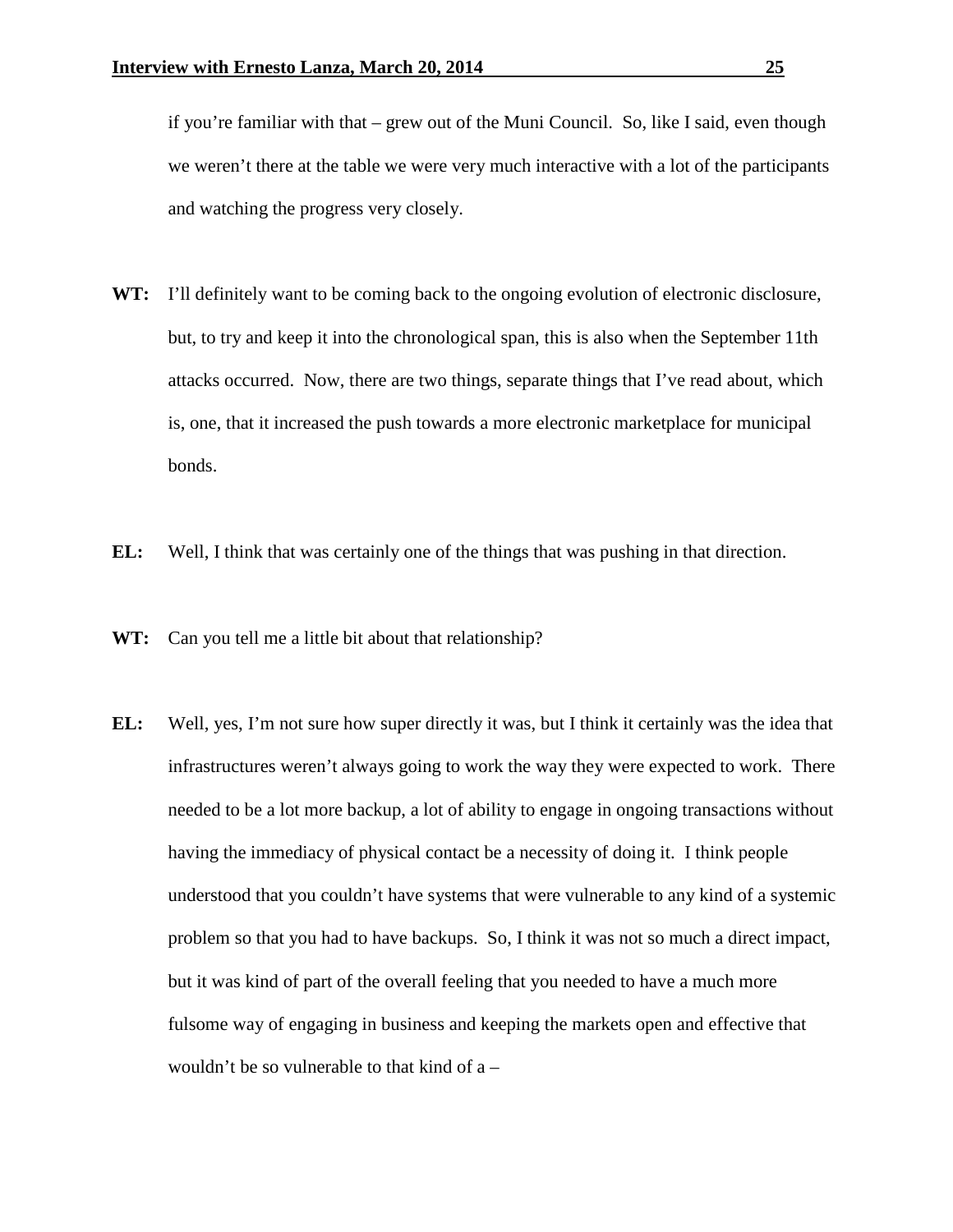if you're familiar with that – grew out of the Muni Council. So, like I said, even though we weren't there at the table we were very much interactive with a lot of the participants and watching the progress very closely.

**WT:** I'll definitely want to be coming back to the ongoing evolution of electronic disclosure, but, to try and keep it into the chronological span, this is also when the September 11th attacks occurred. Now, there are two things, separate things that I've read about, which is, one, that it increased the push towards a more electronic marketplace for municipal bonds.

**EL:** Well, I think that was certainly one of the things that was pushing in that direction.

**WT:** Can you tell me a little bit about that relationship?

**EL:** Well, yes, I'm not sure how super directly it was, but I think it certainly was the idea that infrastructures weren't always going to work the way they were expected to work. There needed to be a lot more backup, a lot of ability to engage in ongoing transactions without having the immediacy of physical contact be a necessity of doing it. I think people understood that you couldn't have systems that were vulnerable to any kind of a systemic problem so that you had to have backups. So, I think it was not so much a direct impact, but it was kind of part of the overall feeling that you needed to have a much more fulsome way of engaging in business and keeping the markets open and effective that wouldn't be so vulnerable to that kind of a –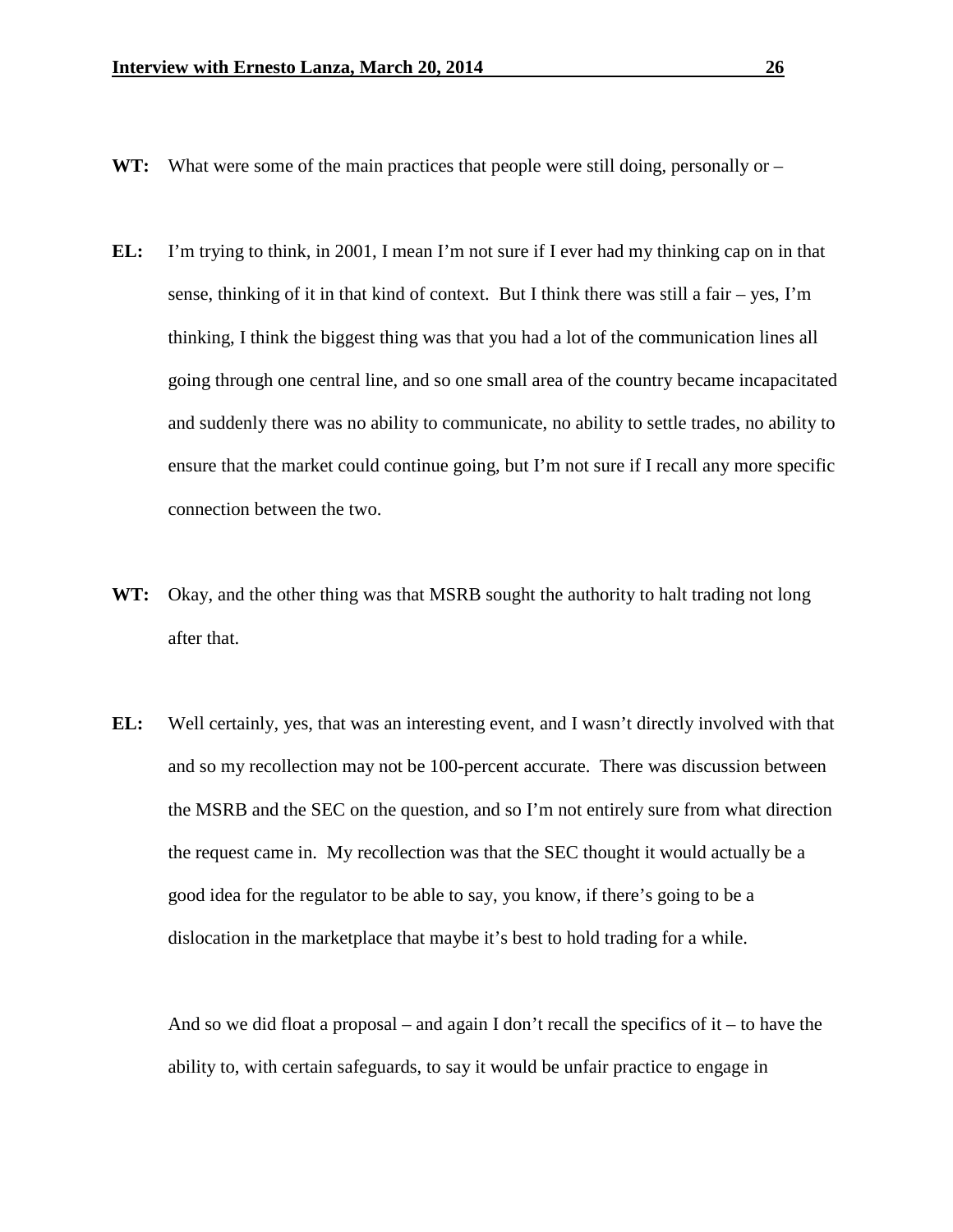**WT:** What were some of the main practices that people were still doing, personally or –

**EL:** I'm trying to think, in 2001, I mean I'm not sure if I ever had my thinking cap on in that sense, thinking of it in that kind of context. But I think there was still a fair – yes, I'm thinking, I think the biggest thing was that you had a lot of the communication lines all going through one central line, and so one small area of the country became incapacitated and suddenly there was no ability to communicate, no ability to settle trades, no ability to ensure that the market could continue going, but I'm not sure if I recall any more specific connection between the two.

**WT:** Okay, and the other thing was that MSRB sought the authority to halt trading not long after that.

**EL:** Well certainly, yes, that was an interesting event, and I wasn't directly involved with that and so my recollection may not be 100-percent accurate. There was discussion between the MSRB and the SEC on the question, and so I'm not entirely sure from what direction the request came in. My recollection was that the SEC thought it would actually be a good idea for the regulator to be able to say, you know, if there's going to be a dislocation in the marketplace that maybe it's best to hold trading for a while.

And so we did float a proposal – and again I don't recall the specifics of it – to have the ability to, with certain safeguards, to say it would be unfair practice to engage in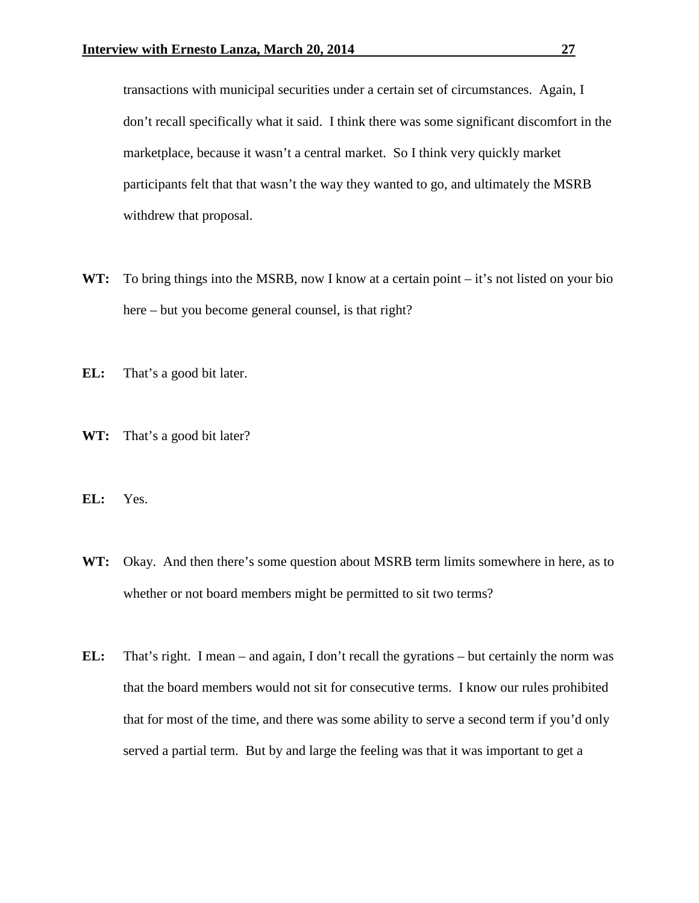transactions with municipal securities under a certain set of circumstances. Again, I don't recall specifically what it said. I think there was some significant discomfort in the marketplace, because it wasn't a central market. So I think very quickly market participants felt that that wasn't the way they wanted to go, and ultimately the MSRB withdrew that proposal.

**WT:** To bring things into the MSRB, now I know at a certain point – it's not listed on your bio here – but you become general counsel, is that right?

**EL:** That's a good bit later.

**WT:** That's a good bit later?

**EL:** Yes.

**WT:** Okay. And then there's some question about MSRB term limits somewhere in here, as to whether or not board members might be permitted to sit two terms?

**EL:** That's right. I mean – and again, I don't recall the gyrations – but certainly the norm was that the board members would not sit for consecutive terms. I know our rules prohibited that for most of the time, and there was some ability to serve a second term if you'd only served a partial term. But by and large the feeling was that it was important to get a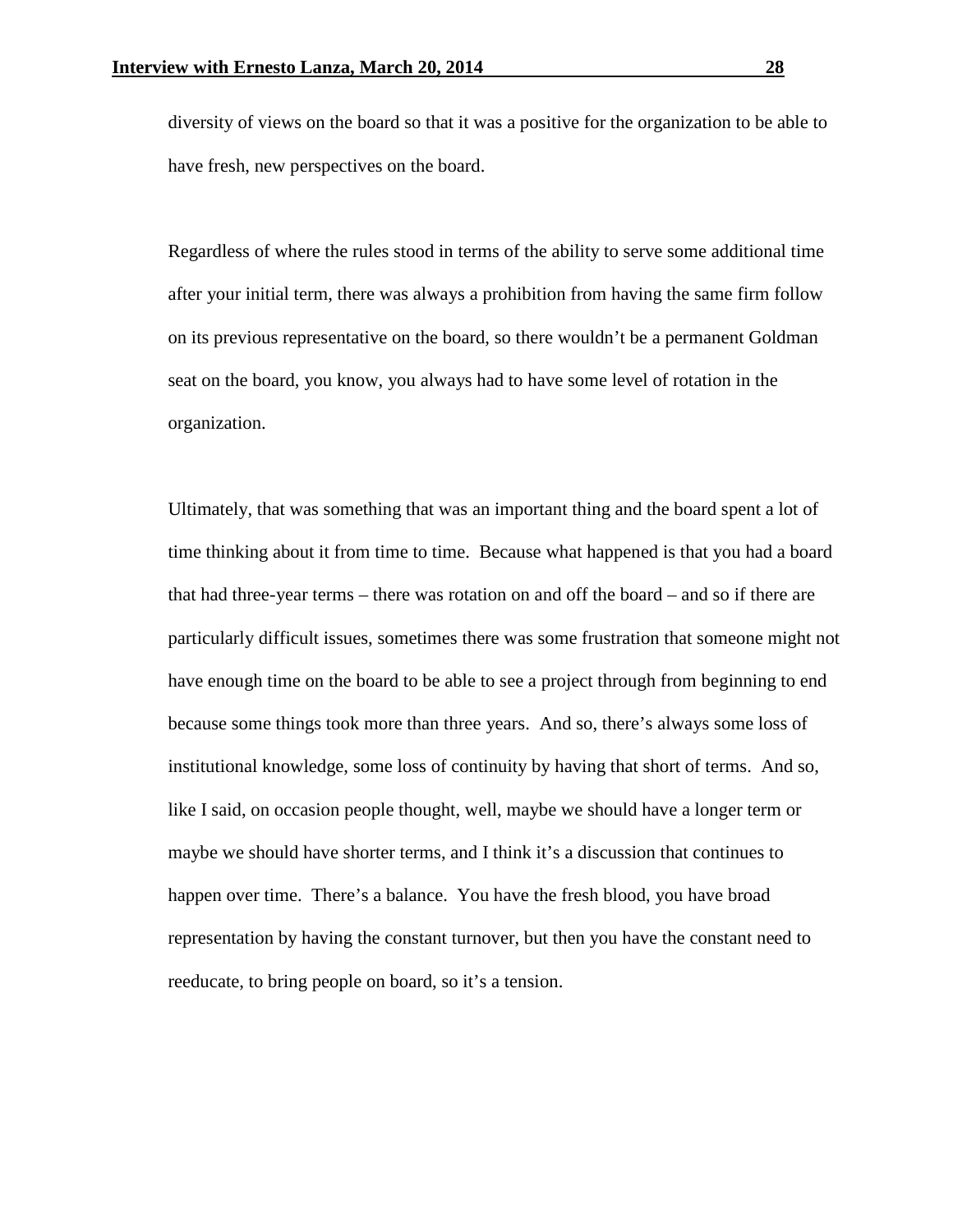diversity of views on the board so that it was a positive for the organization to be able to have fresh, new perspectives on the board.

Regardless of where the rules stood in terms of the ability to serve some additional time after your initial term, there was always a prohibition from having the same firm follow on its previous representative on the board, so there wouldn't be a permanent Goldman seat on the board, you know, you always had to have some level of rotation in the organization.

Ultimately, that was something that was an important thing and the board spent a lot of time thinking about it from time to time. Because what happened is that you had a board that had three-year terms – there was rotation on and off the board – and so if there are particularly difficult issues, sometimes there was some frustration that someone might not have enough time on the board to be able to see a project through from beginning to end because some things took more than three years. And so, there's always some loss of institutional knowledge, some loss of continuity by having that short of terms. And so, like I said, on occasion people thought, well, maybe we should have a longer term or maybe we should have shorter terms, and I think it's a discussion that continues to happen over time. There's a balance. You have the fresh blood, you have broad representation by having the constant turnover, but then you have the constant need to reeducate, to bring people on board, so it's a tension.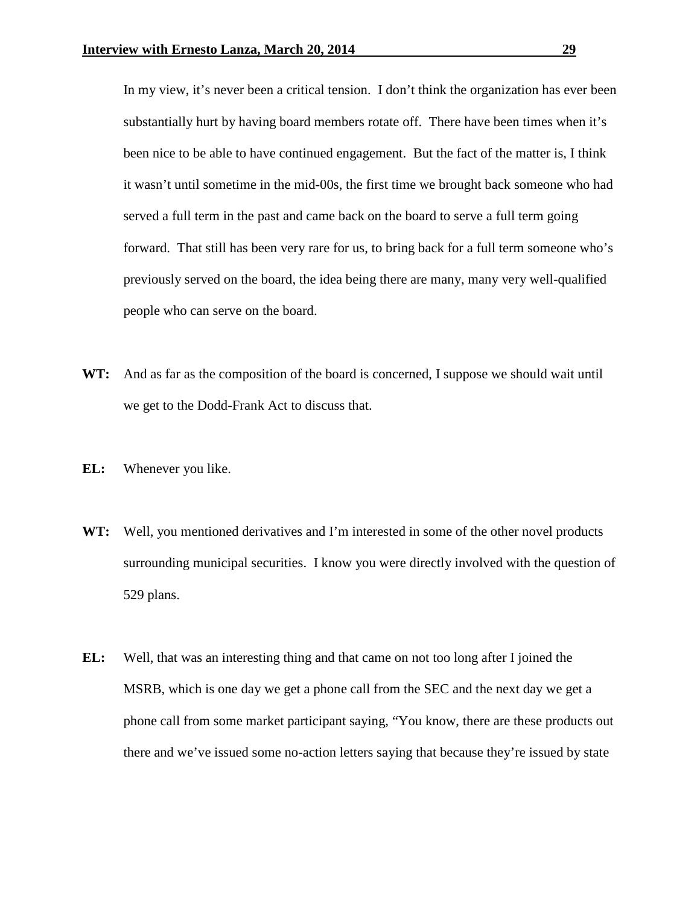In my view, it's never been a critical tension. I don't think the organization has ever been substantially hurt by having board members rotate off. There have been times when it's been nice to be able to have continued engagement. But the fact of the matter is, I think it wasn't until sometime in the mid-00s, the first time we brought back someone who had served a full term in the past and came back on the board to serve a full term going forward. That still has been very rare for us, to bring back for a full term someone who's previously served on the board, the idea being there are many, many very well-qualified people who can serve on the board.

**WT:** And as far as the composition of the board is concerned, I suppose we should wait until we get to the Dodd-Frank Act to discuss that.

**EL:** Whenever you like.

**WT:** Well, you mentioned derivatives and I'm interested in some of the other novel products surrounding municipal securities. I know you were directly involved with the question of 529 plans.

**EL:** Well, that was an interesting thing and that came on not too long after I joined the MSRB, which is one day we get a phone call from the SEC and the next day we get a phone call from some market participant saying, "You know, there are these products out there and we've issued some no-action letters saying that because they're issued by state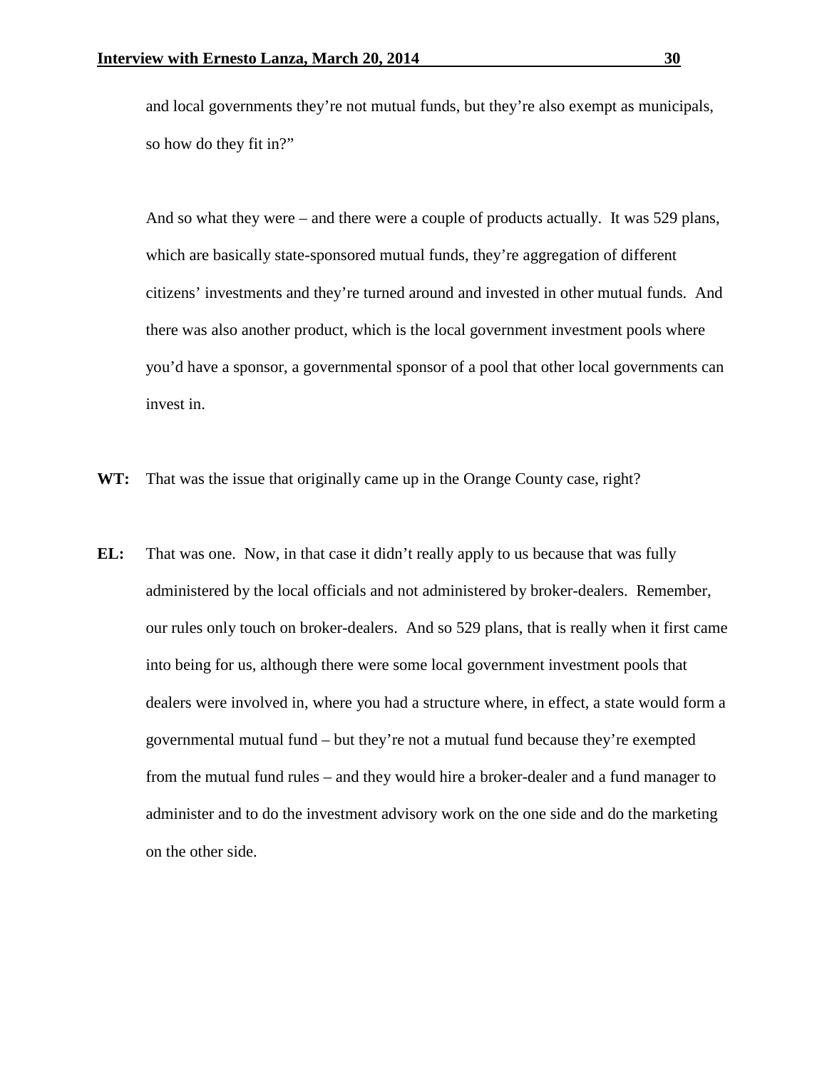and local governments they're not mutual funds, but they're also exempt as municipals, so how do they fit in?"

And so what they were – and there were a couple of products actually. It was 529 plans, which are basically state-sponsored mutual funds, they're aggregation of different citizens' investments and they're turned around and invested in other mutual funds. And there was also another product, which is the local government investment pools where you'd have a sponsor, a governmental sponsor of a pool that other local governments can invest in.

**WT:** That was the issue that originally came up in the Orange County case, right?

**EL:** That was one. Now, in that case it didn't really apply to us because that was fully administered by the local officials and not administered by broker-dealers. Remember, our rules only touch on broker-dealers. And so 529 plans, that is really when it first came into being for us, although there were some local government investment pools that dealers were involved in, where you had a structure where, in effect, a state would form a governmental mutual fund – but they're not a mutual fund because they're exempted from the mutual fund rules – and they would hire a broker-dealer and a fund manager to administer and to do the investment advisory work on the one side and do the marketing on the other side.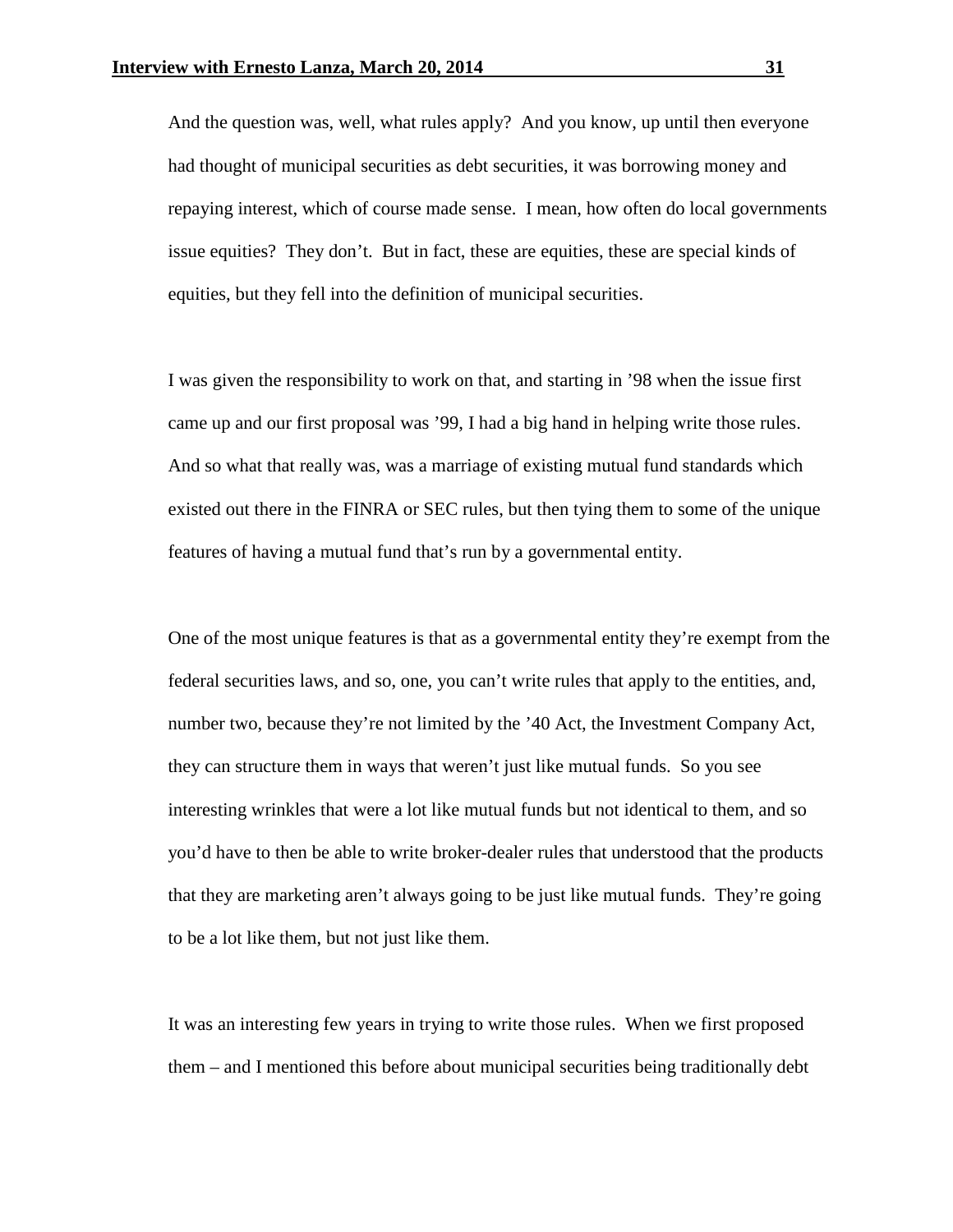And the question was, well, what rules apply? And you know, up until then everyone had thought of municipal securities as debt securities, it was borrowing money and repaying interest, which of course made sense. I mean, how often do local governments issue equities? They don't. But in fact, these are equities, these are special kinds of equities, but they fell into the definition of municipal securities.

I was given the responsibility to work on that, and starting in '98 when the issue first came up and our first proposal was '99, I had a big hand in helping write those rules. And so what that really was, was a marriage of existing mutual fund standards which existed out there in the FINRA or SEC rules, but then tying them to some of the unique features of having a mutual fund that's run by a governmental entity.

One of the most unique features is that as a governmental entity they're exempt from the federal securities laws, and so, one, you can't write rules that apply to the entities, and, number two, because they're not limited by the '40 Act, the Investment Company Act, they can structure them in ways that weren't just like mutual funds. So you see interesting wrinkles that were a lot like mutual funds but not identical to them, and so you'd have to then be able to write broker-dealer rules that understood that the products that they are marketing aren't always going to be just like mutual funds. They're going to be a lot like them, but not just like them.

It was an interesting few years in trying to write those rules. When we first proposed them – and I mentioned this before about municipal securities being traditionally debt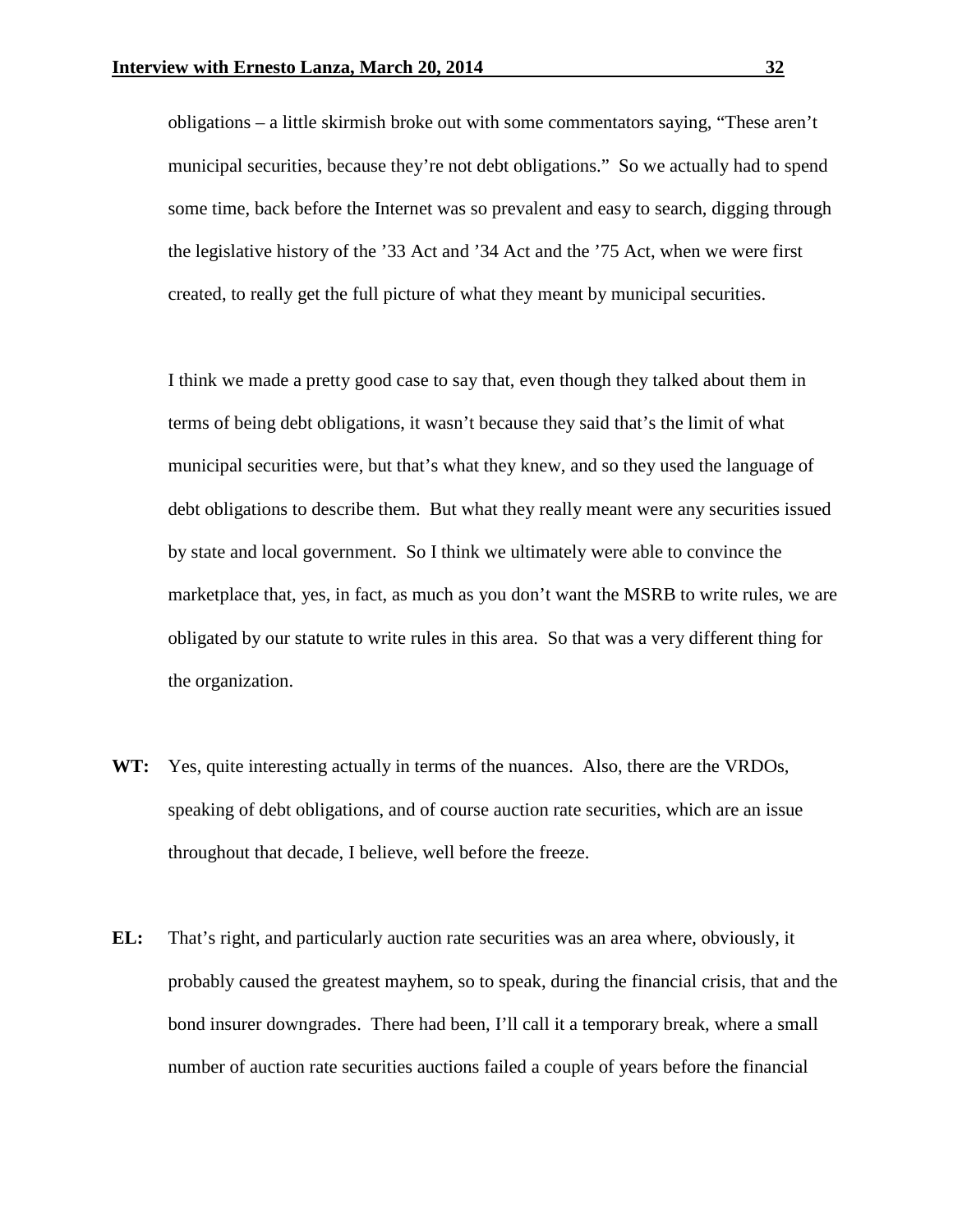obligations – a little skirmish broke out with some commentators saying, "These aren't municipal securities, because they're not debt obligations." So we actually had to spend some time, back before the Internet was so prevalent and easy to search, digging through the legislative history of the '33 Act and '34 Act and the '75 Act, when we were first created, to really get the full picture of what they meant by municipal securities.

I think we made a pretty good case to say that, even though they talked about them in terms of being debt obligations, it wasn't because they said that's the limit of what municipal securities were, but that's what they knew, and so they used the language of debt obligations to describe them. But what they really meant were any securities issued by state and local government. So I think we ultimately were able to convince the marketplace that, yes, in fact, as much as you don't want the MSRB to write rules, we are obligated by our statute to write rules in this area. So that was a very different thing for the organization.

**WT:** Yes, quite interesting actually in terms of the nuances. Also, there are the VRDOs, speaking of debt obligations, and of course auction rate securities, which are an issue throughout that decade, I believe, well before the freeze.

**EL:** That's right, and particularly auction rate securities was an area where, obviously, it probably caused the greatest mayhem, so to speak, during the financial crisis, that and the bond insurer downgrades. There had been, I'll call it a temporary break, where a small number of auction rate securities auctions failed a couple of years before the financial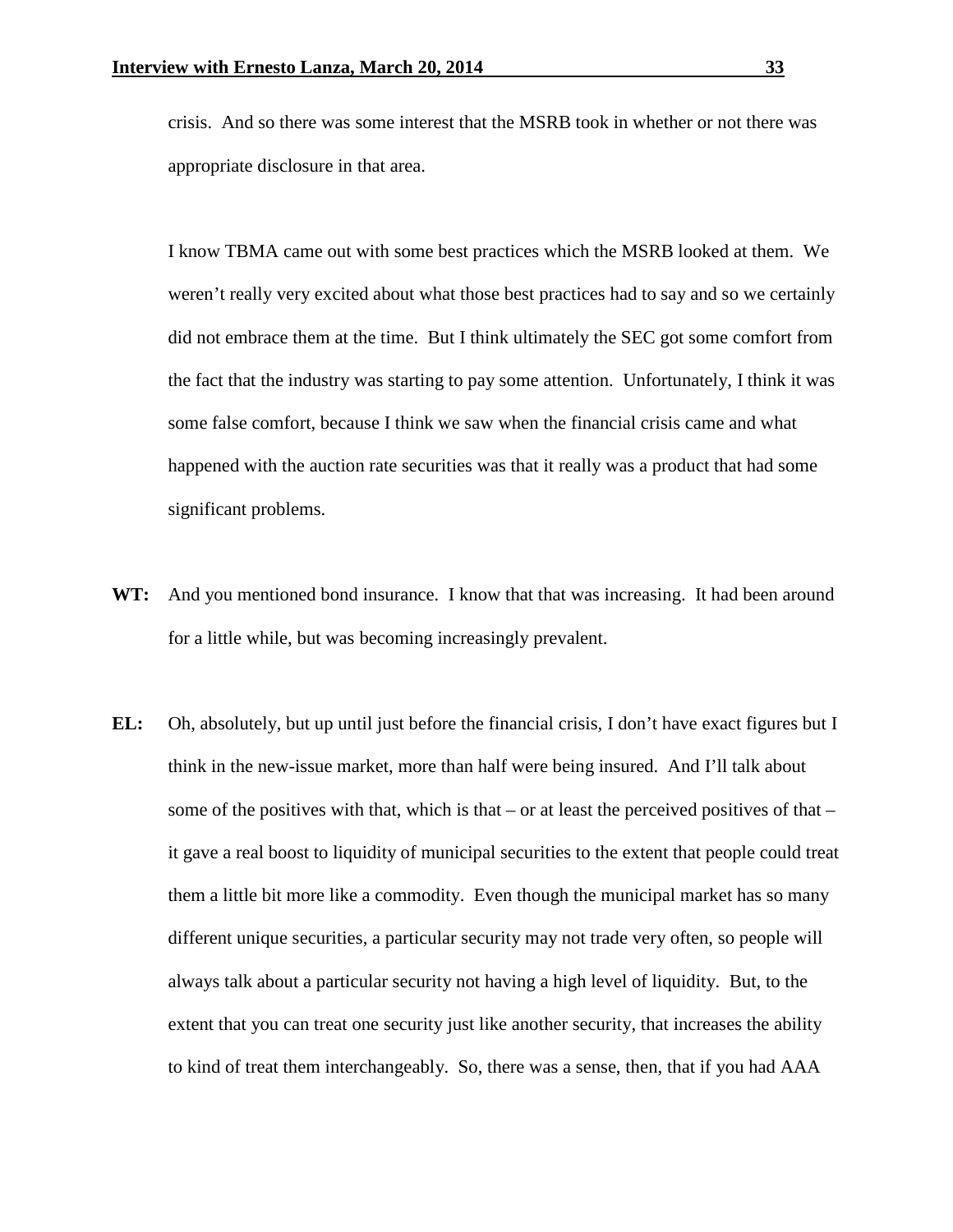crisis. And so there was some interest that the MSRB took in whether or not there was appropriate disclosure in that area.

I know TBMA came out with some best practices which the MSRB looked at them. We weren't really very excited about what those best practices had to say and so we certainly did not embrace them at the time. But I think ultimately the SEC got some comfort from the fact that the industry was starting to pay some attention. Unfortunately, I think it was some false comfort, because I think we saw when the financial crisis came and what happened with the auction rate securities was that it really was a product that had some significant problems.

**WT:** And you mentioned bond insurance. I know that that was increasing. It had been around for a little while, but was becoming increasingly prevalent.

**EL:** Oh, absolutely, but up until just before the financial crisis, I don't have exact figures but I think in the new-issue market, more than half were being insured. And I'll talk about some of the positives with that, which is that – or at least the perceived positives of that – it gave a real boost to liquidity of municipal securities to the extent that people could treat them a little bit more like a commodity. Even though the municipal market has so many different unique securities, a particular security may not trade very often, so people will always talk about a particular security not having a high level of liquidity. But, to the extent that you can treat one security just like another security, that increases the ability to kind of treat them interchangeably. So, there was a sense, then, that if you had AAA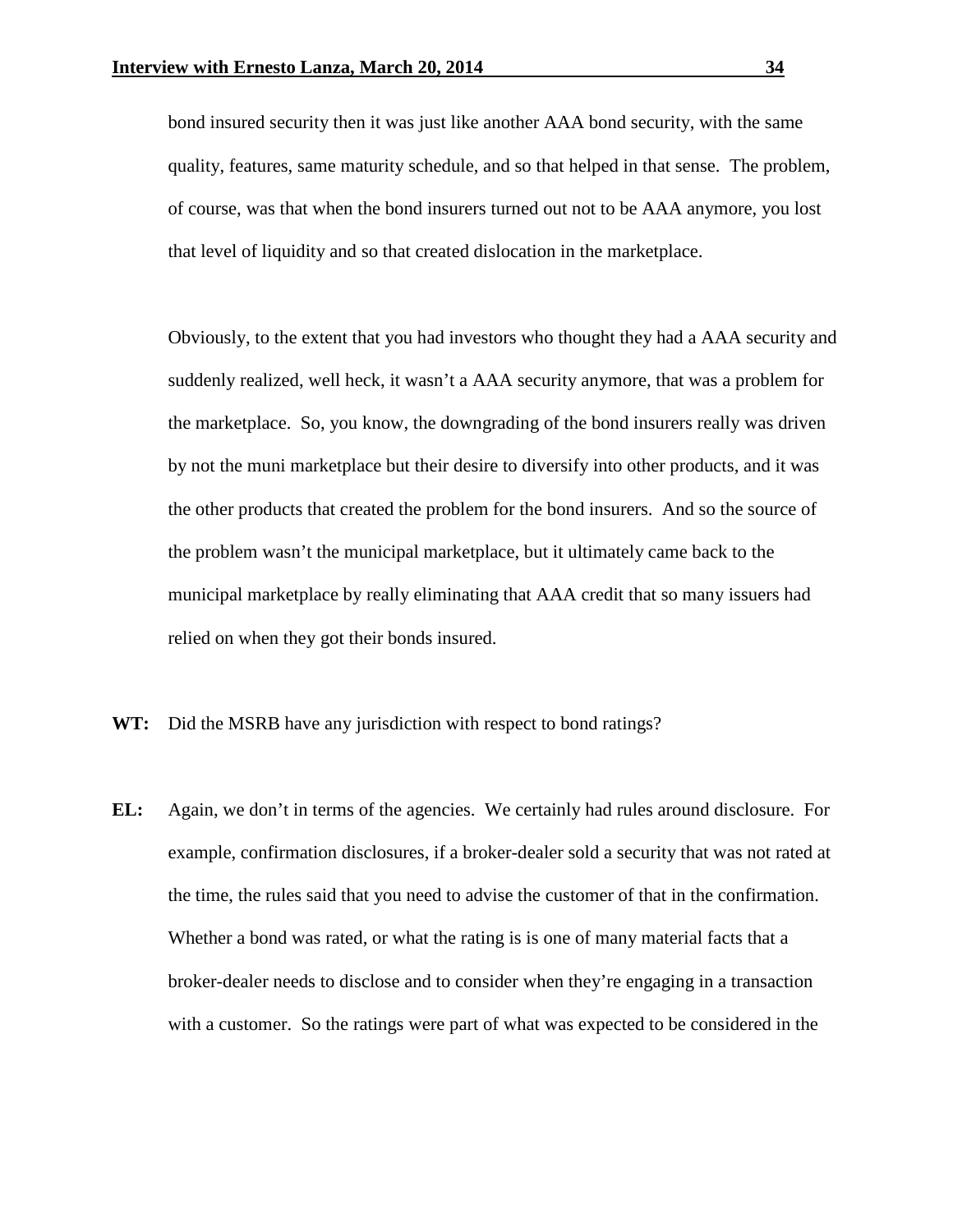bond insured security then it was just like another AAA bond security, with the same quality, features, same maturity schedule, and so that helped in that sense. The problem, of course, was that when the bond insurers turned out not to be AAA anymore, you lost that level of liquidity and so that created dislocation in the marketplace.

Obviously, to the extent that you had investors who thought they had a AAA security and suddenly realized, well heck, it wasn't a AAA security anymore, that was a problem for the marketplace. So, you know, the downgrading of the bond insurers really was driven by not the muni marketplace but their desire to diversify into other products, and it was the other products that created the problem for the bond insurers. And so the source of the problem wasn't the municipal marketplace, but it ultimately came back to the municipal marketplace by really eliminating that AAA credit that so many issuers had relied on when they got their bonds insured.

**WT:** Did the MSRB have any jurisdiction with respect to bond ratings?

**EL:** Again, we don't in terms of the agencies. We certainly had rules around disclosure. For example, confirmation disclosures, if a broker-dealer sold a security that was not rated at the time, the rules said that you need to advise the customer of that in the confirmation. Whether a bond was rated, or what the rating is is one of many material facts that a broker-dealer needs to disclose and to consider when they're engaging in a transaction with a customer. So the ratings were part of what was expected to be considered in the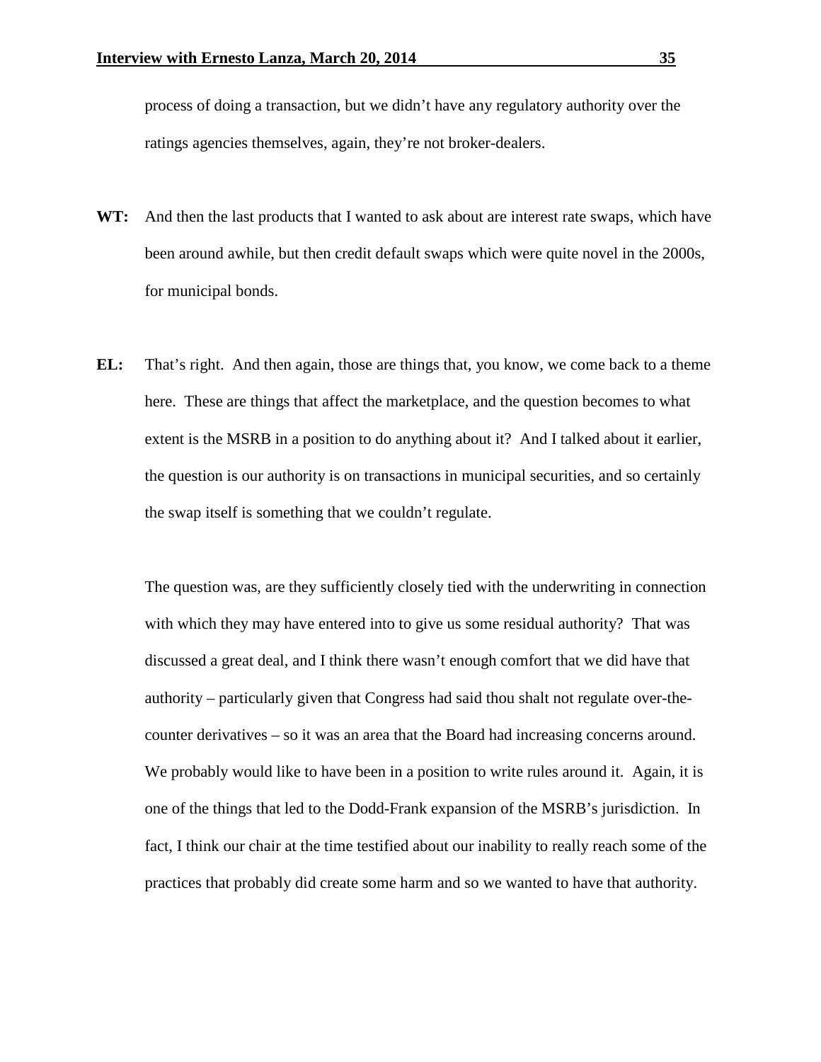process of doing a transaction, but we didn't have any regulatory authority over the ratings agencies themselves, again, they're not broker-dealers.

**WT:** And then the last products that I wanted to ask about are interest rate swaps, which have been around awhile, but then credit default swaps which were quite novel in the 2000s, for municipal bonds.

**EL:** That's right. And then again, those are things that, you know, we come back to a theme here. These are things that affect the marketplace, and the question becomes to what extent is the MSRB in a position to do anything about it? And I talked about it earlier, the question is our authority is on transactions in municipal securities, and so certainly the swap itself is something that we couldn't regulate.

The question was, are they sufficiently closely tied with the underwriting in connection with which they may have entered into to give us some residual authority? That was discussed a great deal, and I think there wasn't enough comfort that we did have that authority – particularly given that Congress had said thou shalt not regulate over-the-counter derivatives – so it was an area that the Board had increasing concerns around. We probably would like to have been in a position to write rules around it. Again, it is one of the things that led to the Dodd-Frank expansion of the MSRB's jurisdiction. In fact, I think our chair at the time testified about our inability to really reach some of the practices that probably did create some harm and so we wanted to have that authority.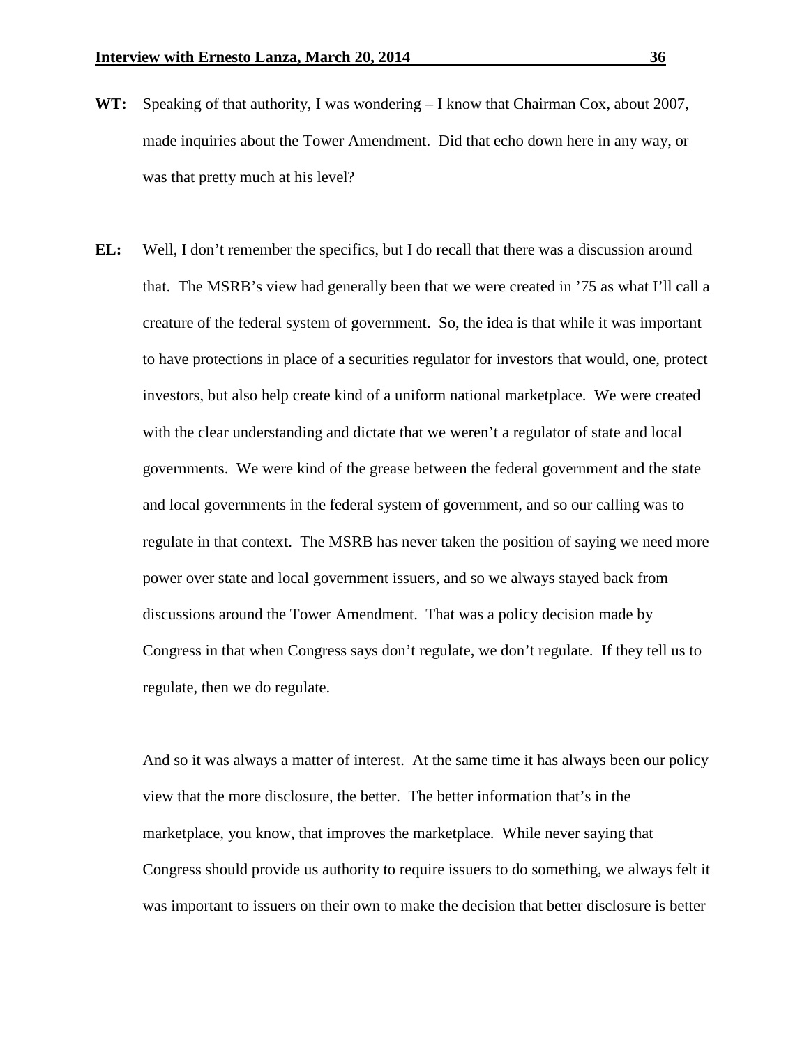**WT:** Speaking of that authority, I was wondering – I know that Chairman Cox, about 2007, made inquiries about the Tower Amendment. Did that echo down here in any way, or was that pretty much at his level?

**EL:** Well, I don't remember the specifics, but I do recall that there was a discussion around that. The MSRB's view had generally been that we were created in '75 as what I'll call a creature of the federal system of government. So, the idea is that while it was important to have protections in place of a securities regulator for investors that would, one, protect investors, but also help create kind of a uniform national marketplace. We were created with the clear understanding and dictate that we weren't a regulator of state and local governments. We were kind of the grease between the federal government and the state and local governments in the federal system of government, and so our calling was to regulate in that context. The MSRB has never taken the position of saying we need more power over state and local government issuers, and so we always stayed back from discussions around the Tower Amendment. That was a policy decision made by Congress in that when Congress says don't regulate, we don't regulate. If they tell us to regulate, then we do regulate.

And so it was always a matter of interest. At the same time it has always been our policy view that the more disclosure, the better. The better information that's in the marketplace, you know, that improves the marketplace. While never saying that Congress should provide us authority to require issuers to do something, we always felt it was important to issuers on their own to make the decision that better disclosure is better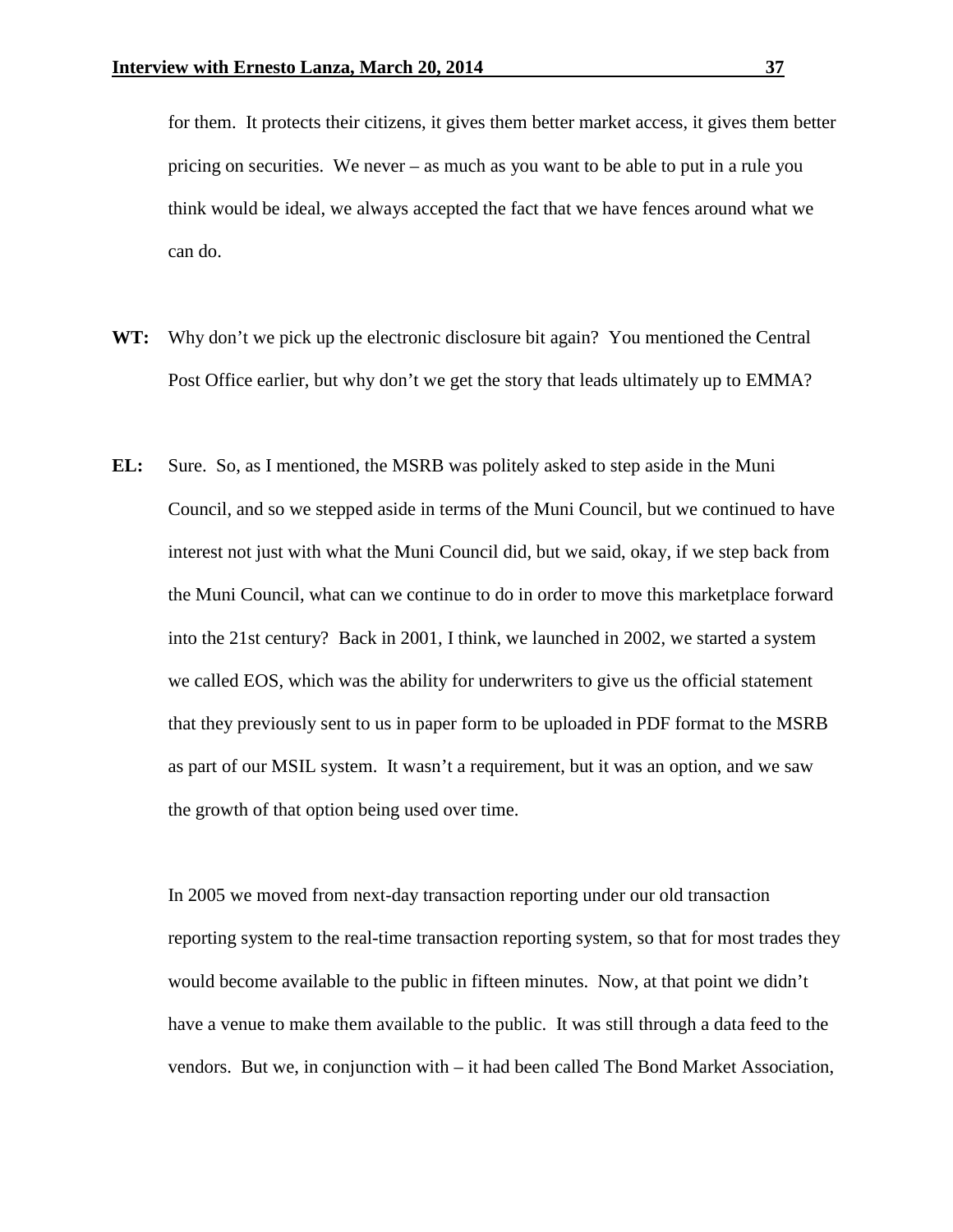for them. It protects their citizens, it gives them better market access, it gives them better pricing on securities. We never – as much as you want to be able to put in a rule you think would be ideal, we always accepted the fact that we have fences around what we can do.

**WT:** Why don't we pick up the electronic disclosure bit again? You mentioned the Central Post Office earlier, but why don't we get the story that leads ultimately up to EMMA?

**EL:** Sure. So, as I mentioned, the MSRB was politely asked to step aside in the Muni Council, and so we stepped aside in terms of the Muni Council, but we continued to have interest not just with what the Muni Council did, but we said, okay, if we step back from the Muni Council, what can we continue to do in order to move this marketplace forward into the 21st century? Back in 2001, I think, we launched in 2002, we started a system we called EOS, which was the ability for underwriters to give us the official statement that they previously sent to us in paper form to be uploaded in PDF format to the MSRB as part of our MSIL system. It wasn't a requirement, but it was an option, and we saw the growth of that option being used over time.

In 2005 we moved from next-day transaction reporting under our old transaction reporting system to the real-time transaction reporting system, so that for most trades they would become available to the public in fifteen minutes. Now, at that point we didn't have a venue to make them available to the public. It was still through a data feed to the vendors. But we, in conjunction with – it had been called The Bond Market Association,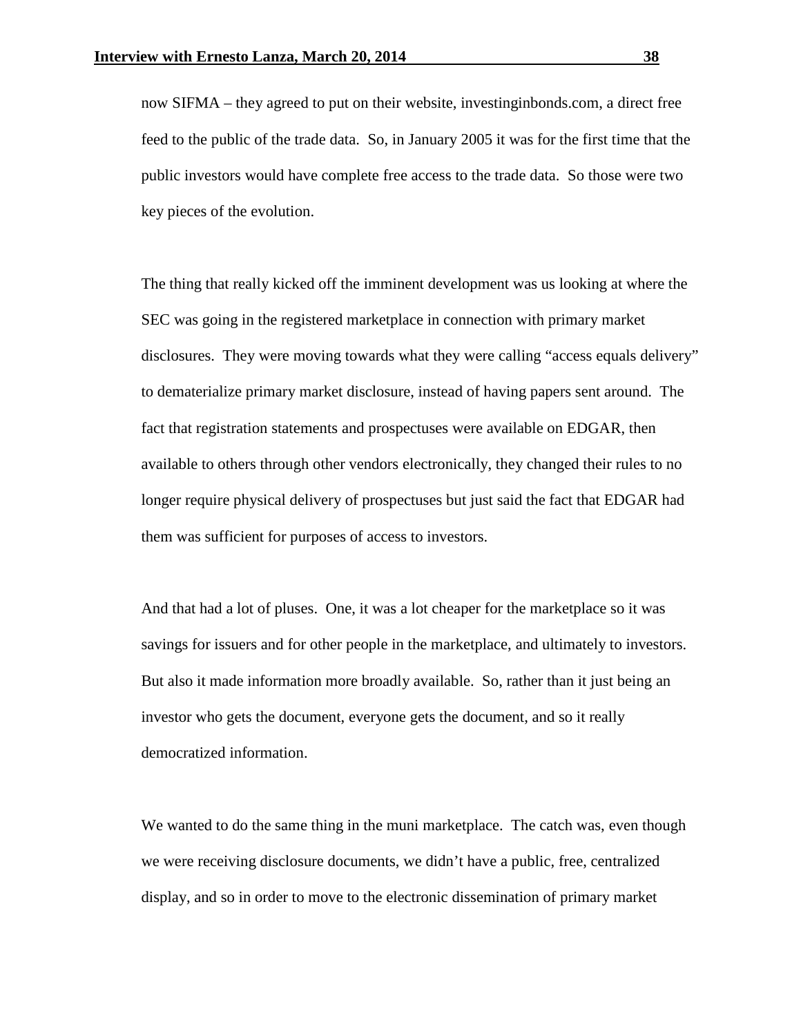now SIFMA – they agreed to put on their website, investinginbonds.com, a direct free feed to the public of the trade data. So, in January 2005 it was for the first time that the public investors would have complete free access to the trade data. So those were two key pieces of the evolution.

The thing that really kicked off the imminent development was us looking at where the SEC was going in the registered marketplace in connection with primary market disclosures. They were moving towards what they were calling "access equals delivery" to dematerialize primary market disclosure, instead of having papers sent around. The fact that registration statements and prospectuses were available on EDGAR, then available to others through other vendors electronically, they changed their rules to no longer require physical delivery of prospectuses but just said the fact that EDGAR had them was sufficient for purposes of access to investors.

And that had a lot of pluses. One, it was a lot cheaper for the marketplace so it was savings for issuers and for other people in the marketplace, and ultimately to investors. But also it made information more broadly available. So, rather than it just being an investor who gets the document, everyone gets the document, and so it really democratized information.

We wanted to do the same thing in the muni marketplace. The catch was, even though we were receiving disclosure documents, we didn't have a public, free, centralized display, and so in order to move to the electronic dissemination of primary market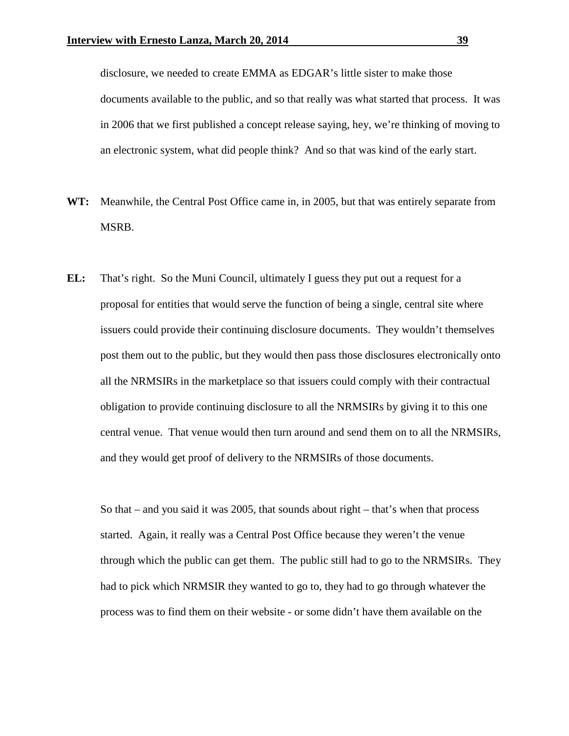disclosure, we needed to create EMMA as EDGAR's little sister to make those documents available to the public, and so that really was what started that process. It was in 2006 that we first published a concept release saying, hey, we're thinking of moving to an electronic system, what did people think? And so that was kind of the early start.

**WT:** Meanwhile, the Central Post Office came in, in 2005, but that was entirely separate from MSRB.

**EL:** That's right. So the Muni Council, ultimately I guess they put out a request for a proposal for entities that would serve the function of being a single, central site where issuers could provide their continuing disclosure documents. They wouldn't themselves post them out to the public, but they would then pass those disclosures electronically onto all the NRMSIRs in the marketplace so that issuers could comply with their contractual obligation to provide continuing disclosure to all the NRMSIRs by giving it to this one central venue. That venue would then turn around and send them on to all the NRMSIRs, and they would get proof of delivery to the NRMSIRs of those documents.

So that – and you said it was 2005, that sounds about right – that's when that process started. Again, it really was a Central Post Office because they weren't the venue through which the public can get them. The public still had to go to the NRMSIRs. They had to pick which NRMSIR they wanted to go to, they had to go through whatever the process was to find them on their website - or some didn't have them available on the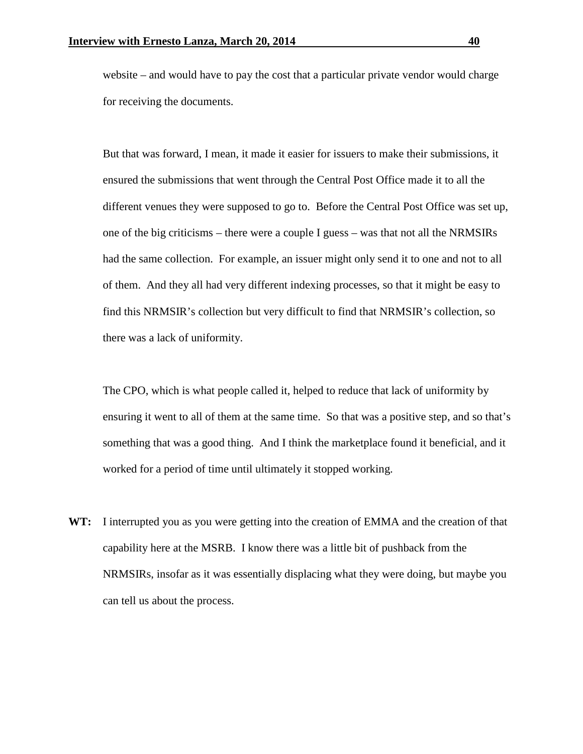website – and would have to pay the cost that a particular private vendor would charge for receiving the documents.

But that was forward, I mean, it made it easier for issuers to make their submissions, it ensured the submissions that went through the Central Post Office made it to all the different venues they were supposed to go to. Before the Central Post Office was set up, one of the big criticisms – there were a couple I guess – was that not all the NRMSIRs had the same collection. For example, an issuer might only send it to one and not to all of them. And they all had very different indexing processes, so that it might be easy to find this NRMSIR's collection but very difficult to find that NRMSIR's collection, so there was a lack of uniformity.

The CPO, which is what people called it, helped to reduce that lack of uniformity by ensuring it went to all of them at the same time. So that was a positive step, and so that's something that was a good thing. And I think the marketplace found it beneficial, and it worked for a period of time until ultimately it stopped working.

**WT:** I interrupted you as you were getting into the creation of EMMA and the creation of that capability here at the MSRB. I know there was a little bit of pushback from the NRMSIRs, insofar as it was essentially displacing what they were doing, but maybe you can tell us about the process.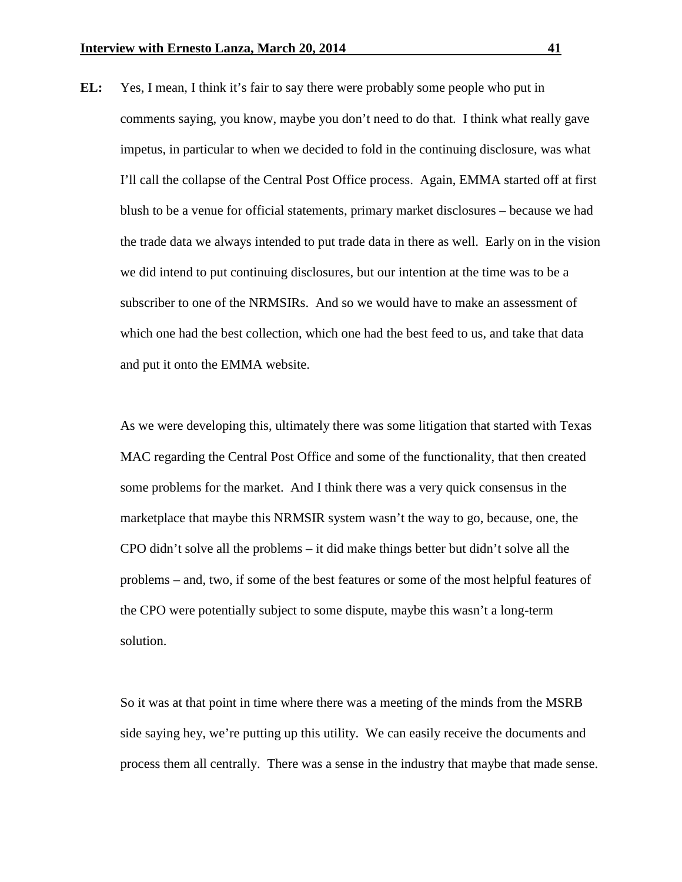**EL:** Yes, I mean, I think it's fair to say there were probably some people who put in comments saying, you know, maybe you don't need to do that. I think what really gave impetus, in particular to when we decided to fold in the continuing disclosure, was what I'll call the collapse of the Central Post Office process. Again, EMMA started off at first blush to be a venue for official statements, primary market disclosures – because we had the trade data we always intended to put trade data in there as well. Early on in the vision we did intend to put continuing disclosures, but our intention at the time was to be a subscriber to one of the NRMSIRs. And so we would have to make an assessment of which one had the best collection, which one had the best feed to us, and take that data and put it onto the EMMA website.

As we were developing this, ultimately there was some litigation that started with Texas MAC regarding the Central Post Office and some of the functionality, that then created some problems for the market. And I think there was a very quick consensus in the marketplace that maybe this NRMSIR system wasn't the way to go, because, one, the CPO didn't solve all the problems – it did make things better but didn't solve all the problems – and, two, if some of the best features or some of the most helpful features of the CPO were potentially subject to some dispute, maybe this wasn't a long-term solution.

So it was at that point in time where there was a meeting of the minds from the MSRB side saying hey, we're putting up this utility. We can easily receive the documents and process them all centrally. There was a sense in the industry that maybe that made sense.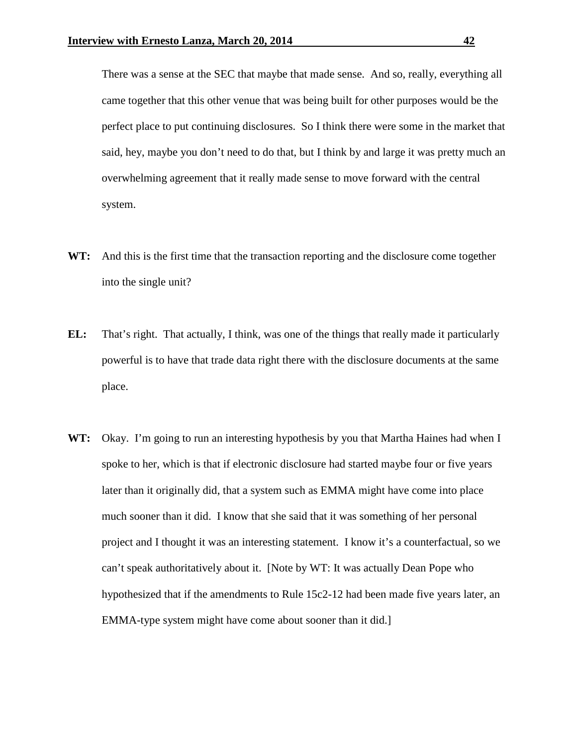There was a sense at the SEC that maybe that made sense. And so, really, everything all came together that this other venue that was being built for other purposes would be the perfect place to put continuing disclosures. So I think there were some in the market that said, hey, maybe you don't need to do that, but I think by and large it was pretty much an overwhelming agreement that it really made sense to move forward with the central system.

**WT:** And this is the first time that the transaction reporting and the disclosure come together into the single unit?

**EL:** That's right. That actually, I think, was one of the things that really made it particularly powerful is to have that trade data right there with the disclosure documents at the same place.

**WT:** Okay. I'm going to run an interesting hypothesis by you that Martha Haines had when I spoke to her, which is that if electronic disclosure had started maybe four or five years later than it originally did, that a system such as EMMA might have come into place much sooner than it did. I know that she said that it was something of her personal project and I thought it was an interesting statement. I know it's a counterfactual, so we can't speak authoritatively about it. [Note by WT: It was actually Dean Pope who hypothesized that if the amendments to Rule 15c2-12 had been made five years later, an EMMA-type system might have come about sooner than it did.]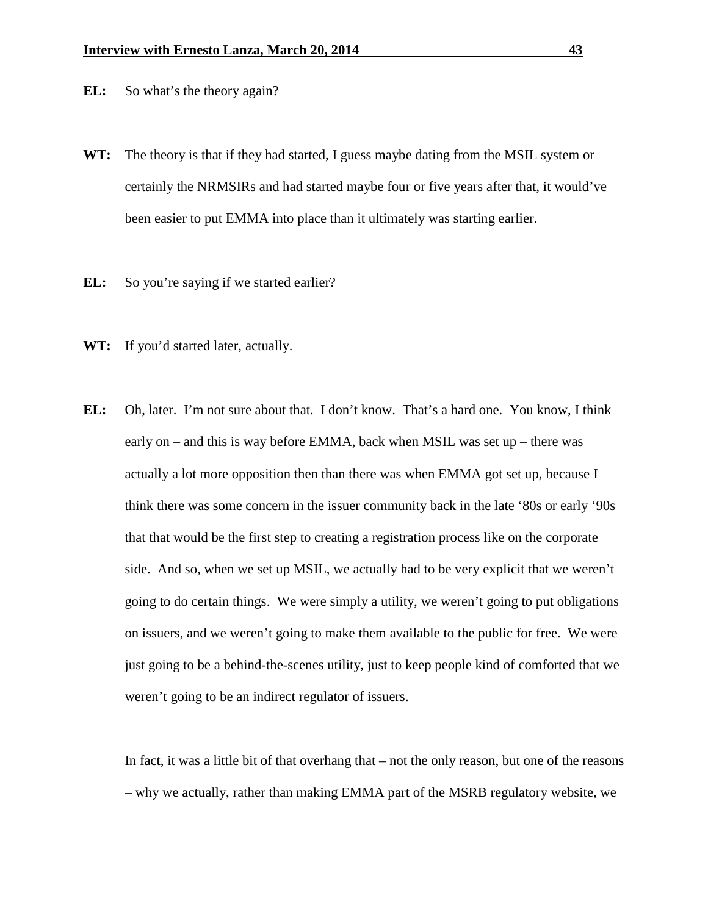**EL:** So what's the theory again?

**WT:** The theory is that if they had started, I guess maybe dating from the MSIL system or certainly the NRMSIRs and had started maybe four or five years after that, it would've been easier to put EMMA into place than it ultimately was starting earlier.

**EL:** So you're saying if we started earlier?

**WT:** If you'd started later, actually.

**EL:** Oh, later. I'm not sure about that. I don't know. That's a hard one. You know, I think early on – and this is way before EMMA, back when MSIL was set up – there was actually a lot more opposition then than there was when EMMA got set up, because I think there was some concern in the issuer community back in the late '80s or early '90s that that would be the first step to creating a registration process like on the corporate side. And so, when we set up MSIL, we actually had to be very explicit that we weren't going to do certain things. We were simply a utility, we weren't going to put obligations on issuers, and we weren't going to make them available to the public for free. We were just going to be a behind-the-scenes utility, just to keep people kind of comforted that we weren't going to be an indirect regulator of issuers.

In fact, it was a little bit of that overhang that – not the only reason, but one of the reasons – why we actually, rather than making EMMA part of the MSRB regulatory website, we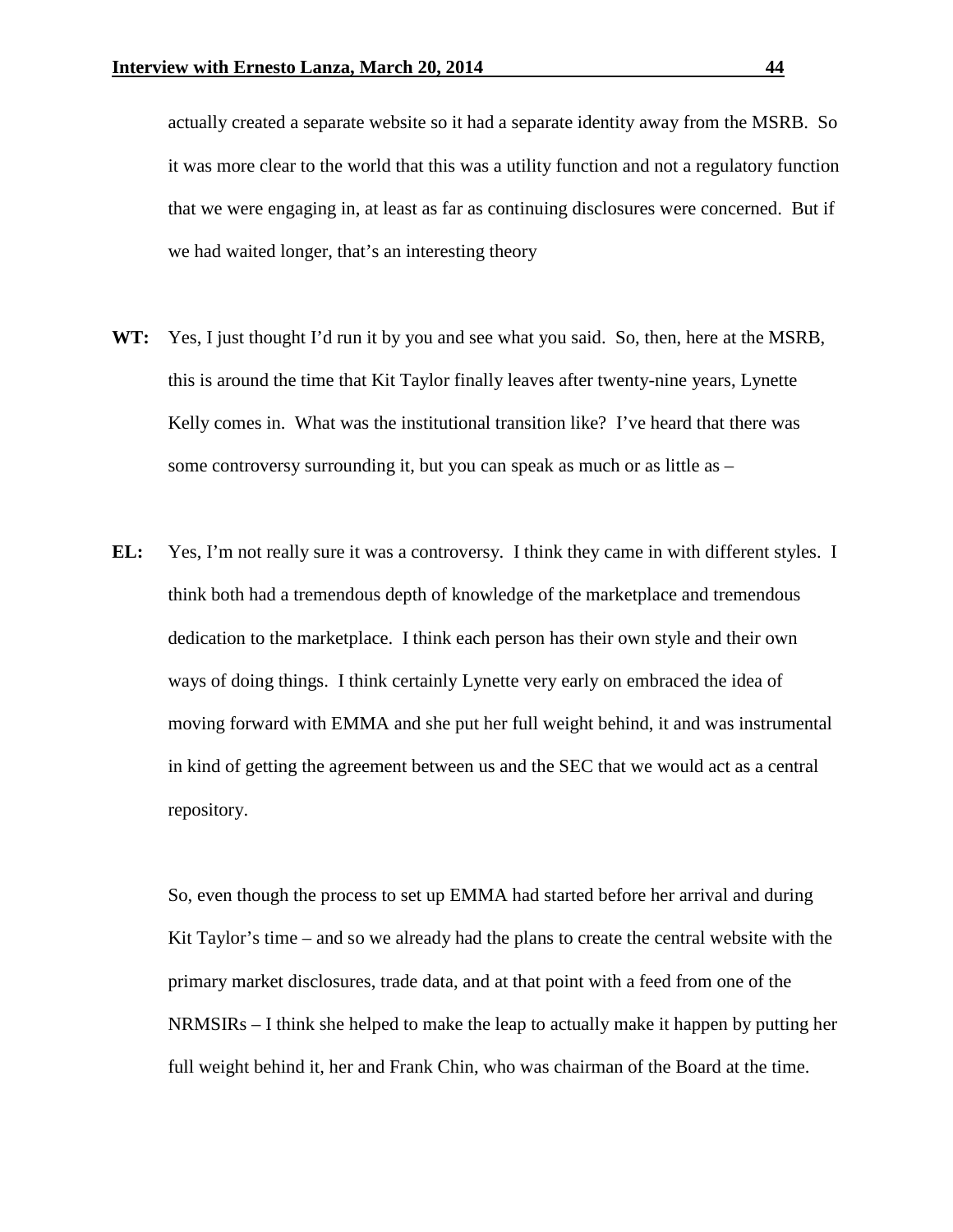actually created a separate website so it had a separate identity away from the MSRB. So it was more clear to the world that this was a utility function and not a regulatory function that we were engaging in, at least as far as continuing disclosures were concerned. But if we had waited longer, that's an interesting theory

**WT:** Yes, I just thought I'd run it by you and see what you said. So, then, here at the MSRB, this is around the time that Kit Taylor finally leaves after twenty-nine years, Lynette Kelly comes in. What was the institutional transition like? I've heard that there was some controversy surrounding it, but you can speak as much or as little as –

**EL:** Yes, I'm not really sure it was a controversy. I think they came in with different styles. I think both had a tremendous depth of knowledge of the marketplace and tremendous dedication to the marketplace. I think each person has their own style and their own ways of doing things. I think certainly Lynette very early on embraced the idea of moving forward with EMMA and she put her full weight behind, it and was instrumental in kind of getting the agreement between us and the SEC that we would act as a central repository.

So, even though the process to set up EMMA had started before her arrival and during Kit Taylor's time – and so we already had the plans to create the central website with the primary market disclosures, trade data, and at that point with a feed from one of the NRMSIRs – I think she helped to make the leap to actually make it happen by putting her full weight behind it, her and Frank Chin, who was chairman of the Board at the time.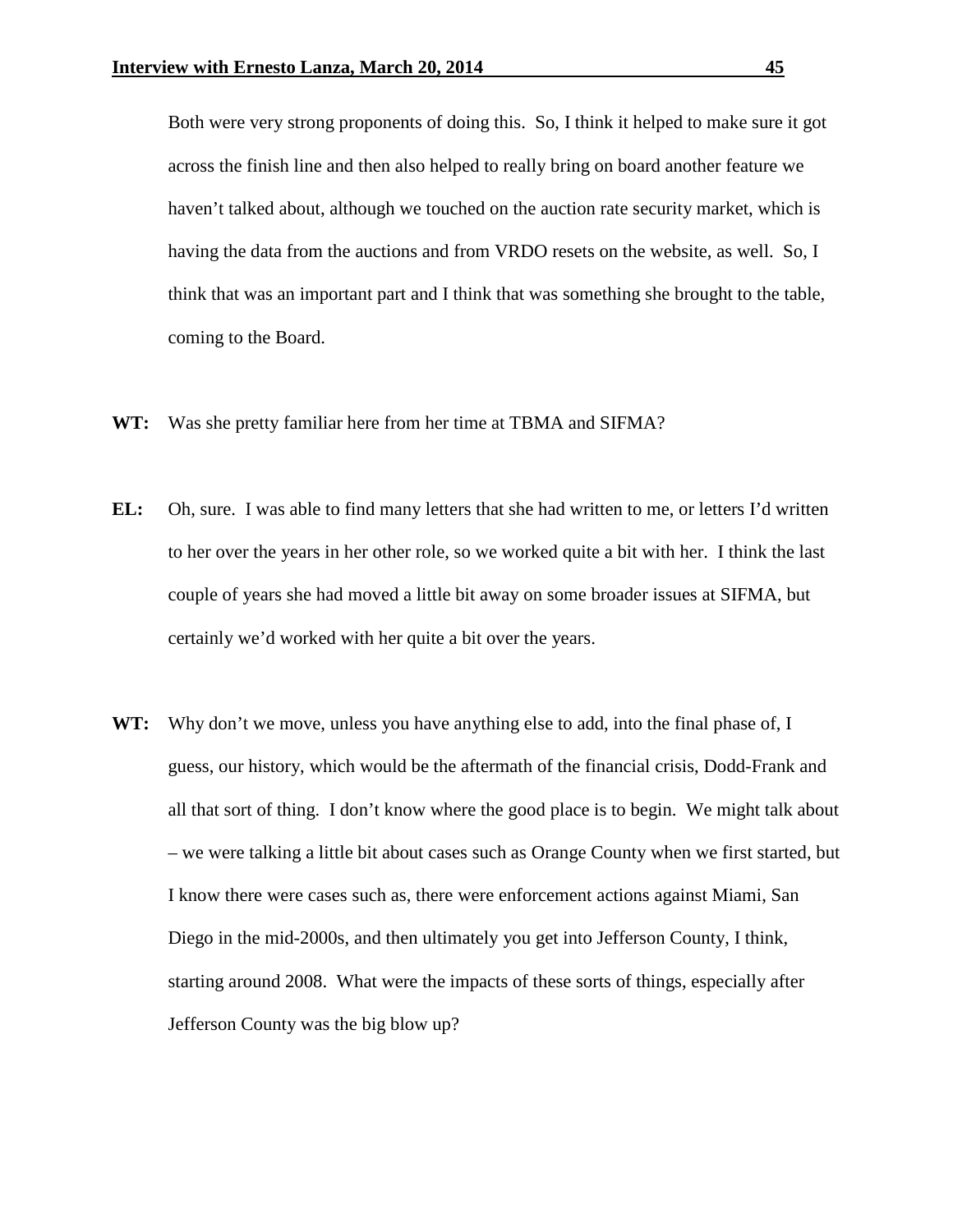Both were very strong proponents of doing this. So, I think it helped to make sure it got across the finish line and then also helped to really bring on board another feature we haven't talked about, although we touched on the auction rate security market, which is having the data from the auctions and from VRDO resets on the website, as well. So, I think that was an important part and I think that was something she brought to the table, coming to the Board.

**WT:** Was she pretty familiar here from her time at TBMA and SIFMA?

**EL:** Oh, sure. I was able to find many letters that she had written to me, or letters I'd written to her over the years in her other role, so we worked quite a bit with her. I think the last couple of years she had moved a little bit away on some broader issues at SIFMA, but certainly we'd worked with her quite a bit over the years.

**WT:** Why don't we move, unless you have anything else to add, into the final phase of, I guess, our history, which would be the aftermath of the financial crisis, Dodd-Frank and all that sort of thing. I don't know where the good place is to begin. We might talk about – we were talking a little bit about cases such as Orange County when we first started, but I know there were cases such as, there were enforcement actions against Miami, San Diego in the mid-2000s, and then ultimately you get into Jefferson County, I think, starting around 2008. What were the impacts of these sorts of things, especially after Jefferson County was the big blow up?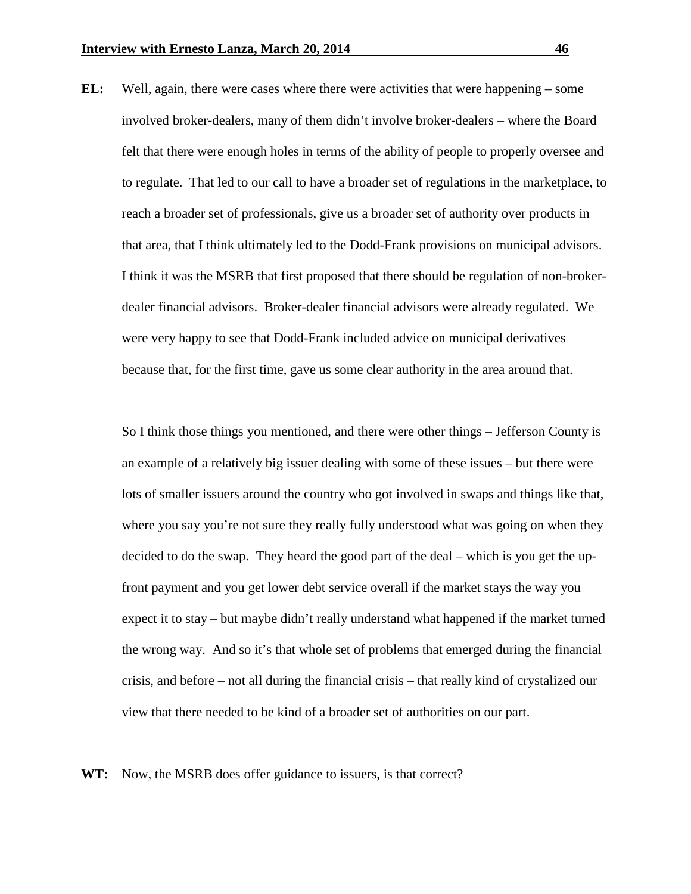**EL:** Well, again, there were cases where there were activities that were happening – some involved broker-dealers, many of them didn't involve broker-dealers – where the Board felt that there were enough holes in terms of the ability of people to properly oversee and to regulate. That led to our call to have a broader set of regulations in the marketplace, to reach a broader set of professionals, give us a broader set of authority over products in that area, that I think ultimately led to the Dodd-Frank provisions on municipal advisors. I think it was the MSRB that first proposed that there should be regulation of non-broker-dealer financial advisors. Broker-dealer financial advisors were already regulated. We were very happy to see that Dodd-Frank included advice on municipal derivatives because that, for the first time, gave us some clear authority in the area around that.

So I think those things you mentioned, and there were other things – Jefferson County is an example of a relatively big issuer dealing with some of these issues – but there were lots of smaller issuers around the country who got involved in swaps and things like that, where you say you're not sure they really fully understood what was going on when they decided to do the swap. They heard the good part of the deal – which is you get the up-front payment and you get lower debt service overall if the market stays the way you expect it to stay – but maybe didn't really understand what happened if the market turned the wrong way. And so it's that whole set of problems that emerged during the financial crisis, and before – not all during the financial crisis – that really kind of crystalized our view that there needed to be kind of a broader set of authorities on our part.

**WT:** Now, the MSRB does offer guidance to issuers, is that correct?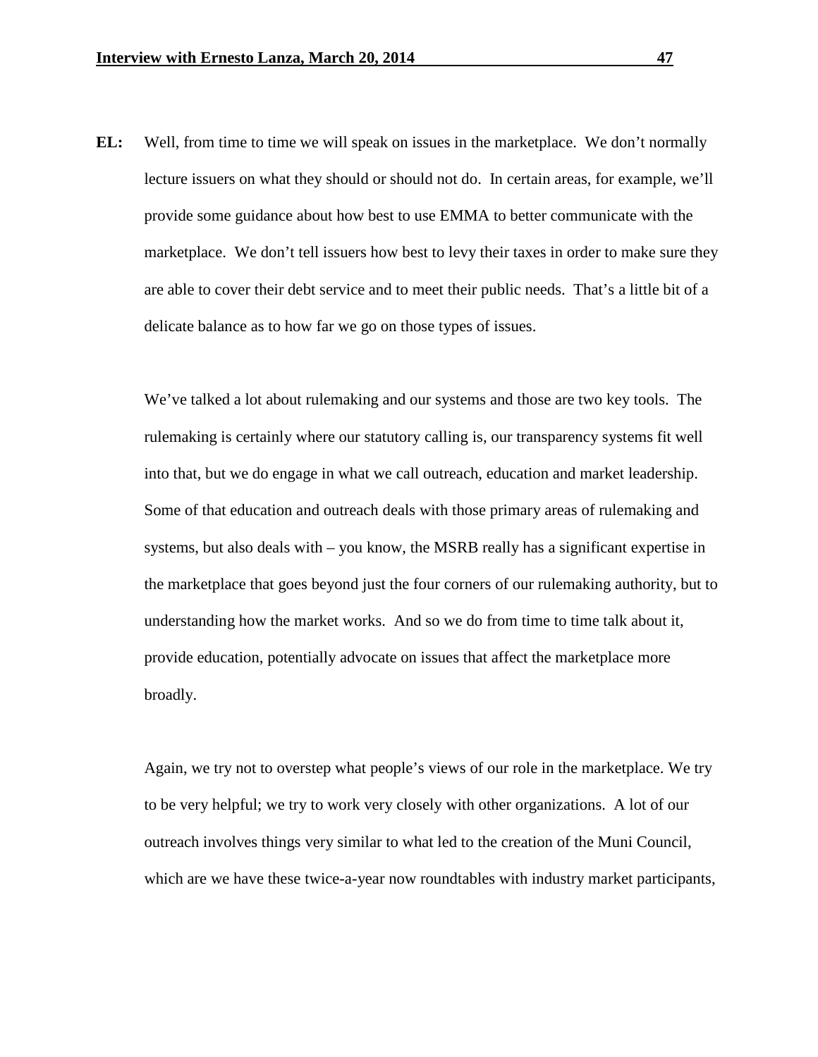**EL:** Well, from time to time we will speak on issues in the marketplace. We don't normally lecture issuers on what they should or should not do. In certain areas, for example, we'll provide some guidance about how best to use EMMA to better communicate with the marketplace. We don't tell issuers how best to levy their taxes in order to make sure they are able to cover their debt service and to meet their public needs. That's a little bit of a delicate balance as to how far we go on those types of issues.

We've talked a lot about rulemaking and our systems and those are two key tools. The rulemaking is certainly where our statutory calling is, our transparency systems fit well into that, but we do engage in what we call outreach, education and market leadership. Some of that education and outreach deals with those primary areas of rulemaking and systems, but also deals with – you know, the MSRB really has a significant expertise in the marketplace that goes beyond just the four corners of our rulemaking authority, but to understanding how the market works. And so we do from time to time talk about it, provide education, potentially advocate on issues that affect the marketplace more broadly.

Again, we try not to overstep what people's views of our role in the marketplace. We try to be very helpful; we try to work very closely with other organizations. A lot of our outreach involves things very similar to what led to the creation of the Muni Council, which are we have these twice-a-year now roundtables with industry market participants,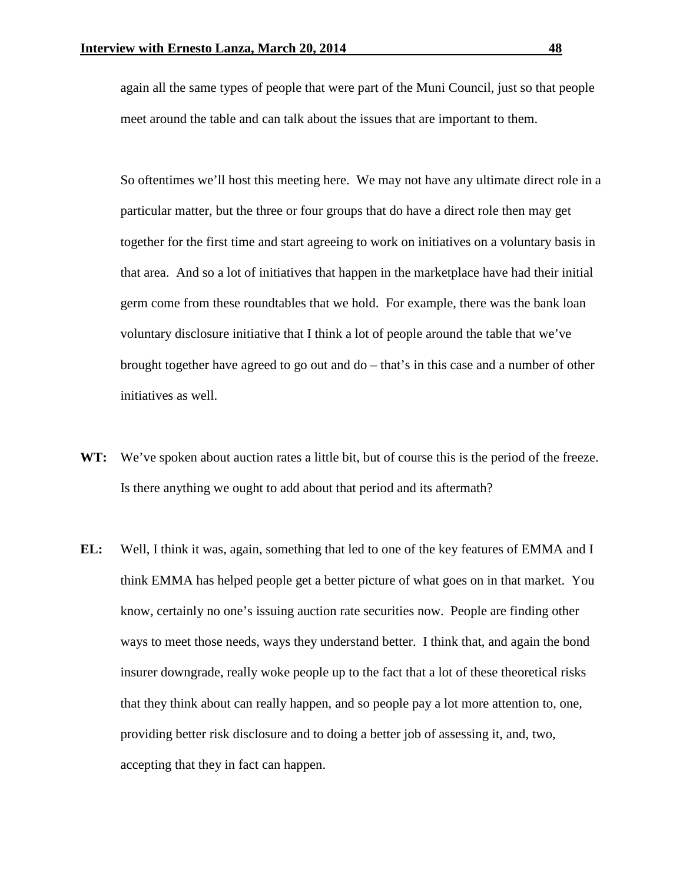again all the same types of people that were part of the Muni Council, just so that people meet around the table and can talk about the issues that are important to them.

So oftentimes we'll host this meeting here. We may not have any ultimate direct role in a particular matter, but the three or four groups that do have a direct role then may get together for the first time and start agreeing to work on initiatives on a voluntary basis in that area. And so a lot of initiatives that happen in the marketplace have had their initial germ come from these roundtables that we hold. For example, there was the bank loan voluntary disclosure initiative that I think a lot of people around the table that we've brought together have agreed to go out and do – that's in this case and a number of other initiatives as well.

**WT:** We've spoken about auction rates a little bit, but of course this is the period of the freeze. Is there anything we ought to add about that period and its aftermath?

**EL:** Well, I think it was, again, something that led to one of the key features of EMMA and I think EMMA has helped people get a better picture of what goes on in that market. You know, certainly no one's issuing auction rate securities now. People are finding other ways to meet those needs, ways they understand better. I think that, and again the bond insurer downgrade, really woke people up to the fact that a lot of these theoretical risks that they think about can really happen, and so people pay a lot more attention to, one, providing better risk disclosure and to doing a better job of assessing it, and, two, accepting that they in fact can happen.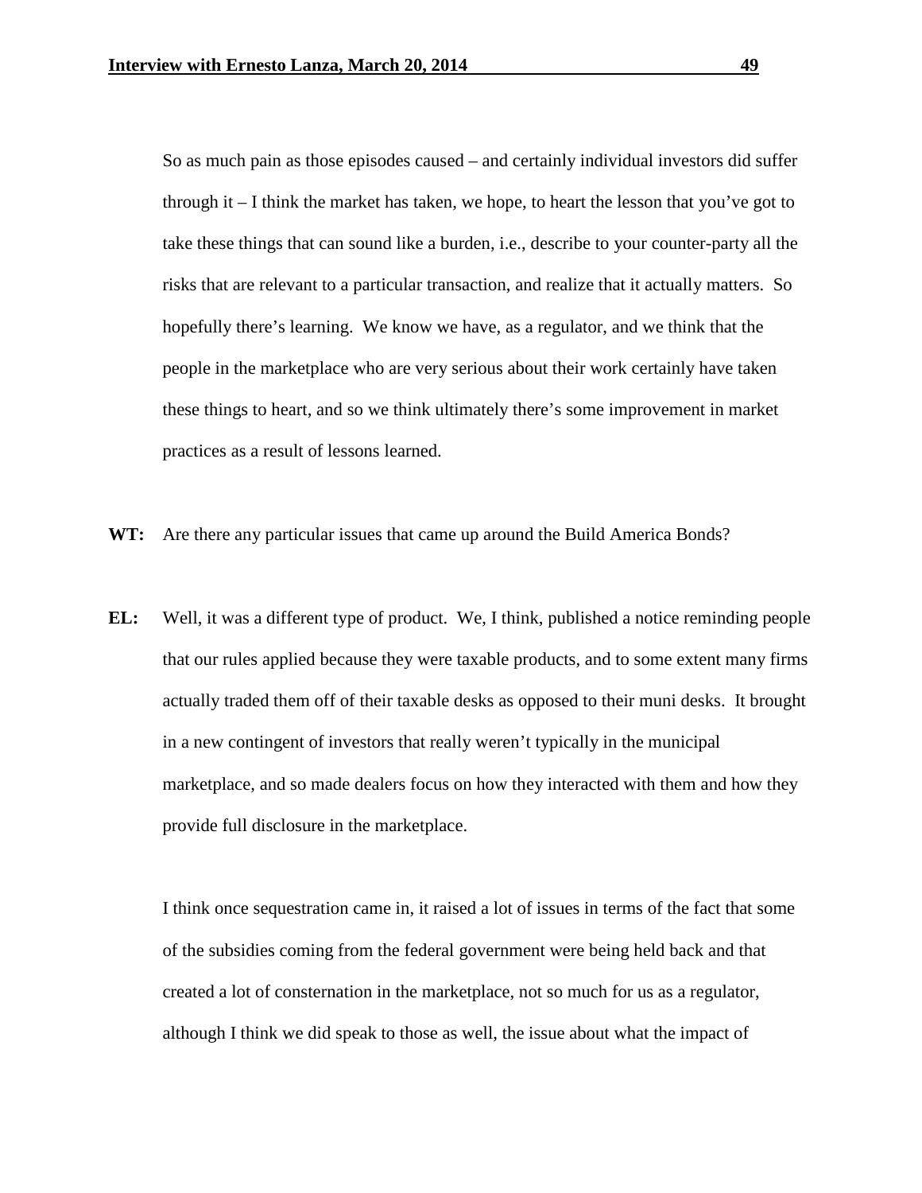So as much pain as those episodes caused – and certainly individual investors did suffer through it – I think the market has taken, we hope, to heart the lesson that you've got to take these things that can sound like a burden, i.e., describe to your counter-party all the risks that are relevant to a particular transaction, and realize that it actually matters. So hopefully there's learning. We know we have, as a regulator, and we think that the people in the marketplace who are very serious about their work certainly have taken these things to heart, and so we think ultimately there's some improvement in market practices as a result of lessons learned.

**WT:** Are there any particular issues that came up around the Build America Bonds?

**EL:** Well, it was a different type of product. We, I think, published a notice reminding people that our rules applied because they were taxable products, and to some extent many firms actually traded them off of their taxable desks as opposed to their muni desks. It brought in a new contingent of investors that really weren't typically in the municipal marketplace, and so made dealers focus on how they interacted with them and how they provide full disclosure in the marketplace.

I think once sequestration came in, it raised a lot of issues in terms of the fact that some of the subsidies coming from the federal government were being held back and that created a lot of consternation in the marketplace, not so much for us as a regulator, although I think we did speak to those as well, the issue about what the impact of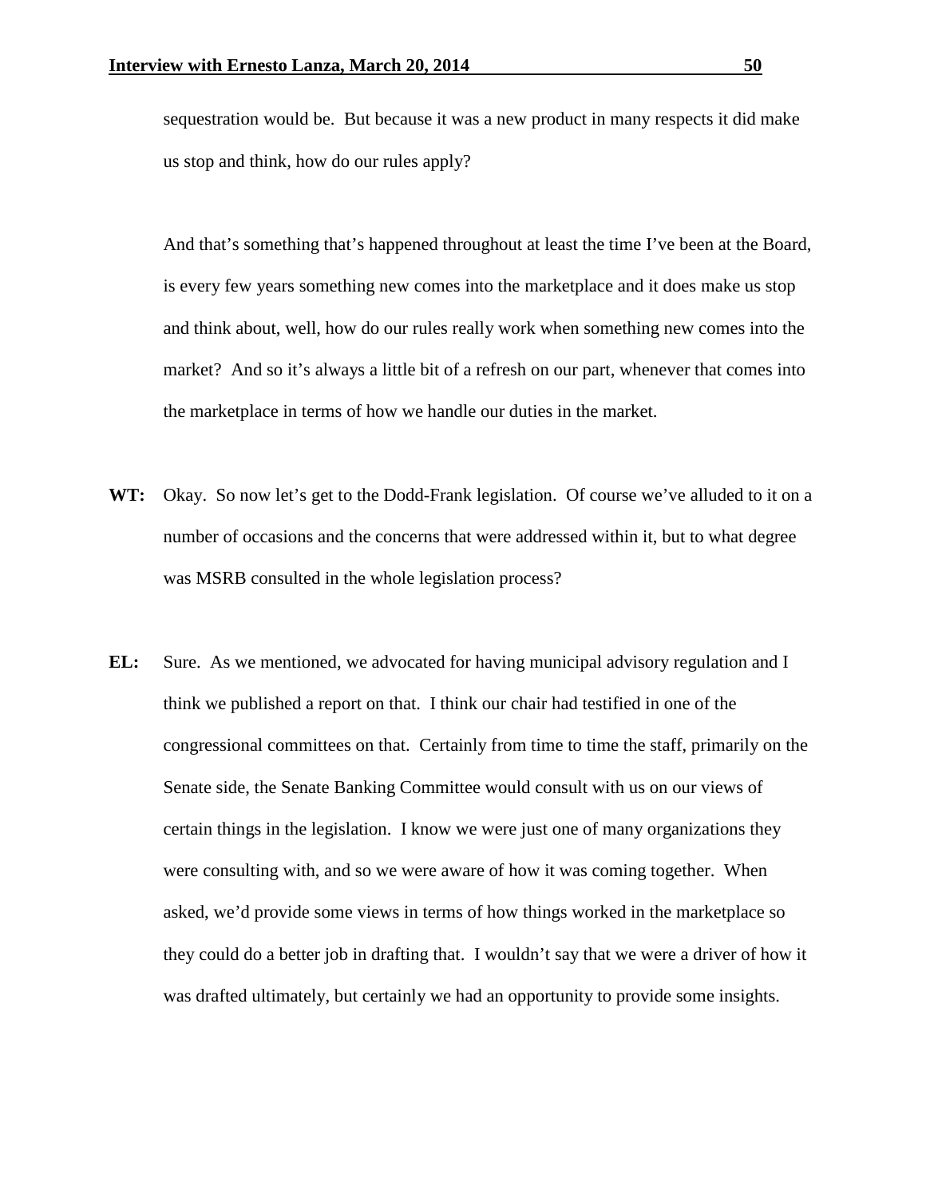sequestration would be. But because it was a new product in many respects it did make us stop and think, how do our rules apply?

And that's something that's happened throughout at least the time I've been at the Board, is every few years something new comes into the marketplace and it does make us stop and think about, well, how do our rules really work when something new comes into the market? And so it's always a little bit of a refresh on our part, whenever that comes into the marketplace in terms of how we handle our duties in the market.

**WT:** Okay. So now let's get to the Dodd-Frank legislation. Of course we've alluded to it on a number of occasions and the concerns that were addressed within it, but to what degree was MSRB consulted in the whole legislation process?

**EL:** Sure. As we mentioned, we advocated for having municipal advisory regulation and I think we published a report on that. I think our chair had testified in one of the congressional committees on that. Certainly from time to time the staff, primarily on the Senate side, the Senate Banking Committee would consult with us on our views of certain things in the legislation. I know we were just one of many organizations they were consulting with, and so we were aware of how it was coming together. When asked, we'd provide some views in terms of how things worked in the marketplace so they could do a better job in drafting that. I wouldn't say that we were a driver of how it was drafted ultimately, but certainly we had an opportunity to provide some insights.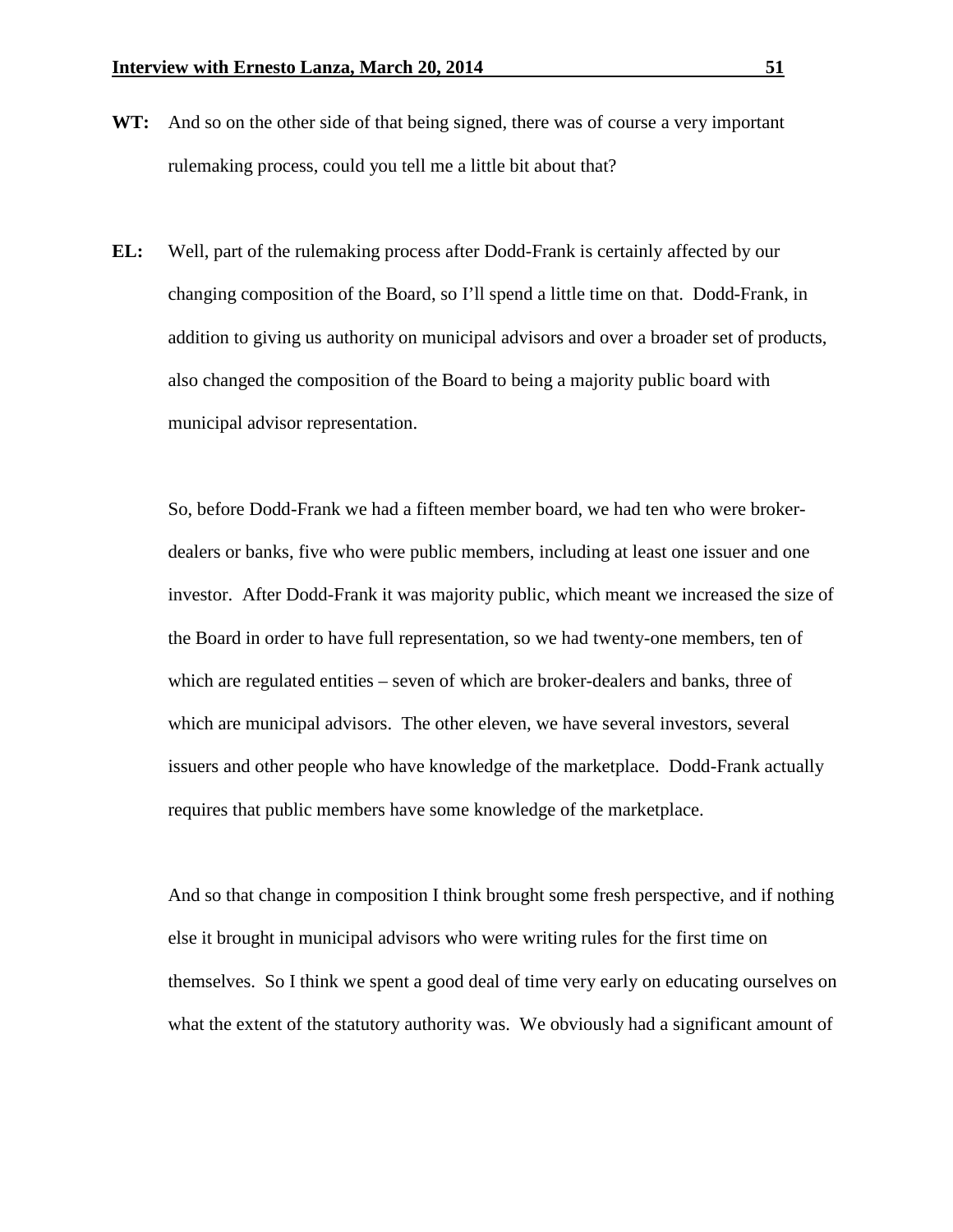**WT:** And so on the other side of that being signed, there was of course a very important rulemaking process, could you tell me a little bit about that?

**EL:** Well, part of the rulemaking process after Dodd-Frank is certainly affected by our changing composition of the Board, so I'll spend a little time on that. Dodd-Frank, in addition to giving us authority on municipal advisors and over a broader set of products, also changed the composition of the Board to being a majority public board with municipal advisor representation.

So, before Dodd-Frank we had a fifteen member board, we had ten who were broker-dealers or banks, five who were public members, including at least one issuer and one investor. After Dodd-Frank it was majority public, which meant we increased the size of the Board in order to have full representation, so we had twenty-one members, ten of which are regulated entities – seven of which are broker-dealers and banks, three of which are municipal advisors. The other eleven, we have several investors, several issuers and other people who have knowledge of the marketplace. Dodd-Frank actually requires that public members have some knowledge of the marketplace.

And so that change in composition I think brought some fresh perspective, and if nothing else it brought in municipal advisors who were writing rules for the first time on themselves. So I think we spent a good deal of time very early on educating ourselves on what the extent of the statutory authority was. We obviously had a significant amount of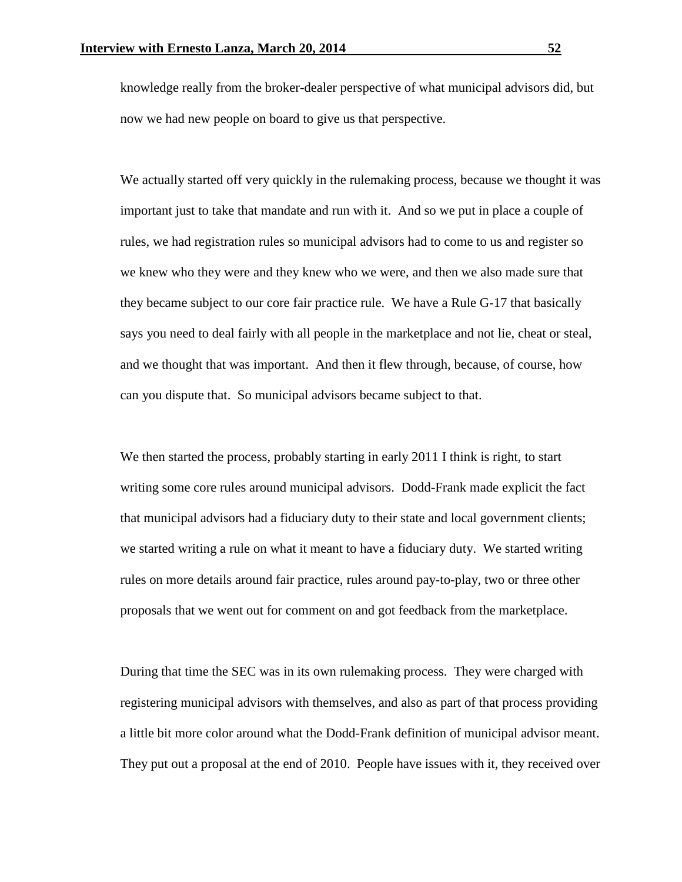knowledge really from the broker-dealer perspective of what municipal advisors did, but now we had new people on board to give us that perspective.

We actually started off very quickly in the rulemaking process, because we thought it was important just to take that mandate and run with it.  And so we put in place a couple of rules, we had registration rules so municipal advisors had to come to us and register so we knew who they were and they knew who we were, and then we also made sure that they became subject to our core fair practice rule.  We have a Rule G-17 that basically says you need to deal fairly with all people in the marketplace and not lie, cheat or steal, and we thought that was important.  And then it flew through, because, of course, how can you dispute that.  So municipal advisors became subject to that.

We then started the process, probably starting in early 2011 I think is right, to start writing some core rules around municipal advisors.  Dodd-Frank made explicit the fact that municipal advisors had a fiduciary duty to their state and local government clients; we started writing a rule on what it meant to have a fiduciary duty.  We started writing rules on more details around fair practice, rules around pay-to-play, two or three other proposals that we went out for comment on and got feedback from the marketplace.

During that time the SEC was in its own rulemaking process.  They were charged with registering municipal advisors with themselves, and also as part of that process providing a little bit more color around what the Dodd-Frank definition of municipal advisor meant. They put out a proposal at the end of 2010.  People have issues with it, they received over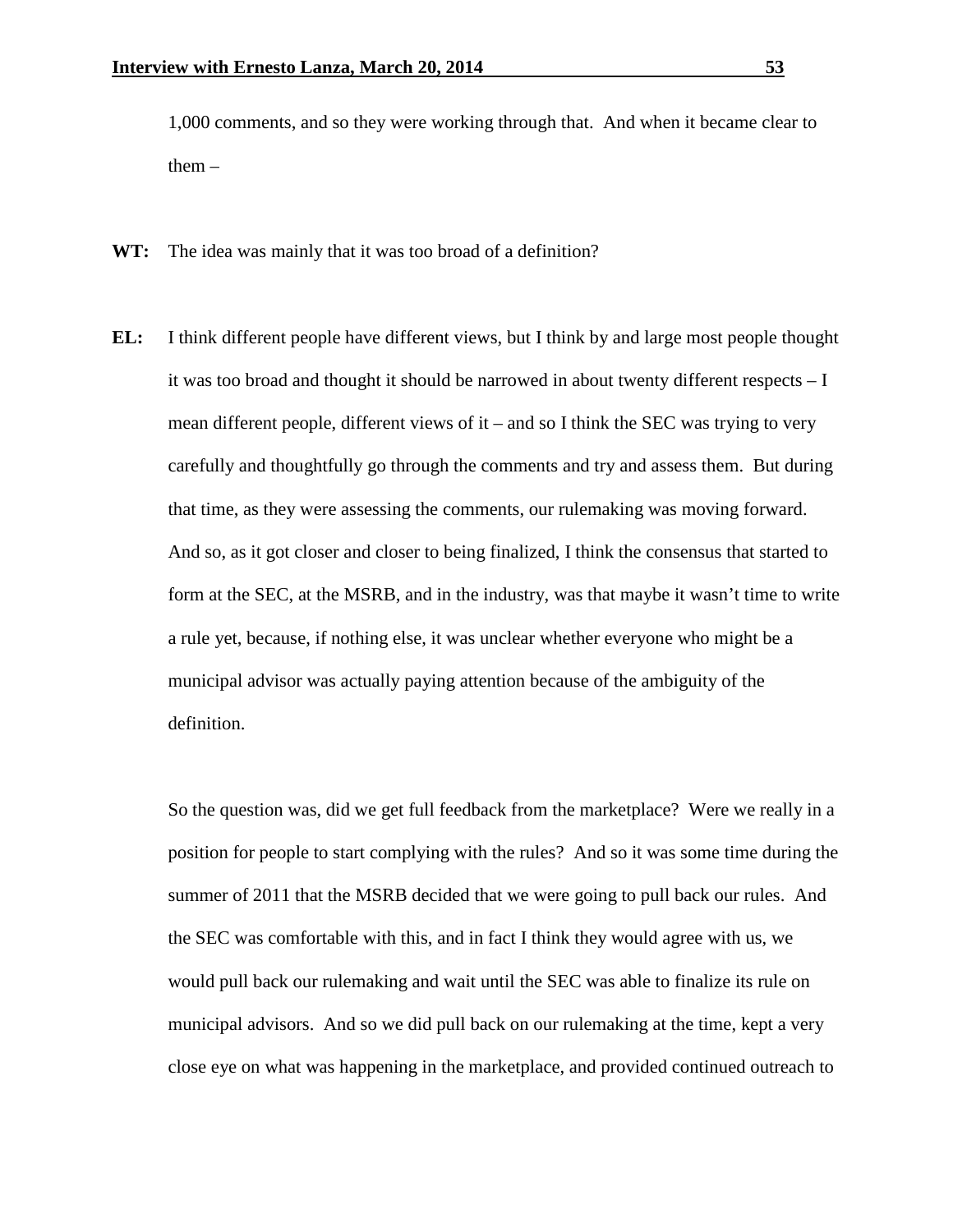1,000 comments, and so they were working through that. And when it became clear to them –

**WT:** The idea was mainly that it was too broad of a definition?

**EL:** I think different people have different views, but I think by and large most people thought it was too broad and thought it should be narrowed in about twenty different respects – I mean different people, different views of it – and so I think the SEC was trying to very carefully and thoughtfully go through the comments and try and assess them. But during that time, as they were assessing the comments, our rulemaking was moving forward. And so, as it got closer and closer to being finalized, I think the consensus that started to form at the SEC, at the MSRB, and in the industry, was that maybe it wasn't time to write a rule yet, because, if nothing else, it was unclear whether everyone who might be a municipal advisor was actually paying attention because of the ambiguity of the definition.

So the question was, did we get full feedback from the marketplace? Were we really in a position for people to start complying with the rules? And so it was some time during the summer of 2011 that the MSRB decided that we were going to pull back our rules. And the SEC was comfortable with this, and in fact I think they would agree with us, we would pull back our rulemaking and wait until the SEC was able to finalize its rule on municipal advisors. And so we did pull back on our rulemaking at the time, kept a very close eye on what was happening in the marketplace, and provided continued outreach to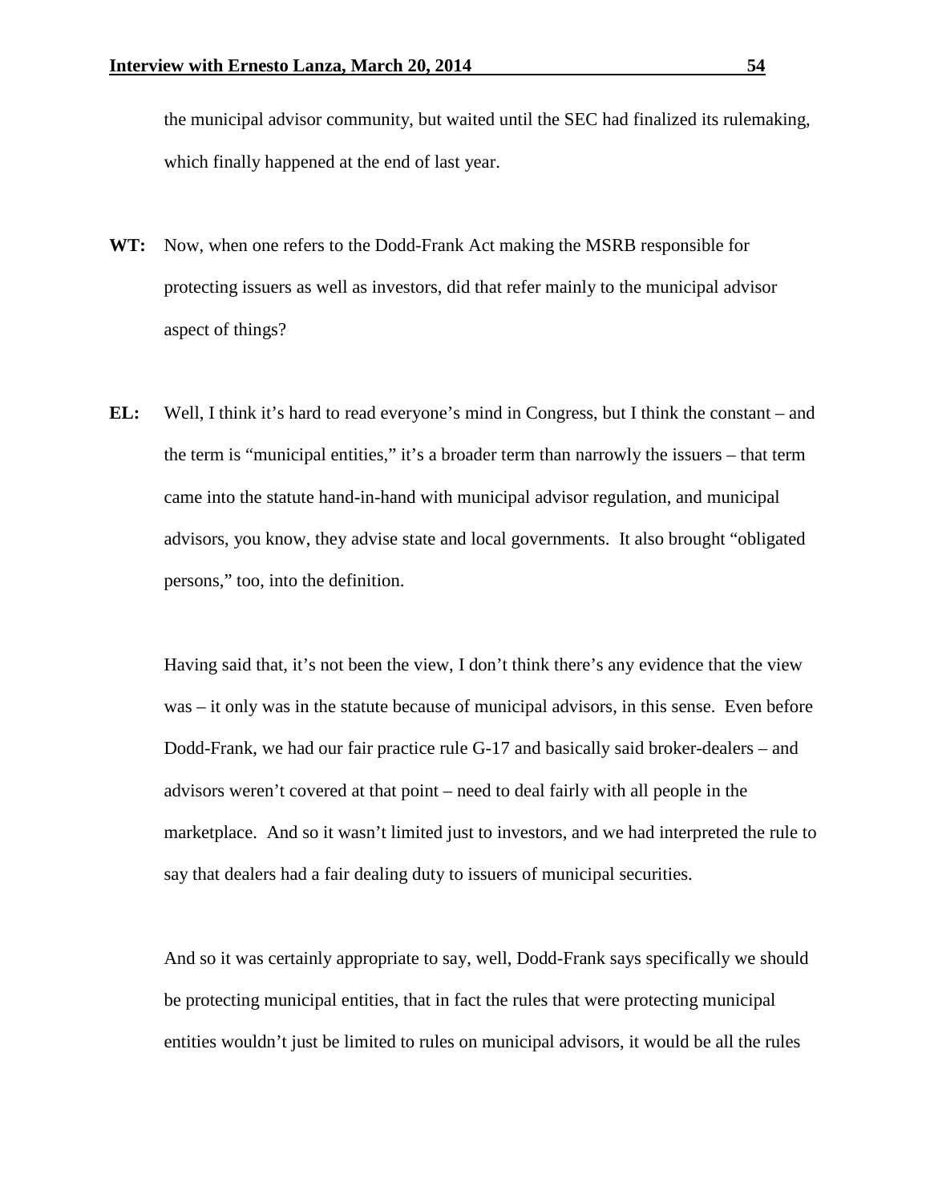the municipal advisor community, but waited until the SEC had finalized its rulemaking, which finally happened at the end of last year.

**WT:** Now, when one refers to the Dodd-Frank Act making the MSRB responsible for protecting issuers as well as investors, did that refer mainly to the municipal advisor aspect of things?

**EL:** Well, I think it's hard to read everyone's mind in Congress, but I think the constant – and the term is "municipal entities," it's a broader term than narrowly the issuers – that term came into the statute hand-in-hand with municipal advisor regulation, and municipal advisors, you know, they advise state and local governments. It also brought "obligated persons," too, into the definition.

Having said that, it's not been the view, I don't think there's any evidence that the view was – it only was in the statute because of municipal advisors, in this sense. Even before Dodd-Frank, we had our fair practice rule G-17 and basically said broker-dealers – and advisors weren't covered at that point – need to deal fairly with all people in the marketplace. And so it wasn't limited just to investors, and we had interpreted the rule to say that dealers had a fair dealing duty to issuers of municipal securities.

And so it was certainly appropriate to say, well, Dodd-Frank says specifically we should be protecting municipal entities, that in fact the rules that were protecting municipal entities wouldn't just be limited to rules on municipal advisors, it would be all the rules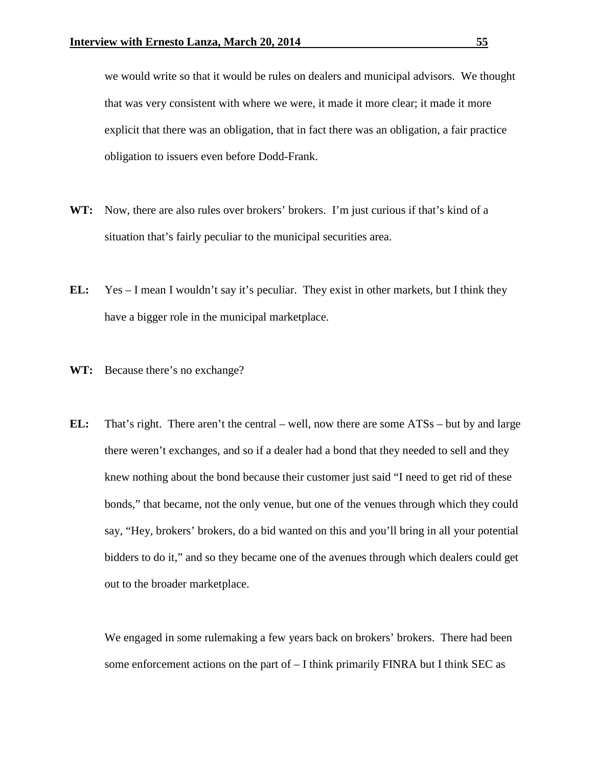we would write so that it would be rules on dealers and municipal advisors. We thought that was very consistent with where we were, it made it more clear; it made it more explicit that there was an obligation, that in fact there was an obligation, a fair practice obligation to issuers even before Dodd-Frank.

**WT:** Now, there are also rules over brokers' brokers. I'm just curious if that's kind of a situation that's fairly peculiar to the municipal securities area.

**EL:** Yes – I mean I wouldn't say it's peculiar. They exist in other markets, but I think they have a bigger role in the municipal marketplace.

**WT:** Because there's no exchange?

**EL:** That's right. There aren't the central – well, now there are some ATSs – but by and large there weren't exchanges, and so if a dealer had a bond that they needed to sell and they knew nothing about the bond because their customer just said "I need to get rid of these bonds," that became, not the only venue, but one of the venues through which they could say, "Hey, brokers' brokers, do a bid wanted on this and you'll bring in all your potential bidders to do it," and so they became one of the avenues through which dealers could get out to the broader marketplace.

We engaged in some rulemaking a few years back on brokers' brokers. There had been some enforcement actions on the part of – I think primarily FINRA but I think SEC as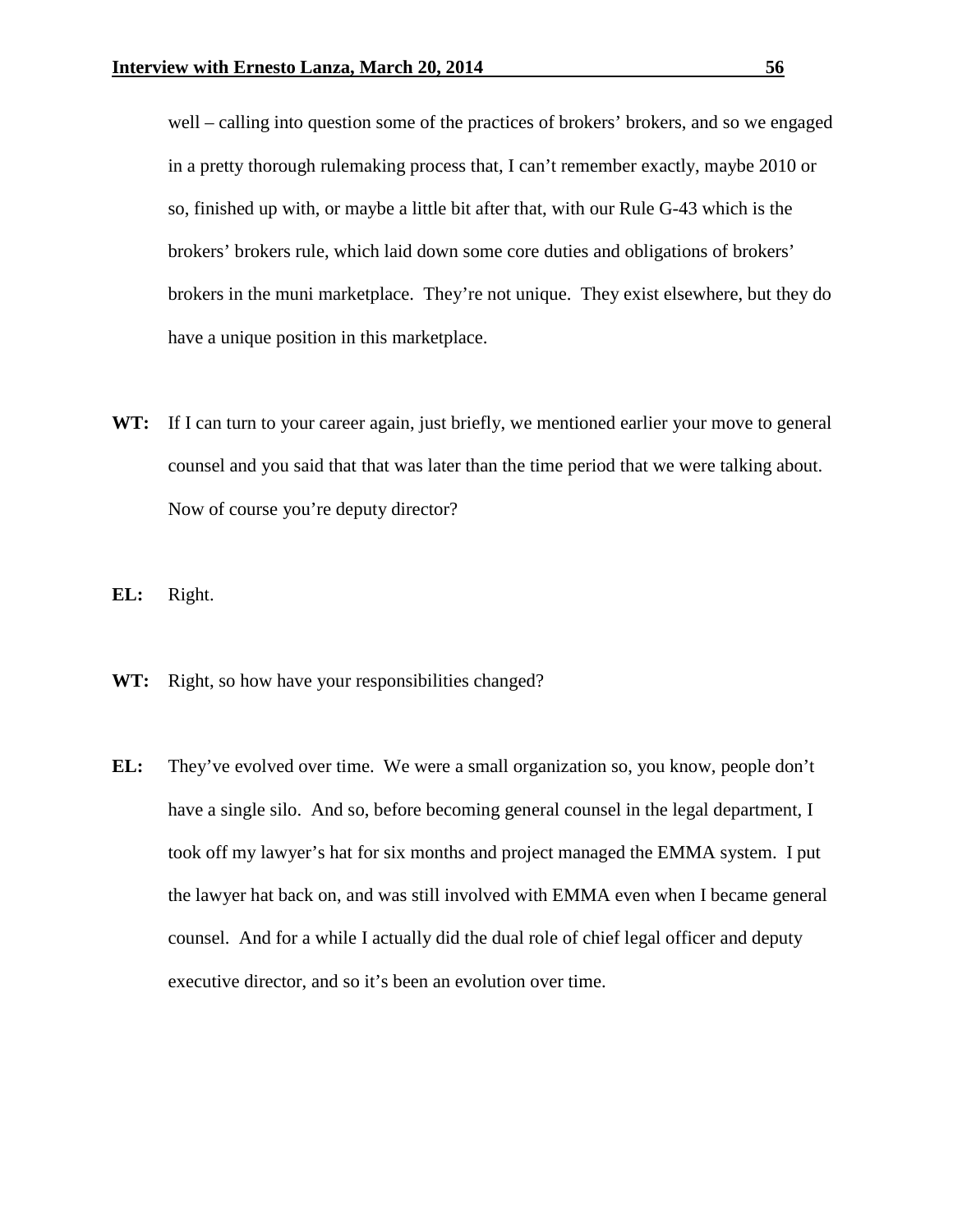well – calling into question some of the practices of brokers' brokers, and so we engaged in a pretty thorough rulemaking process that, I can't remember exactly, maybe 2010 or so, finished up with, or maybe a little bit after that, with our Rule G-43 which is the brokers' brokers rule, which laid down some core duties and obligations of brokers' brokers in the muni marketplace. They're not unique. They exist elsewhere, but they do have a unique position in this marketplace.

**WT:** If I can turn to your career again, just briefly, we mentioned earlier your move to general counsel and you said that that was later than the time period that we were talking about. Now of course you're deputy director?

**EL:** Right.

**WT:** Right, so how have your responsibilities changed?

**EL:** They've evolved over time. We were a small organization so, you know, people don't have a single silo. And so, before becoming general counsel in the legal department, I took off my lawyer's hat for six months and project managed the EMMA system. I put the lawyer hat back on, and was still involved with EMMA even when I became general counsel. And for a while I actually did the dual role of chief legal officer and deputy executive director, and so it's been an evolution over time.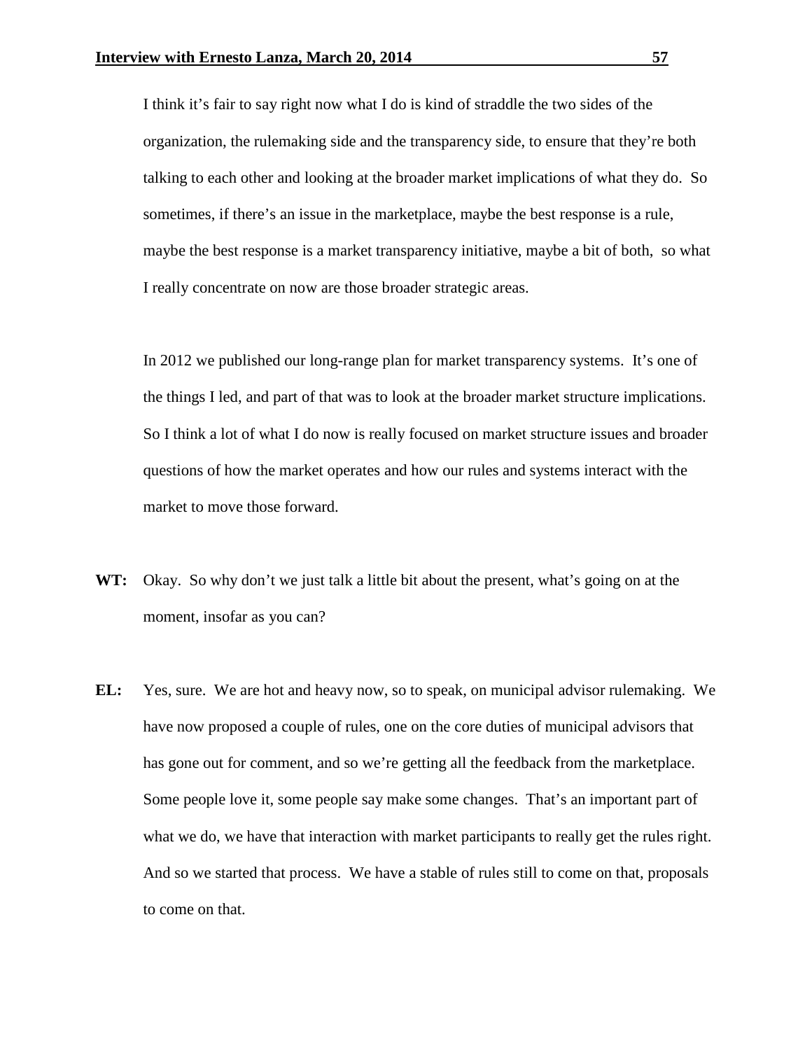I think it's fair to say right now what I do is kind of straddle the two sides of the organization, the rulemaking side and the transparency side, to ensure that they're both talking to each other and looking at the broader market implications of what they do. So sometimes, if there's an issue in the marketplace, maybe the best response is a rule, maybe the best response is a market transparency initiative, maybe a bit of both, so what I really concentrate on now are those broader strategic areas.

In 2012 we published our long-range plan for market transparency systems. It's one of the things I led, and part of that was to look at the broader market structure implications. So I think a lot of what I do now is really focused on market structure issues and broader questions of how the market operates and how our rules and systems interact with the market to move those forward.

**WT:** Okay. So why don't we just talk a little bit about the present, what's going on at the moment, insofar as you can?

**EL:** Yes, sure. We are hot and heavy now, so to speak, on municipal advisor rulemaking. We have now proposed a couple of rules, one on the core duties of municipal advisors that has gone out for comment, and so we're getting all the feedback from the marketplace. Some people love it, some people say make some changes. That's an important part of what we do, we have that interaction with market participants to really get the rules right. And so we started that process. We have a stable of rules still to come on that, proposals to come on that.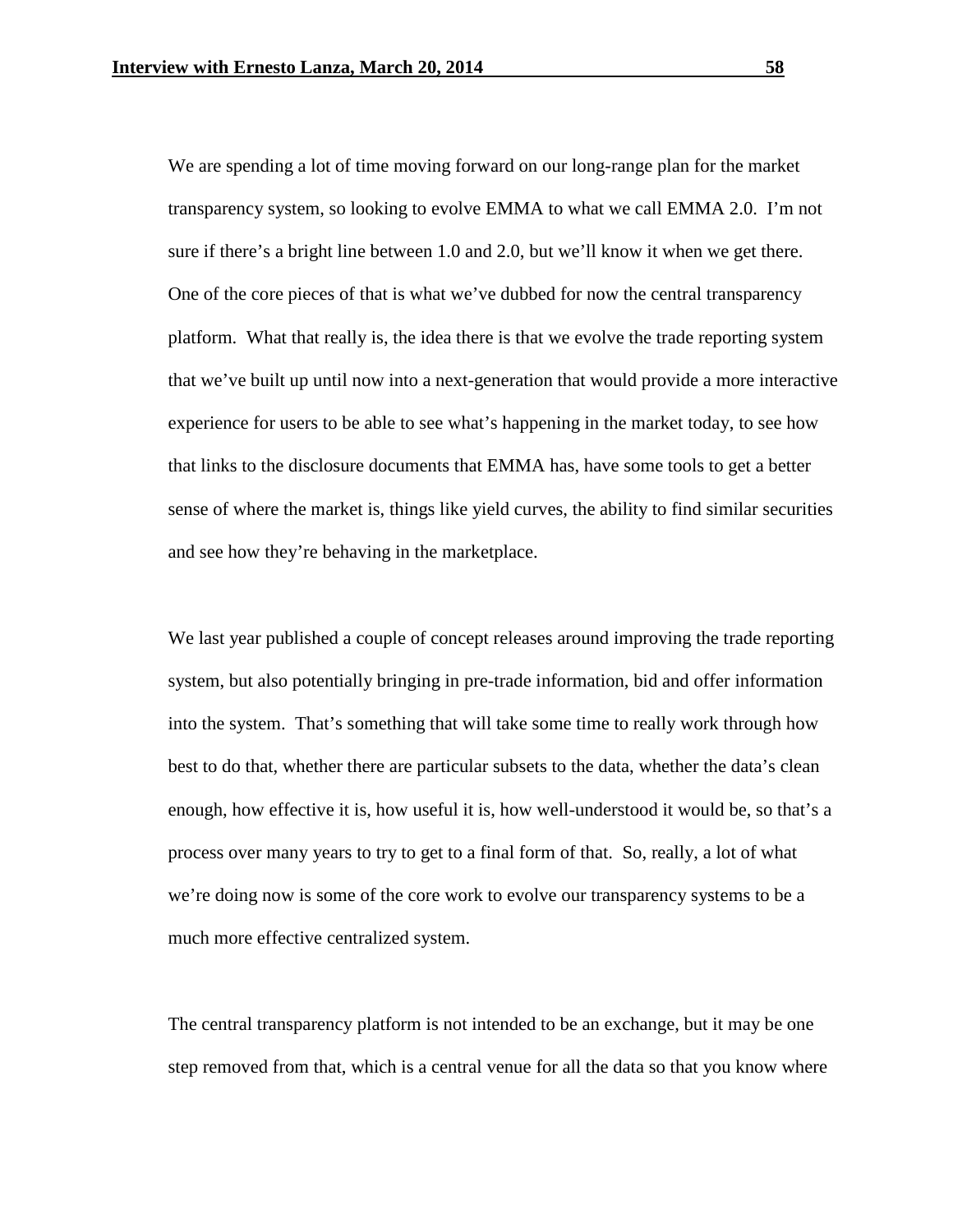We are spending a lot of time moving forward on our long-range plan for the market transparency system, so looking to evolve EMMA to what we call EMMA 2.0. I'm not sure if there's a bright line between 1.0 and 2.0, but we'll know it when we get there. One of the core pieces of that is what we've dubbed for now the central transparency platform. What that really is, the idea there is that we evolve the trade reporting system that we've built up until now into a next-generation that would provide a more interactive experience for users to be able to see what's happening in the market today, to see how that links to the disclosure documents that EMMA has, have some tools to get a better sense of where the market is, things like yield curves, the ability to find similar securities and see how they're behaving in the marketplace.

We last year published a couple of concept releases around improving the trade reporting system, but also potentially bringing in pre-trade information, bid and offer information into the system. That's something that will take some time to really work through how best to do that, whether there are particular subsets to the data, whether the data's clean enough, how effective it is, how useful it is, how well-understood it would be, so that's a process over many years to try to get to a final form of that. So, really, a lot of what we're doing now is some of the core work to evolve our transparency systems to be a much more effective centralized system.

The central transparency platform is not intended to be an exchange, but it may be one step removed from that, which is a central venue for all the data so that you know where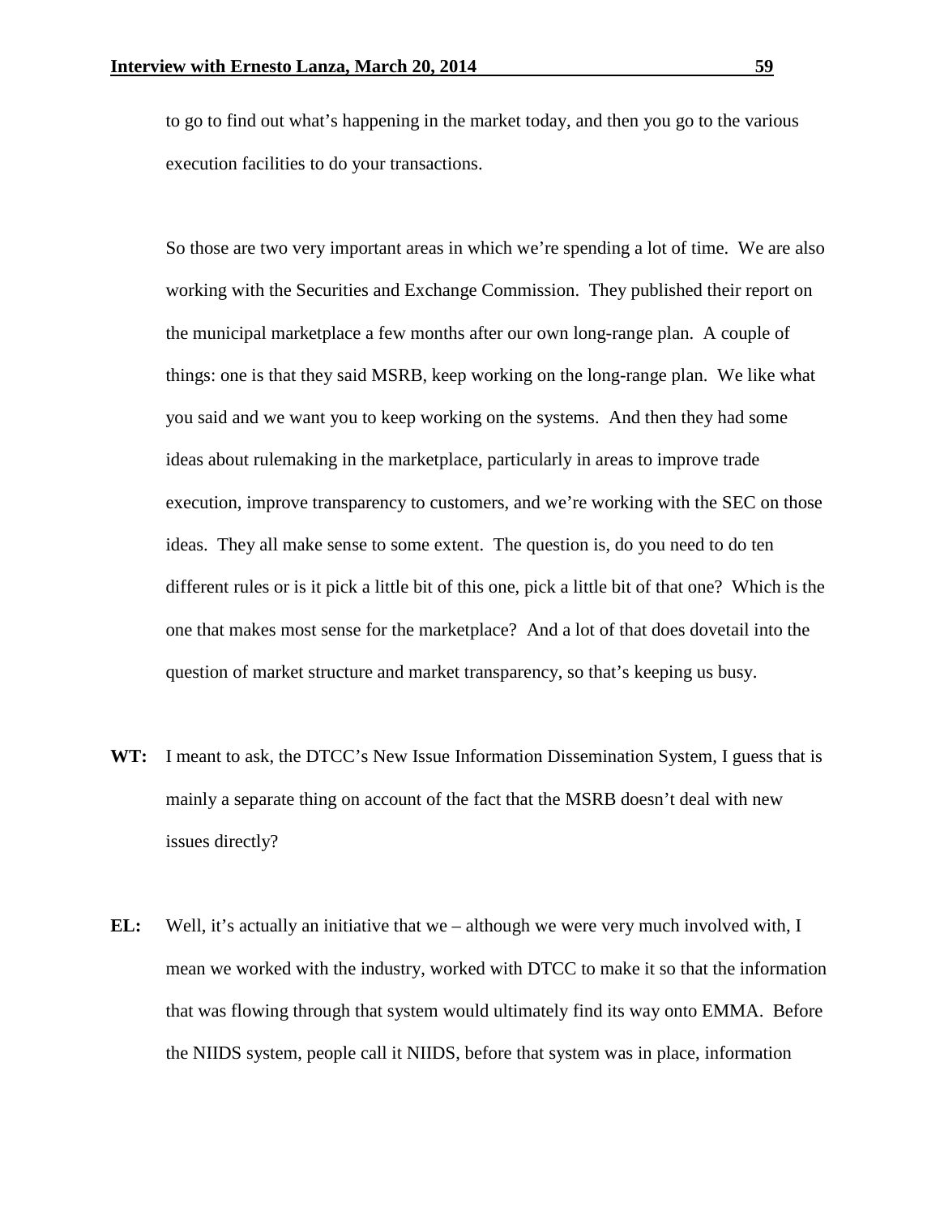to go to find out what's happening in the market today, and then you go to the various execution facilities to do your transactions.

So those are two very important areas in which we're spending a lot of time. We are also working with the Securities and Exchange Commission. They published their report on the municipal marketplace a few months after our own long-range plan. A couple of things: one is that they said MSRB, keep working on the long-range plan. We like what you said and we want you to keep working on the systems. And then they had some ideas about rulemaking in the marketplace, particularly in areas to improve trade execution, improve transparency to customers, and we're working with the SEC on those ideas. They all make sense to some extent. The question is, do you need to do ten different rules or is it pick a little bit of this one, pick a little bit of that one? Which is the one that makes most sense for the marketplace? And a lot of that does dovetail into the question of market structure and market transparency, so that's keeping us busy.

**WT:** I meant to ask, the DTCC's New Issue Information Dissemination System, I guess that is mainly a separate thing on account of the fact that the MSRB doesn't deal with new issues directly?

**EL:** Well, it's actually an initiative that we – although we were very much involved with, I mean we worked with the industry, worked with DTCC to make it so that the information that was flowing through that system would ultimately find its way onto EMMA. Before the NIIDS system, people call it NIIDS, before that system was in place, information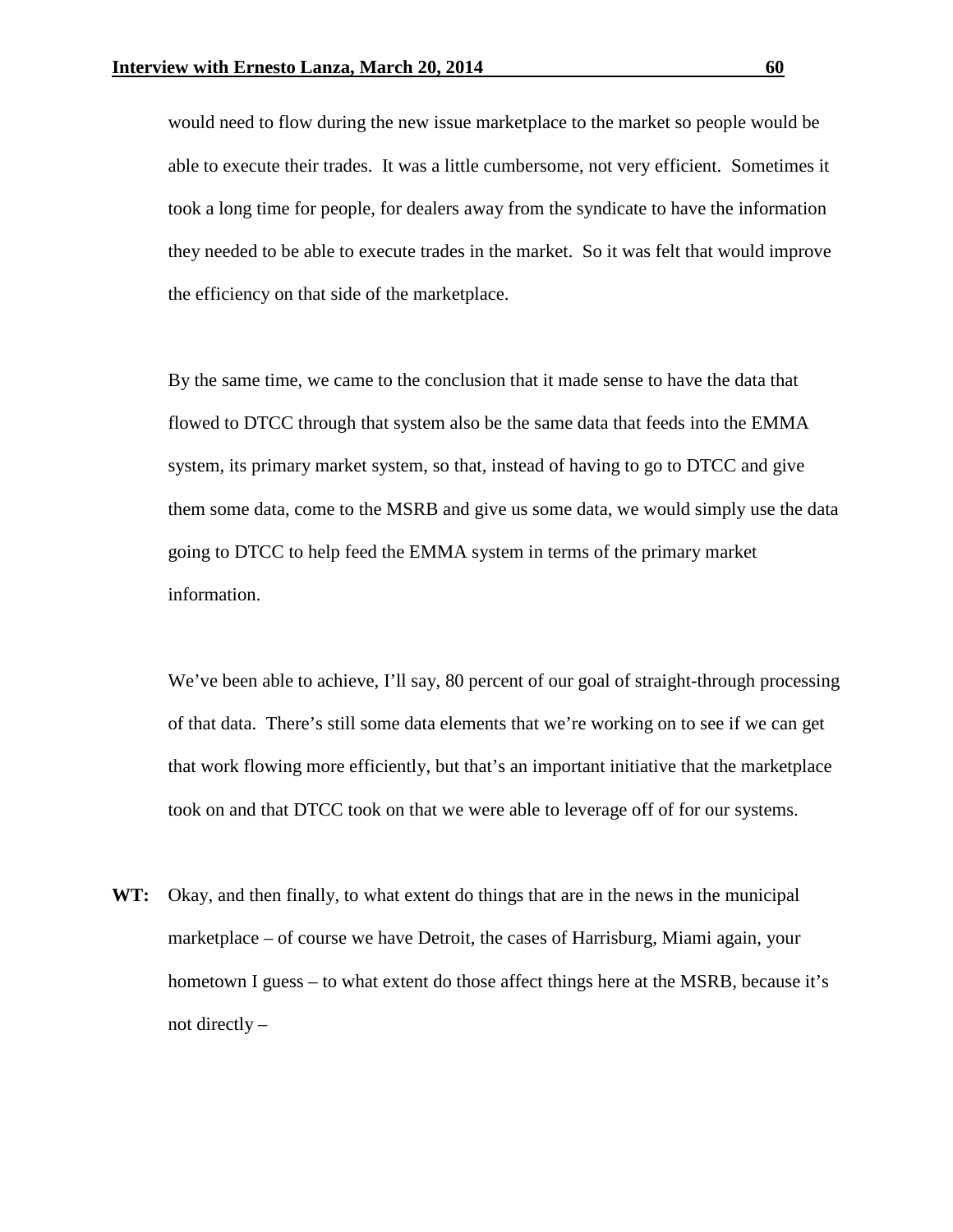would need to flow during the new issue marketplace to the market so people would be able to execute their trades. It was a little cumbersome, not very efficient. Sometimes it took a long time for people, for dealers away from the syndicate to have the information they needed to be able to execute trades in the market. So it was felt that would improve the efficiency on that side of the marketplace.

By the same time, we came to the conclusion that it made sense to have the data that flowed to DTCC through that system also be the same data that feeds into the EMMA system, its primary market system, so that, instead of having to go to DTCC and give them some data, come to the MSRB and give us some data, we would simply use the data going to DTCC to help feed the EMMA system in terms of the primary market information.

We've been able to achieve, I'll say, 80 percent of our goal of straight-through processing of that data. There's still some data elements that we're working on to see if we can get that work flowing more efficiently, but that's an important initiative that the marketplace took on and that DTCC took on that we were able to leverage off of for our systems.

**WT:** Okay, and then finally, to what extent do things that are in the news in the municipal marketplace – of course we have Detroit, the cases of Harrisburg, Miami again, your hometown I guess – to what extent do those affect things here at the MSRB, because it's not directly –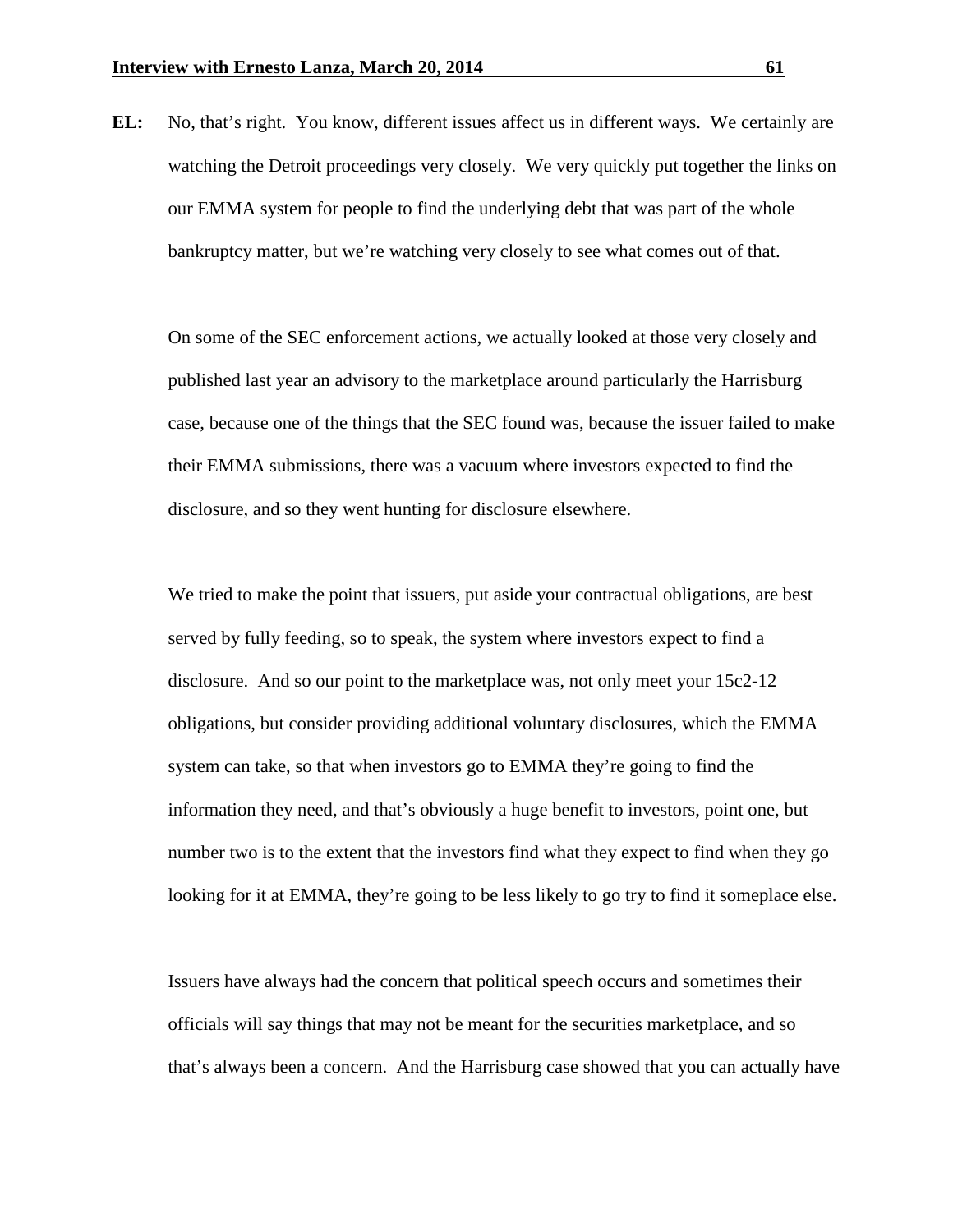**EL:** No, that's right. You know, different issues affect us in different ways. We certainly are watching the Detroit proceedings very closely. We very quickly put together the links on our EMMA system for people to find the underlying debt that was part of the whole bankruptcy matter, but we're watching very closely to see what comes out of that.

On some of the SEC enforcement actions, we actually looked at those very closely and published last year an advisory to the marketplace around particularly the Harrisburg case, because one of the things that the SEC found was, because the issuer failed to make their EMMA submissions, there was a vacuum where investors expected to find the disclosure, and so they went hunting for disclosure elsewhere.

We tried to make the point that issuers, put aside your contractual obligations, are best served by fully feeding, so to speak, the system where investors expect to find a disclosure. And so our point to the marketplace was, not only meet your 15c2-12 obligations, but consider providing additional voluntary disclosures, which the EMMA system can take, so that when investors go to EMMA they're going to find the information they need, and that's obviously a huge benefit to investors, point one, but number two is to the extent that the investors find what they expect to find when they go looking for it at EMMA, they're going to be less likely to go try to find it someplace else.

Issuers have always had the concern that political speech occurs and sometimes their officials will say things that may not be meant for the securities marketplace, and so that's always been a concern. And the Harrisburg case showed that you can actually have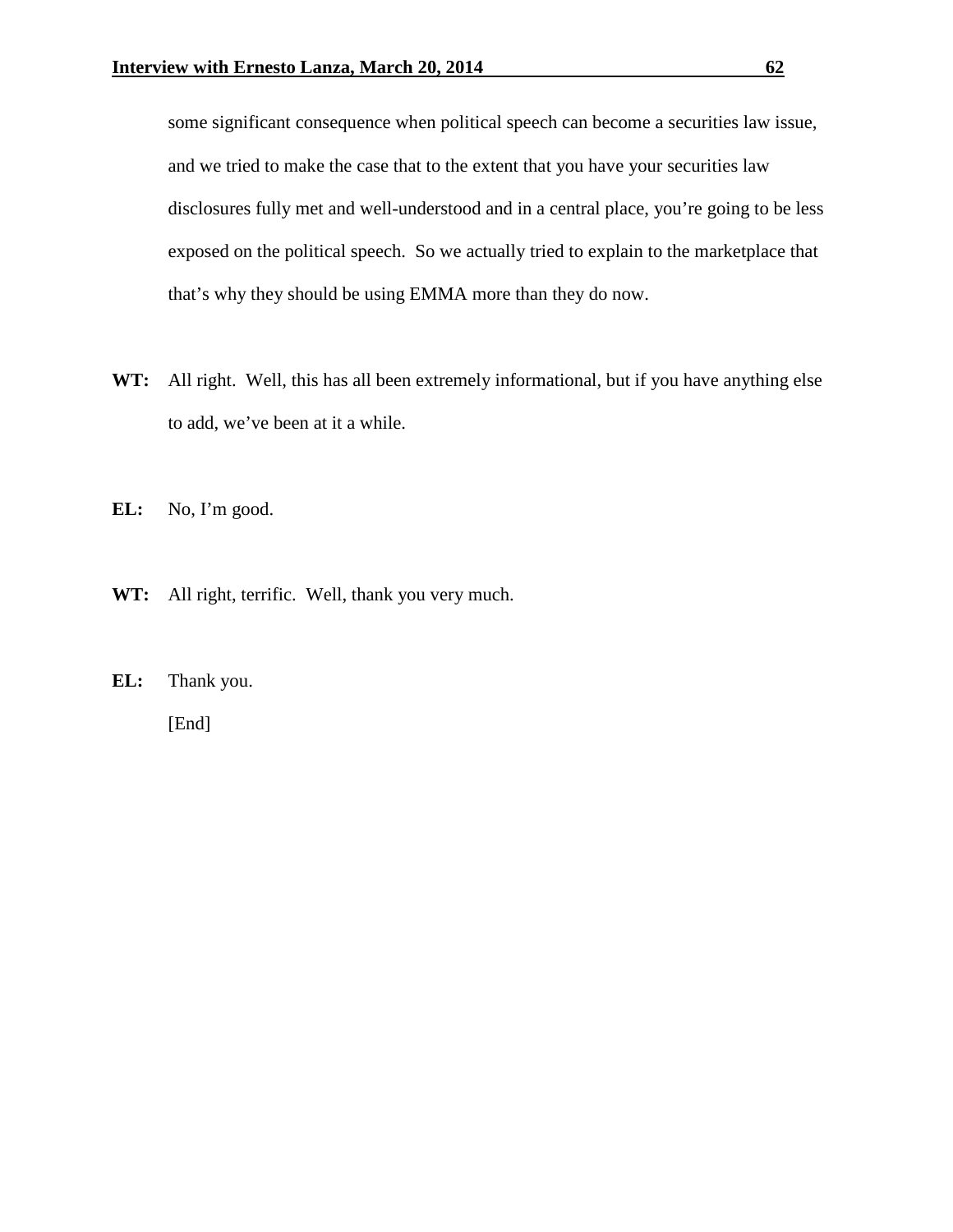some significant consequence when political speech can become a securities law issue, and we tried to make the case that to the extent that you have your securities law disclosures fully met and well-understood and in a central place, you're going to be less exposed on the political speech. So we actually tried to explain to the marketplace that that's why they should be using EMMA more than they do now.

**WT:** All right. Well, this has all been extremely informational, but if you have anything else to add, we've been at it a while.

**EL:** No, I'm good.

**WT:** All right, terrific. Well, thank you very much.

**EL:** Thank you.

[End]